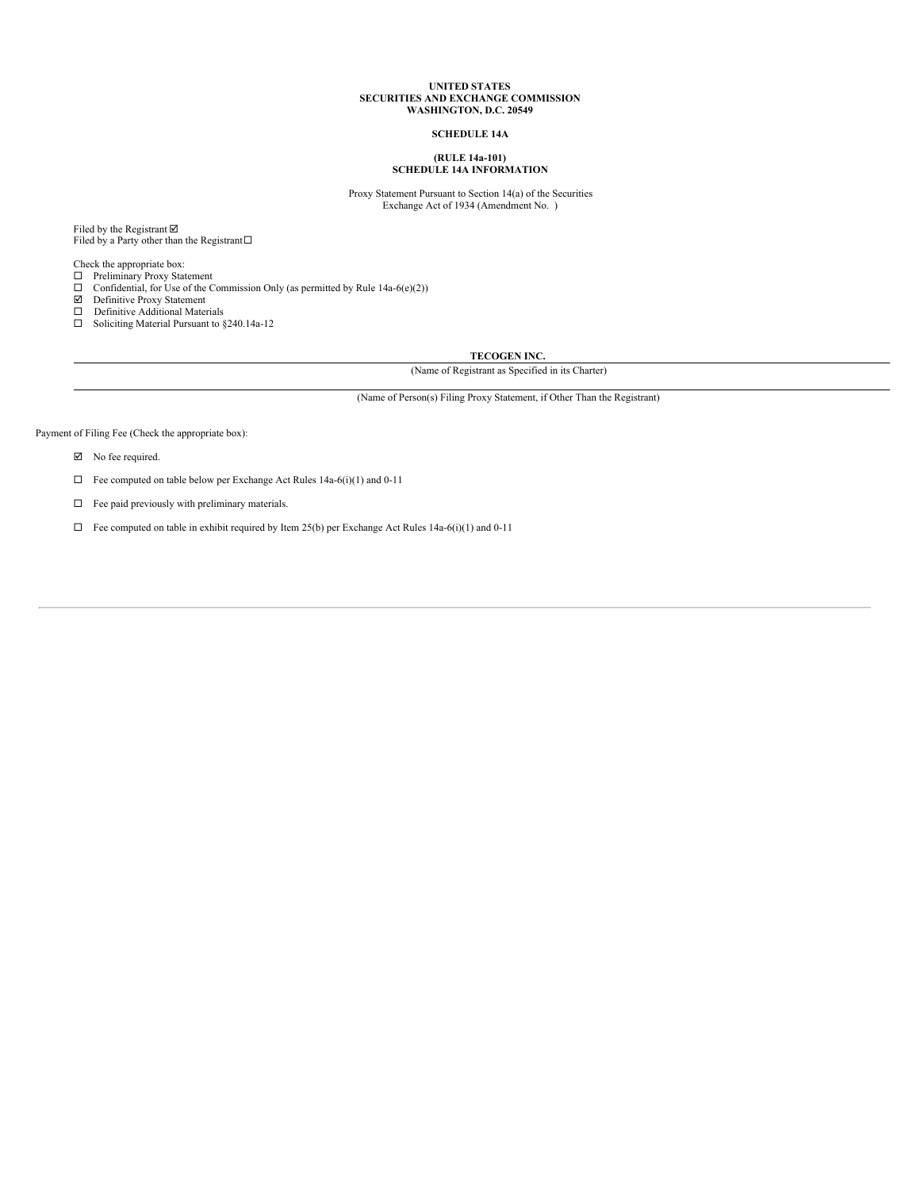**UNITED STATES**
**SECURITIES AND EXCHANGE COMMISSION**
**WASHINGTON, D.C. 20549**

**SCHEDULE 14A**

**(RULE 14a-101)**
**SCHEDULE 14A INFORMATION**

Proxy Statement Pursuant to Section 14(a) of the Securities Exchange Act of 1934 (Amendment No. )

Filed by the Registrant ☑
Filed by a Party other than the Registrant ☐

Check the appropriate box:
☐ Preliminary Proxy Statement
☐ Confidential, for Use of the Commission Only (as permitted by Rule 14a-6(e)(2))
☑ Definitive Proxy Statement
☐ Definitive Additional Materials
☐ Soliciting Material Pursuant to §240.14a-12

**TECOGEN INC.**

(Name of Registrant as Specified in its Charter)

(Name of Person(s) Filing Proxy Statement, if Other Than the Registrant)

Payment of Filing Fee (Check the appropriate box):

☑ No fee required.

☐ Fee computed on table below per Exchange Act Rules 14a-6(i)(1) and 0-11

☐ Fee paid previously with preliminary materials.

☐ Fee computed on table in exhibit required by Item 25(b) per Exchange Act Rules 14a-6(i)(1) and 0-11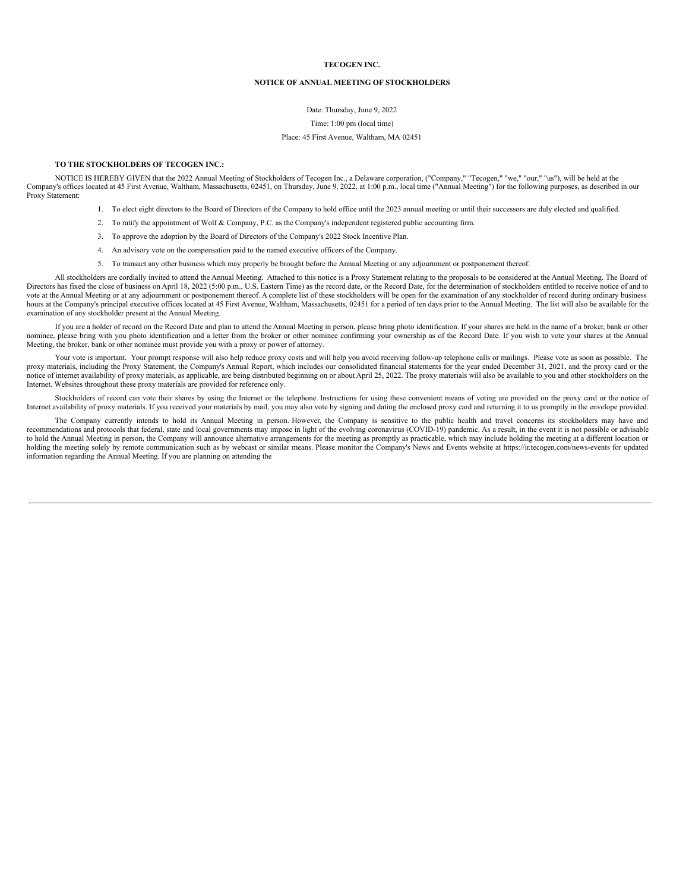**TECOGEN INC.**

**NOTICE OF ANNUAL MEETING OF STOCKHOLDERS**

Date: Thursday, June 9, 2022

Time: 1:00 pm (local time)

Place: 45 First Avenue, Waltham, MA 02451

**TO THE STOCKHOLDERS OF TECOGEN INC.:**

NOTICE IS HEREBY GIVEN that the 2022 Annual Meeting of Stockholders of Tecogen Inc., a Delaware corporation, ("Company," "Tecogen," "we," "our," "us"), will be held at the Company's offices located at 45 First Avenue, Waltham, Massachusetts, 02451, on Thursday, June 9, 2022, at 1:00 p.m., local time ("Annual Meeting") for the following purposes, as described in our Proxy Statement:

1. To elect eight directors to the Board of Directors of the Company to hold office until the 2023 annual meeting or until their successors are duly elected and qualified.
2. To ratify the appointment of Wolf & Company, P.C. as the Company's independent registered public accounting firm.
3. To approve the adoption by the Board of Directors of the Company's 2022 Stock Incentive Plan.
4. An advisory vote on the compensation paid to the named executive officers of the Company.
5. To transact any other business which may properly be brought before the Annual Meeting or any adjournment or postponement thereof.

All stockholders are cordially invited to attend the Annual Meeting. Attached to this notice is a Proxy Statement relating to the proposals to be considered at the Annual Meeting. The Board of Directors has fixed the close of business on April 18, 2022 (5:00 p.m., U.S. Eastern Time) as the record date, or the Record Date, for the determination of stockholders entitled to receive notice of and to vote at the Annual Meeting or at any adjournment or postponement thereof. A complete list of these stockholders will be open for the examination of any stockholder of record during ordinary business hours at the Company's principal executive offices located at 45 First Avenue, Waltham, Massachusetts, 02451 for a period of ten days prior to the Annual Meeting. The list will also be available for the examination of any stockholder present at the Annual Meeting.

If you are a holder of record on the Record Date and plan to attend the Annual Meeting in person, please bring photo identification. If your shares are held in the name of a broker, bank or other nominee, please bring with you photo identification and a letter from the broker or other nominee confirming your ownership as of the Record Date. If you wish to vote your shares at the Annual Meeting, the broker, bank or other nominee must provide you with a proxy or power of attorney.

Your vote is important. Your prompt response will also help reduce proxy costs and will help you avoid receiving follow-up telephone calls or mailings. Please vote as soon as possible. The proxy materials, including the Proxy Statement, the Company's Annual Report, which includes our consolidated financial statements for the year ended December 31, 2021, and the proxy card or the notice of internet availability of proxy materials, as applicable, are being distributed beginning on or about April 25, 2022. The proxy materials will also be available to you and other stockholders on the Internet. Websites throughout these proxy materials are provided for reference only.

Stockholders of record can vote their shares by using the Internet or the telephone. Instructions for using these convenient means of voting are provided on the proxy card or the notice of Internet availability of proxy materials. If you received your materials by mail, you may also vote by signing and dating the enclosed proxy card and returning it to us promptly in the envelope provided.

The Company currently intends to hold its Annual Meeting in person. However, the Company is sensitive to the public health and travel concerns its stockholders may have and recommendations and protocols that federal, state and local governments may impose in light of the evolving coronavirus (COVID-19) pandemic. As a result, in the event it is not possible or advisable to hold the Annual Meeting in person, the Company will announce alternative arrangements for the meeting as promptly as practicable, which may include holding the meeting at a different location or holding the meeting solely by remote communication such as by webcast or similar means. Please monitor the Company's News and Events website at https://ir.tecogen.com/news-events for updated information regarding the Annual Meeting. If you are planning on attending the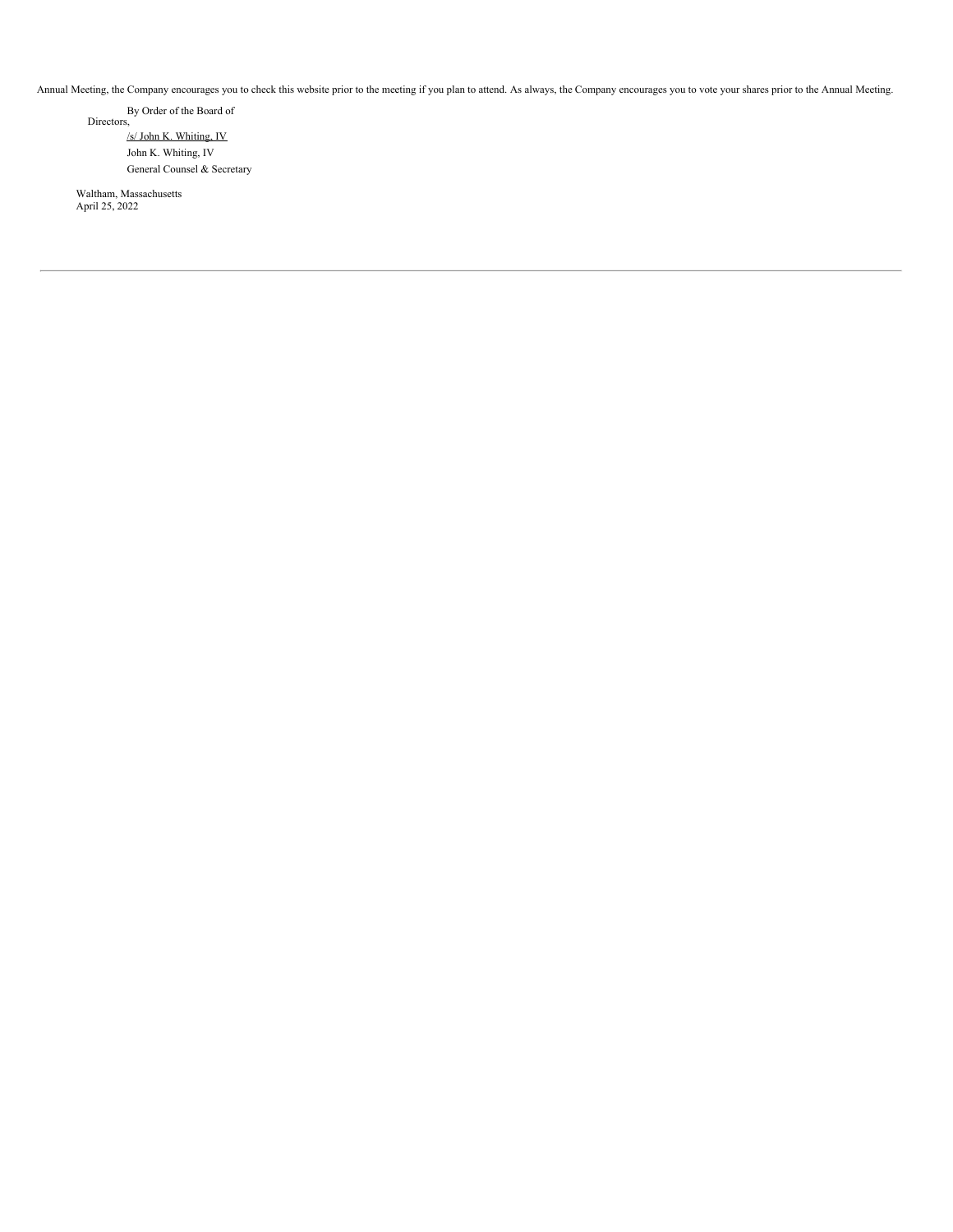Annual Meeting, the Company encourages you to check this website prior to the meeting if you plan to attend. As always, the Company encourages you to vote your shares prior to the Annual Meeting.

By Order of the Board of Directors,

/s/ John K. Whiting, IV

John K. Whiting, IV

General Counsel & Secretary

Waltham, Massachusetts
April 25, 2022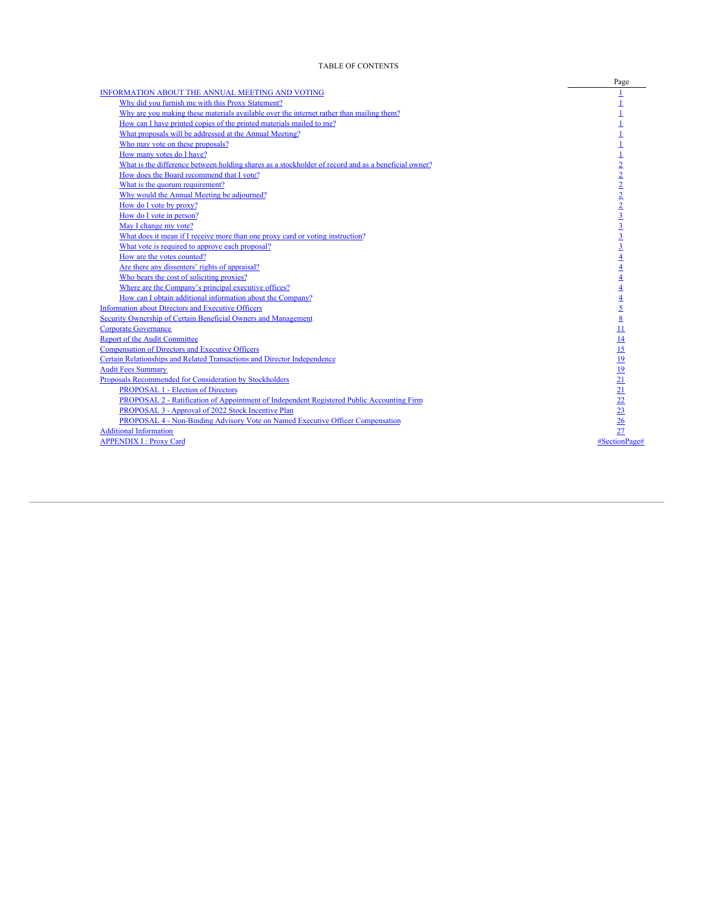TABLE OF CONTENTS

| | Page |
|---|---|
| INFORMATION ABOUT THE ANNUAL MEETING AND VOTING | 1 |
| Why did you furnish me with this Proxy Statement? | 1 |
| Why are you making these materials available over the internet rather than mailing them? | 1 |
| How can I have printed copies of the printed materials mailed to me? | 1 |
| What proposals will be addressed at the Annual Meeting? | 1 |
| Who may vote on these proposals? | 1 |
| How many votes do I have? | 1 |
| What is the difference between holding shares as a stockholder of record and as a beneficial owner? | 2 |
| How does the Board recommend that I vote? | 2 |
| What is the quorum requirement? | 2 |
| Why would the Annual Meeting be adjourned? | 2 |
| How do I vote by proxy? | 2 |
| How do I vote in person? | 3 |
| May I change my vote? | 3 |
| What does it mean if I receive more than one proxy card or voting instruction? | 3 |
| What vote is required to approve each proposal? | 3 |
| How are the votes counted? | 4 |
| Are there any dissenters' rights of appraisal? | 4 |
| Who bears the cost of soliciting proxies? | 4 |
| Where are the Company's principal executive offices? | 4 |
| How can I obtain additional information about the Company? | 4 |
| Information about Directors and Executive Officers | 5 |
| Security Ownership of Certain Beneficial Owners and Management | 8 |
| Corporate Governance | 11 |
| Report of the Audit Committee | 14 |
| Compensation of Directors and Executive Officers | 15 |
| Certain Relationships and Related Transactions and Director Independence | 19 |
| Audit Fees Summary | 19 |
| Proposals Recommended for Consideration by Stockholders | 21 |
| PROPOSAL 1 - Election of Directors | 21 |
| PROPOSAL 2 - Ratification of Appointment of Independent Registered Public Accounting Firm | 22 |
| PROPOSAL 3 - Approval of 2022 Stock Incentive Plan | 23 |
| PROPOSAL 4 - Non-Binding Advisory Vote on Named Executive Officer Compensation | 26 |
| Additional Information | 27 |
| APPENDIX I : Proxy Card | #SectionPage# |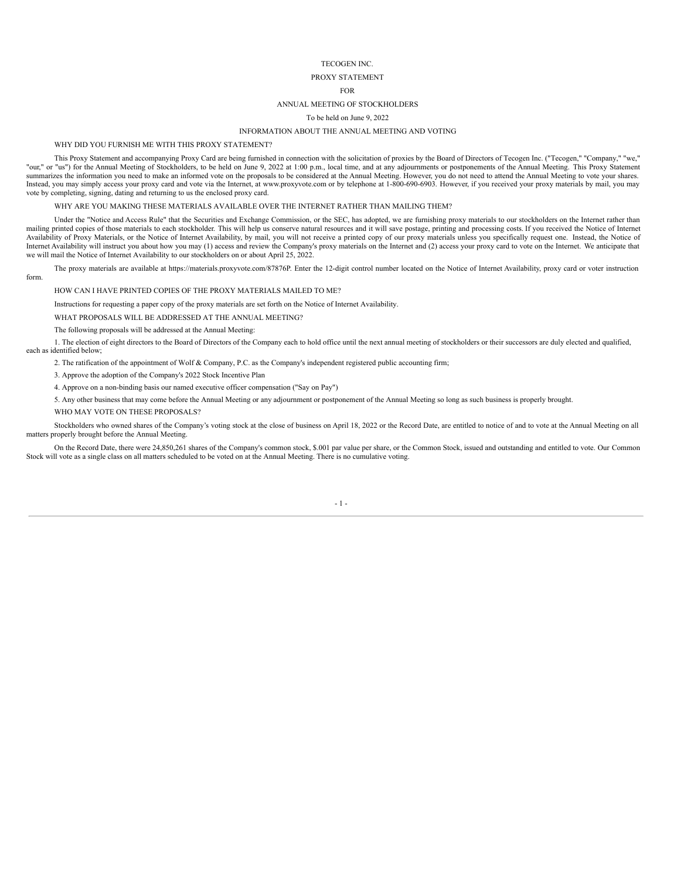# TECOGEN INC.

# PROXY STATEMENT

# FOR

# ANNUAL MEETING OF STOCKHOLDERS

To be held on June 9, 2022

## INFORMATION ABOUT THE ANNUAL MEETING AND VOTING

### WHY DID YOU FURNISH ME WITH THIS PROXY STATEMENT?

This Proxy Statement and accompanying Proxy Card are being furnished in connection with the solicitation of proxies by the Board of Directors of Tecogen Inc. ("Tecogen," "Company," "we," "our," or "us") for the Annual Meeting of Stockholders, to be held on June 9, 2022 at 1:00 p.m., local time, and at any adjournments or postponements of the Annual Meeting. This Proxy Statement summarizes the information you need to make an informed vote on the proposals to be considered at the Annual Meeting. However, you do not need to attend the Annual Meeting to vote your shares. Instead, you may simply access your proxy card and vote via the Internet, at www.proxyvote.com or by telephone at 1-800-690-6903. However, if you received your proxy materials by mail, you may vote by completing, signing, dating and returning to us the enclosed proxy card.

### WHY ARE YOU MAKING THESE MATERIALS AVAILABLE OVER THE INTERNET RATHER THAN MAILING THEM?

Under the "Notice and Access Rule" that the Securities and Exchange Commission, or the SEC, has adopted, we are furnishing proxy materials to our stockholders on the Internet rather than mailing printed copies of those materials to each stockholder. This will help us conserve natural resources and it will save postage, printing and processing costs. If you received the Notice of Internet Availability of Proxy Materials, or the Notice of Internet Availability, by mail, you will not receive a printed copy of our proxy materials unless you specifically request one. Instead, the Notice of Internet Availability will instruct you about how you may (1) access and review the Company's proxy materials on the Internet and (2) access your proxy card to vote on the Internet. We anticipate that we will mail the Notice of Internet Availability to our stockholders on or about April 25, 2022.

The proxy materials are available at https://materials.proxyvote.com/87876P. Enter the 12-digit control number located on the Notice of Internet Availability, proxy card or voter instruction form.

### HOW CAN I HAVE PRINTED COPIES OF THE PROXY MATERIALS MAILED TO ME?

Instructions for requesting a paper copy of the proxy materials are set forth on the Notice of Internet Availability.

### WHAT PROPOSALS WILL BE ADDRESSED AT THE ANNUAL MEETING?

The following proposals will be addressed at the Annual Meeting:

1. The election of eight directors to the Board of Directors of the Company each to hold office until the next annual meeting of stockholders or their successors are duly elected and qualified, each as identified below;

2. The ratification of the appointment of Wolf & Company, P.C. as the Company's independent registered public accounting firm;

3. Approve the adoption of the Company's 2022 Stock Incentive Plan

4. Approve on a non-binding basis our named executive officer compensation ("Say on Pay")

5. Any other business that may come before the Annual Meeting or any adjournment or postponement of the Annual Meeting so long as such business is properly brought.

### WHO MAY VOTE ON THESE PROPOSALS?

Stockholders who owned shares of the Company's voting stock at the close of business on April 18, 2022 or the Record Date, are entitled to notice of and to vote at the Annual Meeting on all matters properly brought before the Annual Meeting.

On the Record Date, there were 24,850,261 shares of the Company's common stock, $.001 par value per share, or the Common Stock, issued and outstanding and entitled to vote. Our Common Stock will vote as a single class on all matters scheduled to be voted on at the Annual Meeting. There is no cumulative voting.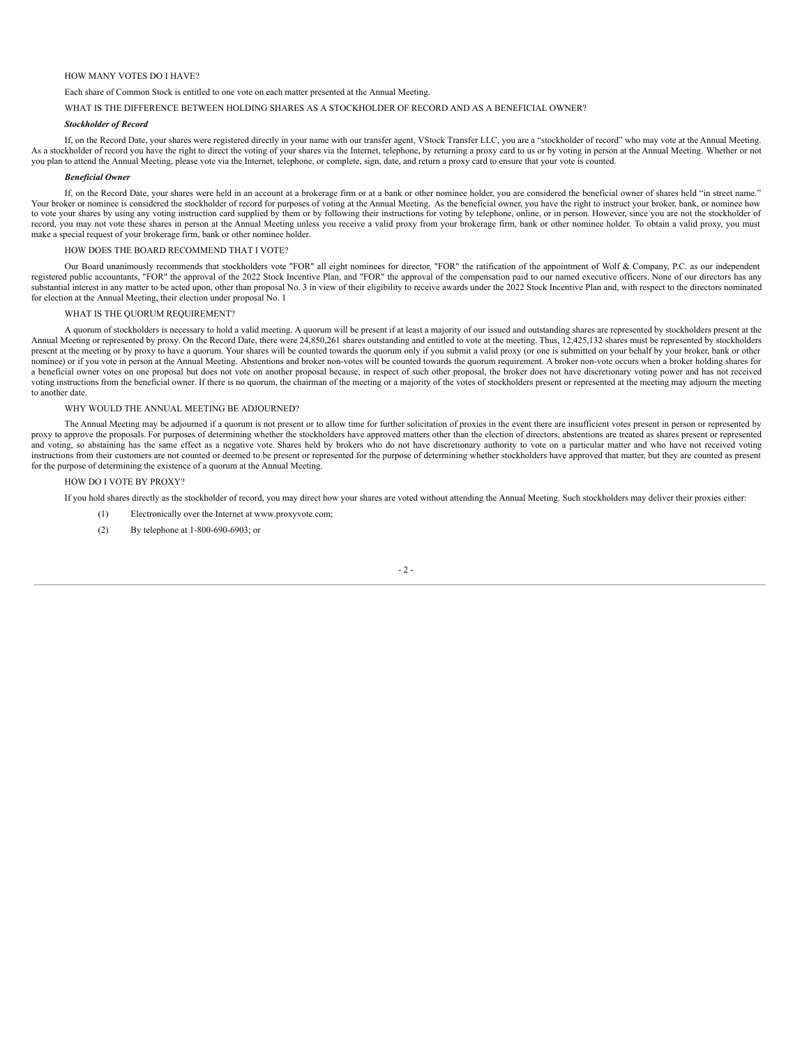### HOW MANY VOTES DO I HAVE?

Each share of Common Stock is entitled to one vote on each matter presented at the Annual Meeting.

### WHAT IS THE DIFFERENCE BETWEEN HOLDING SHARES AS A STOCKHOLDER OF RECORD AND AS A BENEFICIAL OWNER?

***Stockholder of Record***

If, on the Record Date, your shares were registered directly in your name with our transfer agent, VStock Transfer LLC, you are a "stockholder of record" who may vote at the Annual Meeting. As a stockholder of record you have the right to direct the voting of your shares via the Internet, telephone, by returning a proxy card to us or by voting in person at the Annual Meeting. Whether or not you plan to attend the Annual Meeting, please vote via the Internet, telephone, or complete, sign, date, and return a proxy card to ensure that your vote is counted.

***Beneficial Owner***

If, on the Record Date, your shares were held in an account at a brokerage firm or at a bank or other nominee holder, you are considered the beneficial owner of shares held "in street name." Your broker or nominee is considered the stockholder of record for purposes of voting at the Annual Meeting. As the beneficial owner, you have the right to instruct your broker, bank, or nominee how to vote your shares by using any voting instruction card supplied by them or by following their instructions for voting by telephone, online, or in person. However, since you are not the stockholder of record, you may not vote these shares in person at the Annual Meeting unless you receive a valid proxy from your brokerage firm, bank or other nominee holder. To obtain a valid proxy, you must make a special request of your brokerage firm, bank or other nominee holder.

### HOW DOES THE BOARD RECOMMEND THAT I VOTE?

Our Board unanimously recommends that stockholders vote "FOR" all eight nominees for director, "FOR" the ratification of the appointment of Wolf & Company, P.C. as our independent registered public accountants, "FOR" the approval of the 2022 Stock Incentive Plan, and "FOR" the approval of the compensation paid to our named executive officers. None of our directors has any substantial interest in any matter to be acted upon, other than proposal No. 3 in view of their eligibility to receive awards under the 2022 Stock Incentive Plan and, with respect to the directors nominated for election at the Annual Meeting, their election under proposal No. 1

### WHAT IS THE QUORUM REQUIREMENT?

A quorum of stockholders is necessary to hold a valid meeting. A quorum will be present if at least a majority of our issued and outstanding shares are represented by stockholders present at the Annual Meeting or represented by proxy. On the Record Date, there were 24,850,261 shares outstanding and entitled to vote at the meeting. Thus, 12,425,132 shares must be represented by stockholders present at the meeting or by proxy to have a quorum. Your shares will be counted towards the quorum only if you submit a valid proxy (or one is submitted on your behalf by your broker, bank or other nominee) or if you vote in person at the Annual Meeting. Abstentions and broker non-votes will be counted towards the quorum requirement. A broker non-vote occurs when a broker holding shares for a beneficial owner votes on one proposal but does not vote on another proposal because, in respect of such other proposal, the broker does not have discretionary voting power and has not received voting instructions from the beneficial owner. If there is no quorum, the chairman of the meeting or a majority of the votes of stockholders present or represented at the meeting may adjourn the meeting to another date.

### WHY WOULD THE ANNUAL MEETING BE ADJOURNED?

The Annual Meeting may be adjourned if a quorum is not present or to allow time for further solicitation of proxies in the event there are insufficient votes present in person or represented by proxy to approve the proposals. For purposes of determining whether the stockholders have approved matters other than the election of directors, abstentions are treated as shares present or represented and voting, so abstaining has the same effect as a negative vote. Shares held by brokers who do not have discretionary authority to vote on a particular matter and who have not received voting instructions from their customers are not counted or deemed to be present or represented for the purpose of determining whether stockholders have approved that matter, but they are counted as present for the purpose of determining the existence of a quorum at the Annual Meeting.

### HOW DO I VOTE BY PROXY?

If you hold shares directly as the stockholder of record, you may direct how your shares are voted without attending the Annual Meeting. Such stockholders may deliver their proxies either:

(1) Electronically over the Internet at www.proxyvote.com;

(2) By telephone at 1-800-690-6903; or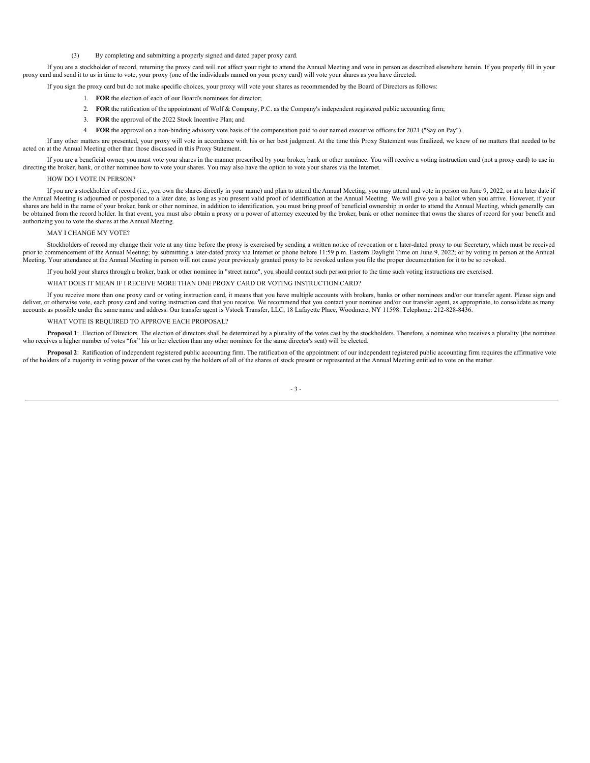(3) By completing and submitting a properly signed and dated paper proxy card.

If you are a stockholder of record, returning the proxy card will not affect your right to attend the Annual Meeting and vote in person as described elsewhere herein. If you properly fill in your proxy card and send it to us in time to vote, your proxy (one of the individuals named on your proxy card) will vote your shares as you have directed.

If you sign the proxy card but do not make specific choices, your proxy will vote your shares as recommended by the Board of Directors as follows:

1. **FOR** the election of each of our Board's nominees for director;
2. **FOR** the ratification of the appointment of Wolf & Company, P.C. as the Company's independent registered public accounting firm;
3. **FOR** the approval of the 2022 Stock Incentive Plan; and
4. **FOR** the approval on a non-binding advisory vote basis of the compensation paid to our named executive officers for 2021 ("Say on Pay").

If any other matters are presented, your proxy will vote in accordance with his or her best judgment. At the time this Proxy Statement was finalized, we knew of no matters that needed to be acted on at the Annual Meeting other than those discussed in this Proxy Statement.

If you are a beneficial owner, you must vote your shares in the manner prescribed by your broker, bank or other nominee. You will receive a voting instruction card (not a proxy card) to use in directing the broker, bank, or other nominee how to vote your shares. You may also have the option to vote your shares via the Internet.

HOW DO I VOTE IN PERSON?

If you are a stockholder of record (i.e., you own the shares directly in your name) and plan to attend the Annual Meeting, you may attend and vote in person on June 9, 2022, or at a later date if the Annual Meeting is adjourned or postponed to a later date, as long as you present valid proof of identification at the Annual Meeting. We will give you a ballot when you arrive. However, if your shares are held in the name of your broker, bank or other nominee, in addition to identification, you must bring proof of beneficial ownership in order to attend the Annual Meeting, which generally can be obtained from the record holder. In that event, you must also obtain a proxy or a power of attorney executed by the broker, bank or other nominee that owns the shares of record for your benefit and authorizing you to vote the shares at the Annual Meeting.

MAY I CHANGE MY VOTE?

Stockholders of record my change their vote at any time before the proxy is exercised by sending a written notice of revocation or a later-dated proxy to our Secretary, which must be received prior to commencement of the Annual Meeting; by submitting a later-dated proxy via Internet or phone before 11:59 p.m. Eastern Daylight Time on June 9, 2022; or by voting in person at the Annual Meeting. Your attendance at the Annual Meeting in person will not cause your previously granted proxy to be revoked unless you file the proper documentation for it to be so revoked.

If you hold your shares through a broker, bank or other nominee in "street name", you should contact such person prior to the time such voting instructions are exercised.

WHAT DOES IT MEAN IF I RECEIVE MORE THAN ONE PROXY CARD OR VOTING INSTRUCTION CARD?

If you receive more than one proxy card or voting instruction card, it means that you have multiple accounts with brokers, banks or other nominees and/or our transfer agent. Please sign and deliver, or otherwise vote, each proxy card and voting instruction card that you receive. We recommend that you contact your nominee and/or our transfer agent, as appropriate, to consolidate as many accounts as possible under the same name and address. Our transfer agent is Vstock Transfer, LLC, 18 Lafayette Place, Woodmere, NY 11598: Telephone: 212-828-8436.

WHAT VOTE IS REQUIRED TO APPROVE EACH PROPOSAL?

**Proposal 1**: Election of Directors. The election of directors shall be determined by a plurality of the votes cast by the stockholders. Therefore, a nominee who receives a plurality (the nominee who receives a higher number of votes "for" his or her election than any other nominee for the same director's seat) will be elected.

**Proposal 2**: Ratification of independent registered public accounting firm. The ratification of the appointment of our independent registered public accounting firm requires the affirmative vote of the holders of a majority in voting power of the votes cast by the holders of all of the shares of stock present or represented at the Annual Meeting entitled to vote on the matter.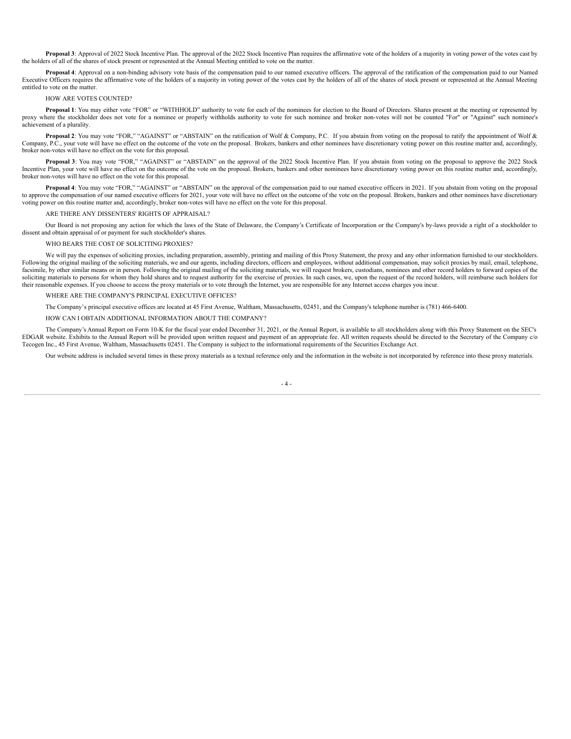**Proposal 3**: Approval of 2022 Stock Incentive Plan. The approval of the 2022 Stock Incentive Plan requires the affirmative vote of the holders of a majority in voting power of the votes cast by the holders of all of the shares of stock present or represented at the Annual Meeting entitled to vote on the matter.

**Proposal 4**: Approval on a non-binding advisory vote basis of the compensation paid to our named executive officers. The approval of the ratification of the compensation paid to our Named Executive Officers requires the affirmative vote of the holders of a majority in voting power of the votes cast by the holders of all of the shares of stock present or represented at the Annual Meeting entitled to vote on the matter.

HOW ARE VOTES COUNTED?

**Proposal 1**: You may either vote "FOR" or "WITHHOLD" authority to vote for each of the nominees for election to the Board of Directors. Shares present at the meeting or represented by proxy where the stockholder does not vote for a nominee or properly withholds authority to vote for such nominee and broker non-votes will not be counted "For" or "Against" such nominee's achievement of a plurality.

**Proposal 2**: You may vote "FOR," "AGAINST" or "ABSTAIN" on the ratification of Wolf & Company, P.C. If you abstain from voting on the proposal to ratify the appointment of Wolf & Company, P.C., your vote will have no effect on the outcome of the vote on the proposal. Brokers, bankers and other nominees have discretionary voting power on this routine matter and, accordingly, broker non-votes will have no effect on the vote for this proposal.

**Proposal 3**: You may vote "FOR," "AGAINST" or "ABSTAIN" on the approval of the 2022 Stock Incentive Plan. If you abstain from voting on the proposal to approve the 2022 Stock Incentive Plan, your vote will have no effect on the outcome of the vote on the proposal. Brokers, bankers and other nominees have discretionary voting power on this routine matter and, accordingly, broker non-votes will have no effect on the vote for this proposal.

**Proposal 4**: You may vote "FOR," "AGAINST" or "ABSTAIN" on the approval of the compensation paid to our named executive officers in 2021. If you abstain from voting on the proposal to approve the compensation of our named executive officers for 2021, your vote will have no effect on the outcome of the vote on the proposal. Brokers, bankers and other nominees have discretionary voting power on this routine matter and, accordingly, broker non-votes will have no effect on the vote for this proposal.

ARE THERE ANY DISSENTERS' RIGHTS OF APPRAISAL?

Our Board is not proposing any action for which the laws of the State of Delaware, the Company's Certificate of Incorporation or the Company's by-laws provide a right of a stockholder to dissent and obtain appraisal of or payment for such stockholder's shares.

WHO BEARS THE COST OF SOLICITING PROXIES?

We will pay the expenses of soliciting proxies, including preparation, assembly, printing and mailing of this Proxy Statement, the proxy and any other information furnished to our stockholders. Following the original mailing of the soliciting materials, we and our agents, including directors, officers and employees, without additional compensation, may solicit proxies by mail, email, telephone, facsimile, by other similar means or in person. Following the original mailing of the soliciting materials, we will request brokers, custodians, nominees and other record holders to forward copies of the soliciting materials to persons for whom they hold shares and to request authority for the exercise of proxies. In such cases, we, upon the request of the record holders, will reimburse such holders for their reasonable expenses. If you choose to access the proxy materials or to vote through the Internet, you are responsible for any Internet access charges you incur.

WHERE ARE THE COMPANY'S PRINCIPAL EXECUTIVE OFFICES?

The Company's principal executive offices are located at 45 First Avenue, Waltham, Massachusetts, 02451, and the Company's telephone number is (781) 466-6400.

HOW CAN I OBTAIN ADDITIONAL INFORMATION ABOUT THE COMPANY?

The Company's Annual Report on Form 10-K for the fiscal year ended December 31, 2021, or the Annual Report, is available to all stockholders along with this Proxy Statement on the SEC's EDGAR website. Exhibits to the Annual Report will be provided upon written request and payment of an appropriate fee. All written requests should be directed to the Secretary of the Company c/o Tecogen Inc., 45 First Avenue, Waltham, Massachusetts 02451. The Company is subject to the informational requirements of the Securities Exchange Act.

Our website address is included several times in these proxy materials as a textual reference only and the information in the website is not incorporated by reference into these proxy materials.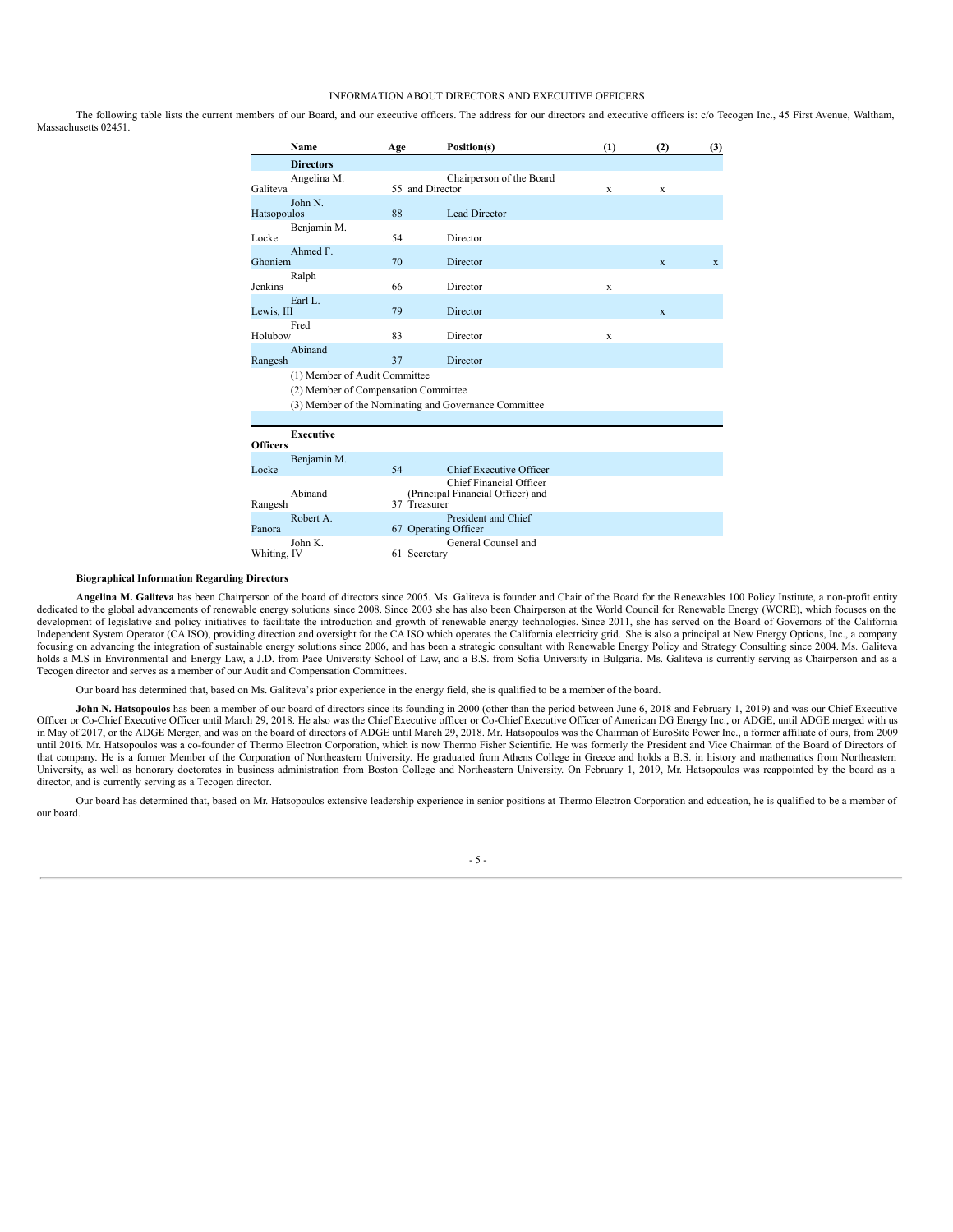INFORMATION ABOUT DIRECTORS AND EXECUTIVE OFFICERS

The following table lists the current members of our Board, and our executive officers. The address for our directors and executive officers is: c/o Tecogen Inc., 45 First Avenue, Waltham, Massachusetts 02451.

| Name | Age | Position(s) | (1) | (2) | (3) |
|---|---|---|---|---|---|
| **Directors** | | | | | |
| Angelina M. Galiteva | 55 | Chairperson of the Board and Director | x | x | |
| John N. Hatsopoulos | 88 | Lead Director | | | |
| Benjamin M. Locke | 54 | Director | | | |
| Ahmed F. Ghoniem | 70 | Director | | x | x |
| Ralph Jenkins | 66 | Director | x | | |
| Earl L. Lewis, III | 79 | Director | | x | |
| Fred Holubow | 83 | Director | x | | |
| Abinand Rangesh | 37 | Director | | | |

(1) Member of Audit Committee

(2) Member of Compensation Committee

(3) Member of the Nominating and Governance Committee

| Name | Age | Position(s) |
|---|---|---|
| **Executive Officers** | | |
| Benjamin M. Locke | 54 | Chief Executive Officer |
| Abinand Rangesh | 37 | Chief Financial Officer (Principal Financial Officer) and Treasurer |
| Robert A. Panora | 67 | President and Chief Operating Officer |
| John K. Whiting, IV | 61 | General Counsel and Secretary |

**Biographical Information Regarding Directors**

**Angelina M. Galiteva** has been Chairperson of the board of directors since 2005. Ms. Galiteva is founder and Chair of the Board for the Renewables 100 Policy Institute, a non-profit entity dedicated to the global advancements of renewable energy solutions since 2008. Since 2003 she has also been Chairperson at the World Council for Renewable Energy (WCRE), which focuses on the development of legislative and policy initiatives to facilitate the introduction and growth of renewable energy technologies. Since 2011, she has served on the Board of Governors of the California Independent System Operator (CA ISO), providing direction and oversight for the CA ISO which operates the California electricity grid. She is also a principal at New Energy Options, Inc., a company focusing on advancing the integration of sustainable energy solutions since 2006, and has been a strategic consultant with Renewable Energy Policy and Strategy Consulting since 2004. Ms. Galiteva holds a M.S in Environmental and Energy Law, a J.D. from Pace University School of Law, and a B.S. from Sofia University in Bulgaria. Ms. Galiteva is currently serving as Chairperson and as a Tecogen director and serves as a member of our Audit and Compensation Committees.

Our board has determined that, based on Ms. Galiteva's prior experience in the energy field, she is qualified to be a member of the board.

**John N. Hatsopoulos** has been a member of our board of directors since its founding in 2000 (other than the period between June 6, 2018 and February 1, 2019) and was our Chief Executive Officer or Co-Chief Executive Officer until March 29, 2018. He also was the Chief Executive officer or Co-Chief Executive Officer of American DG Energy Inc., or ADGE, until ADGE merged with us in May of 2017, or the ADGE Merger, and was on the board of directors of ADGE until March 29, 2018. Mr. Hatsopoulos was the Chairman of EuroSite Power Inc., a former affiliate of ours, from 2009 until 2016. Mr. Hatsopoulos was a co-founder of Thermo Electron Corporation, which is now Thermo Fisher Scientific. He was formerly the President and Vice Chairman of the Board of Directors of that company. He is a former Member of the Corporation of Northeastern University. He graduated from Athens College in Greece and holds a B.S. in history and mathematics from Northeastern University, as well as honorary doctorates in business administration from Boston College and Northeastern University. On February 1, 2019, Mr. Hatsopoulos was reappointed by the board as a director, and is currently serving as a Tecogen director.

Our board has determined that, based on Mr. Hatsopoulos extensive leadership experience in senior positions at Thermo Electron Corporation and education, he is qualified to be a member of our board.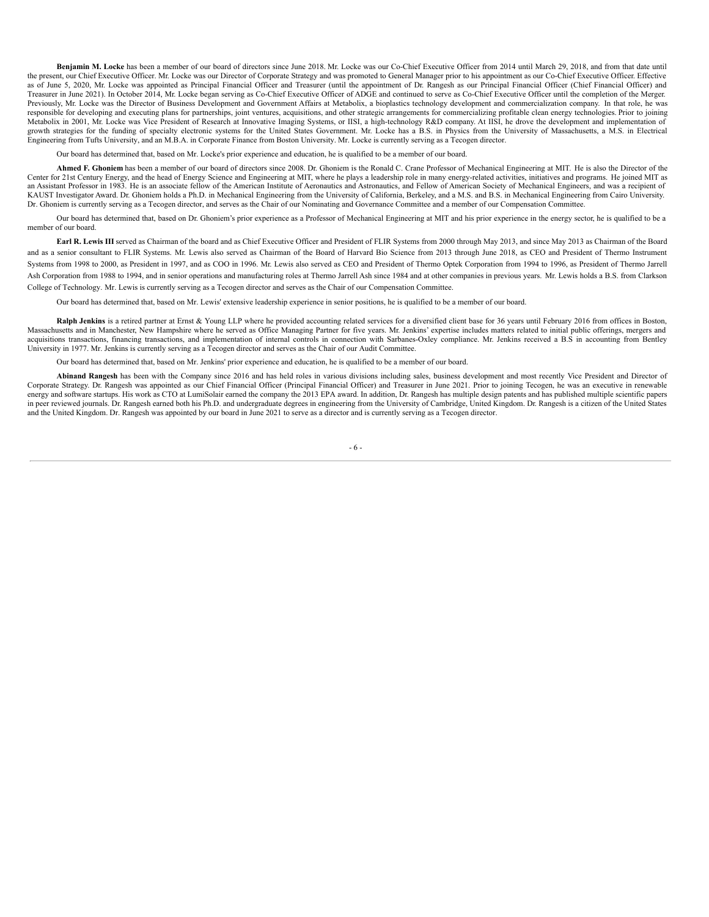**Benjamin M. Locke** has been a member of our board of directors since June 2018. Mr. Locke was our Co-Chief Executive Officer from 2014 until March 29, 2018, and from that date until the present, our Chief Executive Officer. Mr. Locke was our Director of Corporate Strategy and was promoted to General Manager prior to his appointment as our Co-Chief Executive Officer. Effective as of June 5, 2020, Mr. Locke was appointed as Principal Financial Officer and Treasurer (until the appointment of Dr. Rangesh as our Principal Financial Officer (Chief Financial Officer) and Treasurer in June 2021). In October 2014, Mr. Locke began serving as Co-Chief Executive Officer of ADGE and continued to serve as Co-Chief Executive Officer until the completion of the Merger. Previously, Mr. Locke was the Director of Business Development and Government Affairs at Metabolix, a bioplastics technology development and commercialization company. In that role, he was responsible for developing and executing plans for partnerships, joint ventures, acquisitions, and other strategic arrangements for commercializing profitable clean energy technologies. Prior to joining Metabolix in 2001, Mr. Locke was Vice President of Research at Innovative Imaging Systems, or IISI, a high-technology R&D company. At IISI, he drove the development and implementation of growth strategies for the funding of specialty electronic systems for the United States Government. Mr. Locke has a B.S. in Physics from the University of Massachusetts, a M.S. in Electrical Engineering from Tufts University, and an M.B.A. in Corporate Finance from Boston University. Mr. Locke is currently serving as a Tecogen director.

Our board has determined that, based on Mr. Locke's prior experience and education, he is qualified to be a member of our board.

**Ahmed F. Ghoniem** has been a member of our board of directors since 2008. Dr. Ghoniem is the Ronald C. Crane Professor of Mechanical Engineering at MIT. He is also the Director of the Center for 21st Century Energy, and the head of Energy Science and Engineering at MIT, where he plays a leadership role in many energy-related activities, initiatives and programs. He joined MIT as an Assistant Professor in 1983. He is an associate fellow of the American Institute of Aeronautics and Astronautics, and Fellow of American Society of Mechanical Engineers, and was a recipient of KAUST Investigator Award. Dr. Ghoniem holds a Ph.D. in Mechanical Engineering from the University of California, Berkeley, and a M.S. and B.S. in Mechanical Engineering from Cairo University. Dr. Ghoniem is currently serving as a Tecogen director, and serves as the Chair of our Nominating and Governance Committee and a member of our Compensation Committee.

Our board has determined that, based on Dr. Ghoniem's prior experience as a Professor of Mechanical Engineering at MIT and his prior experience in the energy sector, he is qualified to be a member of our board.

**Earl R. Lewis III** served as Chairman of the board and as Chief Executive Officer and President of FLIR Systems from 2000 through May 2013, and since May 2013 as Chairman of the Board and as a senior consultant to FLIR Systems. Mr. Lewis also served as Chairman of the Board of Harvard Bio Science from 2013 through June 2018, as CEO and President of Thermo Instrument Systems from 1998 to 2000, as President in 1997, and as COO in 1996. Mr. Lewis also served as CEO and President of Thermo Optek Corporation from 1994 to 1996, as President of Thermo Jarrell Ash Corporation from 1988 to 1994, and in senior operations and manufacturing roles at Thermo Jarrell Ash since 1984 and at other companies in previous years. Mr. Lewis holds a B.S. from Clarkson College of Technology. Mr. Lewis is currently serving as a Tecogen director and serves as the Chair of our Compensation Committee.

Our board has determined that, based on Mr. Lewis' extensive leadership experience in senior positions, he is qualified to be a member of our board.

**Ralph Jenkins** is a retired partner at Ernst & Young LLP where he provided accounting related services for a diversified client base for 36 years until February 2016 from offices in Boston, Massachusetts and in Manchester, New Hampshire where he served as Office Managing Partner for five years. Mr. Jenkins' expertise includes matters related to initial public offerings, mergers and acquisitions transactions, financing transactions, and implementation of internal controls in connection with Sarbanes-Oxley compliance. Mr. Jenkins received a B.S in accounting from Bentley University in 1977. Mr. Jenkins is currently serving as a Tecogen director and serves as the Chair of our Audit Committee.

Our board has determined that, based on Mr. Jenkins' prior experience and education, he is qualified to be a member of our board.

**Abinand Rangesh** has been with the Company since 2016 and has held roles in various divisions including sales, business development and most recently Vice President and Director of Corporate Strategy. Dr. Rangesh was appointed as our Chief Financial Officer (Principal Financial Officer) and Treasurer in June 2021. Prior to joining Tecogen, he was an executive in renewable energy and software startups. His work as CTO at LumiSolair earned the company the 2013 EPA award. In addition, Dr. Rangesh has multiple design patents and has published multiple scientific papers in peer reviewed journals. Dr. Rangesh earned both his Ph.D. and undergraduate degrees in engineering from the University of Cambridge, United Kingdom. Dr. Rangesh is a citizen of the United States and the United Kingdom. Dr. Rangesh was appointed by our board in June 2021 to serve as a director and is currently serving as a Tecogen director.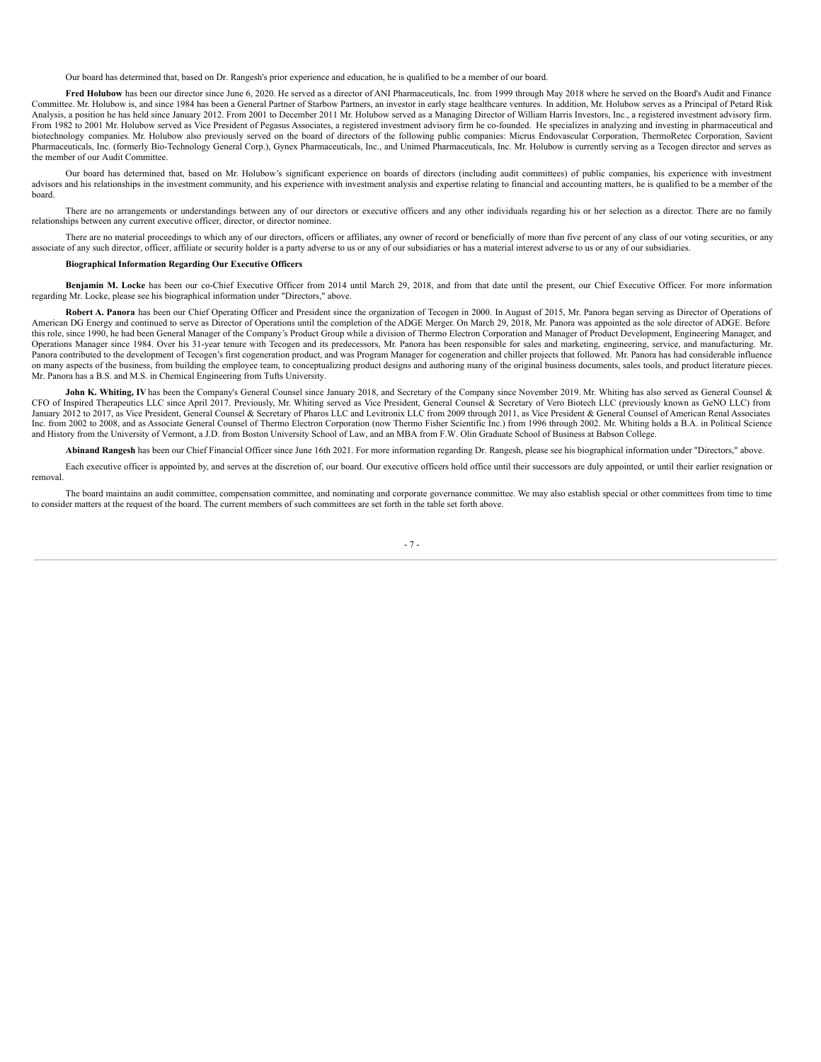Our board has determined that, based on Dr. Rangesh's prior experience and education, he is qualified to be a member of our board.

**Fred Holubow** has been our director since June 6, 2020. He served as a director of ANI Pharmaceuticals, Inc. from 1999 through May 2018 where he served on the Board's Audit and Finance Committee. Mr. Holubow is, and since 1984 has been a General Partner of Starbow Partners, an investor in early stage healthcare ventures. In addition, Mr. Holubow serves as a Principal of Petard Risk Analysis, a position he has held since January 2012. From 2001 to December 2011 Mr. Holubow served as a Managing Director of William Harris Investors, Inc., a registered investment advisory firm. From 1982 to 2001 Mr. Holubow served as Vice President of Pegasus Associates, a registered investment advisory firm he co-founded. He specializes in analyzing and investing in pharmaceutical and biotechnology companies. Mr. Holubow also previously served on the board of directors of the following public companies: Micrus Endovascular Corporation, ThermoRetec Corporation, Savient Pharmaceuticals, Inc. (formerly Bio-Technology General Corp.), Gynex Pharmaceuticals, Inc., and Unimed Pharmaceuticals, Inc. Mr. Holubow is currently serving as a Tecogen director and serves as the member of our Audit Committee.

Our board has determined that, based on Mr. Holubow's significant experience on boards of directors (including audit committees) of public companies, his experience with investment advisors and his relationships in the investment community, and his experience with investment analysis and expertise relating to financial and accounting matters, he is qualified to be a member of the board.

There are no arrangements or understandings between any of our directors or executive officers and any other individuals regarding his or her selection as a director. There are no family relationships between any current executive officer, director, or director nominee.

There are no material proceedings to which any of our directors, officers or affiliates, any owner of record or beneficially of more than five percent of any class of our voting securities, or any associate of any such director, officer, affiliate or security holder is a party adverse to us or any of our subsidiaries or has a material interest adverse to us or any of our subsidiaries.

**Biographical Information Regarding Our Executive Officers**

**Benjamin M. Locke** has been our co-Chief Executive Officer from 2014 until March 29, 2018, and from that date until the present, our Chief Executive Officer. For more information regarding Mr. Locke, please see his biographical information under "Directors," above.

**Robert A. Panora** has been our Chief Operating Officer and President since the organization of Tecogen in 2000. In August of 2015, Mr. Panora began serving as Director of Operations of American DG Energy and continued to serve as Director of Operations until the completion of the ADGE Merger. On March 29, 2018, Mr. Panora was appointed as the sole director of ADGE. Before this role, since 1990, he had been General Manager of the Company's Product Group while a division of Thermo Electron Corporation and Manager of Product Development, Engineering Manager, and Operations Manager since 1984. Over his 31-year tenure with Tecogen and its predecessors, Mr. Panora has been responsible for sales and marketing, engineering, service, and manufacturing. Mr. Panora contributed to the development of Tecogen's first cogeneration product, and was Program Manager for cogeneration and chiller projects that followed. Mr. Panora has had considerable influence on many aspects of the business, from building the employee team, to conceptualizing product designs and authoring many of the original business documents, sales tools, and product literature pieces. Mr. Panora has a B.S. and M.S. in Chemical Engineering from Tufts University.

**John K. Whiting, IV** has been the Company's General Counsel since January 2018, and Secretary of the Company since November 2019. Mr. Whiting has also served as General Counsel & CFO of Inspired Therapeutics LLC since April 2017. Previously, Mr. Whiting served as Vice President, General Counsel & Secretary of Vero Biotech LLC (previously known as GeNO LLC) from January 2012 to 2017, as Vice President, General Counsel & Secretary of Pharos LLC and Levitronix LLC from 2009 through 2011, as Vice President & General Counsel of American Renal Associates Inc. from 2002 to 2008, and as Associate General Counsel of Thermo Electron Corporation (now Thermo Fisher Scientific Inc.) from 1996 through 2002. Mr. Whiting holds a B.A. in Political Science and History from the University of Vermont, a J.D. from Boston University School of Law, and an MBA from F.W. Olin Graduate School of Business at Babson College.

**Abinand Rangesh** has been our Chief Financial Officer since June 16th 2021. For more information regarding Dr. Rangesh, please see his biographical information under "Directors," above.

Each executive officer is appointed by, and serves at the discretion of, our board. Our executive officers hold office until their successors are duly appointed, or until their earlier resignation or removal.

The board maintains an audit committee, compensation committee, and nominating and corporate governance committee. We may also establish special or other committees from time to time to consider matters at the request of the board. The current members of such committees are set forth in the table set forth above.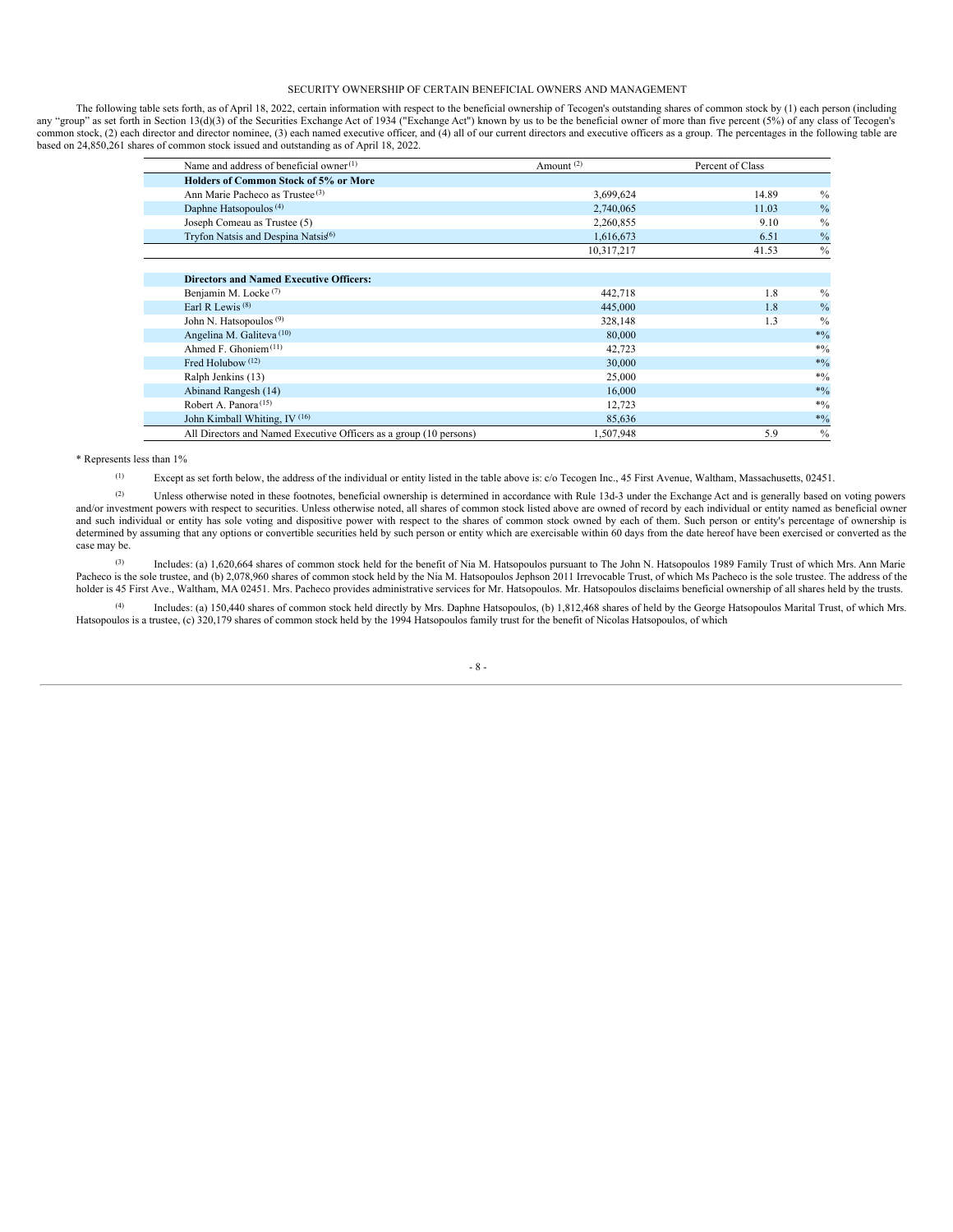SECURITY OWNERSHIP OF CERTAIN BENEFICIAL OWNERS AND MANAGEMENT

The following table sets forth, as of April 18, 2022, certain information with respect to the beneficial ownership of Tecogen's outstanding shares of common stock by (1) each person (including any "group" as set forth in Section 13(d)(3) of the Securities Exchange Act of 1934 ("Exchange Act") known by us to be the beneficial owner of more than five percent (5%) of any class of Tecogen's common stock, (2) each director and director nominee, (3) each named executive officer, and (4) all of our current directors and executive officers as a group. The percentages in the following table are based on 24,850,261 shares of common stock issued and outstanding as of April 18, 2022.

| Name and address of beneficial owner[1] | Amount [2] | Percent of Class | |
|---|---|---|---|
| **Holders of Common Stock of 5% or More** | | | |
| Ann Marie Pacheco as Trustee [3] | 3,699,624 | 14.89 | % |
| Daphne Hatsopoulos [4] | 2,740,065 | 11.03 | % |
| Joseph Comeau as Trustee (5) | 2,260,855 | 9.10 | % |
| Tryfon Natsis and Despina Natsis[6] | 1,616,673 | 6.51 | % |
| | 10,317,217 | 41.53 | % |
| | | | |
| **Directors and Named Executive Officers:** | | | |
| Benjamin M. Locke [7] | 442,718 | 1.8 | % |
| Earl R Lewis [8] | 445,000 | 1.8 | % |
| John N. Hatsopoulos [9] | 328,148 | 1.3 | % |
| Angelina M. Galiteva [10] | 80,000 | | *% |
| Ahmed F. Ghoniem[11] | 42,723 | | *% |
| Fred Holubow [12] | 30,000 | | *% |
| Ralph Jenkins (13) | 25,000 | | *% |
| Abinand Rangesh (14) | 16,000 | | *% |
| Robert A. Panora[15] | 12,723 | | *% |
| John Kimball Whiting, IV [16] | 85,636 | | *% |
| All Directors and Named Executive Officers as a group (10 persons) | 1,507,948 | 5.9 | % |

\* Represents less than 1%

[1] Except as set forth below, the address of the individual or entity listed in the table above is: c/o Tecogen Inc., 45 First Avenue, Waltham, Massachusetts, 02451.

[2] Unless otherwise noted in these footnotes, beneficial ownership is determined in accordance with Rule 13d-3 under the Exchange Act and is generally based on voting powers and/or investment powers with respect to securities. Unless otherwise noted, all shares of common stock listed above are owned of record by each individual or entity named as beneficial owner and such individual or entity has sole voting and dispositive power with respect to the shares of common stock owned by each of them. Such person or entity's percentage of ownership is determined by assuming that any options or convertible securities held by such person or entity which are exercisable within 60 days from the date hereof have been exercised or converted as the case may be.

[3] Includes: (a) 1,620,664 shares of common stock held for the benefit of Nia M. Hatsopoulos pursuant to The John N. Hatsopoulos 1989 Family Trust of which Mrs. Ann Marie Pacheco is the sole trustee, and (b) 2,078,960 shares of common stock held by the Nia M. Hatsopoulos Jephson 2011 Irrevocable Trust, of which Ms Pacheco is the sole trustee. The address of the holder is 45 First Ave., Waltham, MA 02451. Mrs. Pacheco provides administrative services for Mr. Hatsopoulos. Mr. Hatsopoulos disclaims beneficial ownership of all shares held by the trusts.

[4] Includes: (a) 150,440 shares of common stock held directly by Mrs. Daphne Hatsopoulos, (b) 1,812,468 shares of held by the George Hatsopoulos Marital Trust, of which Mrs. Hatsopoulos is a trustee, (c) 320,179 shares of common stock held by the 1994 Hatsopoulos family trust for the benefit of Nicolas Hatsopoulos, of which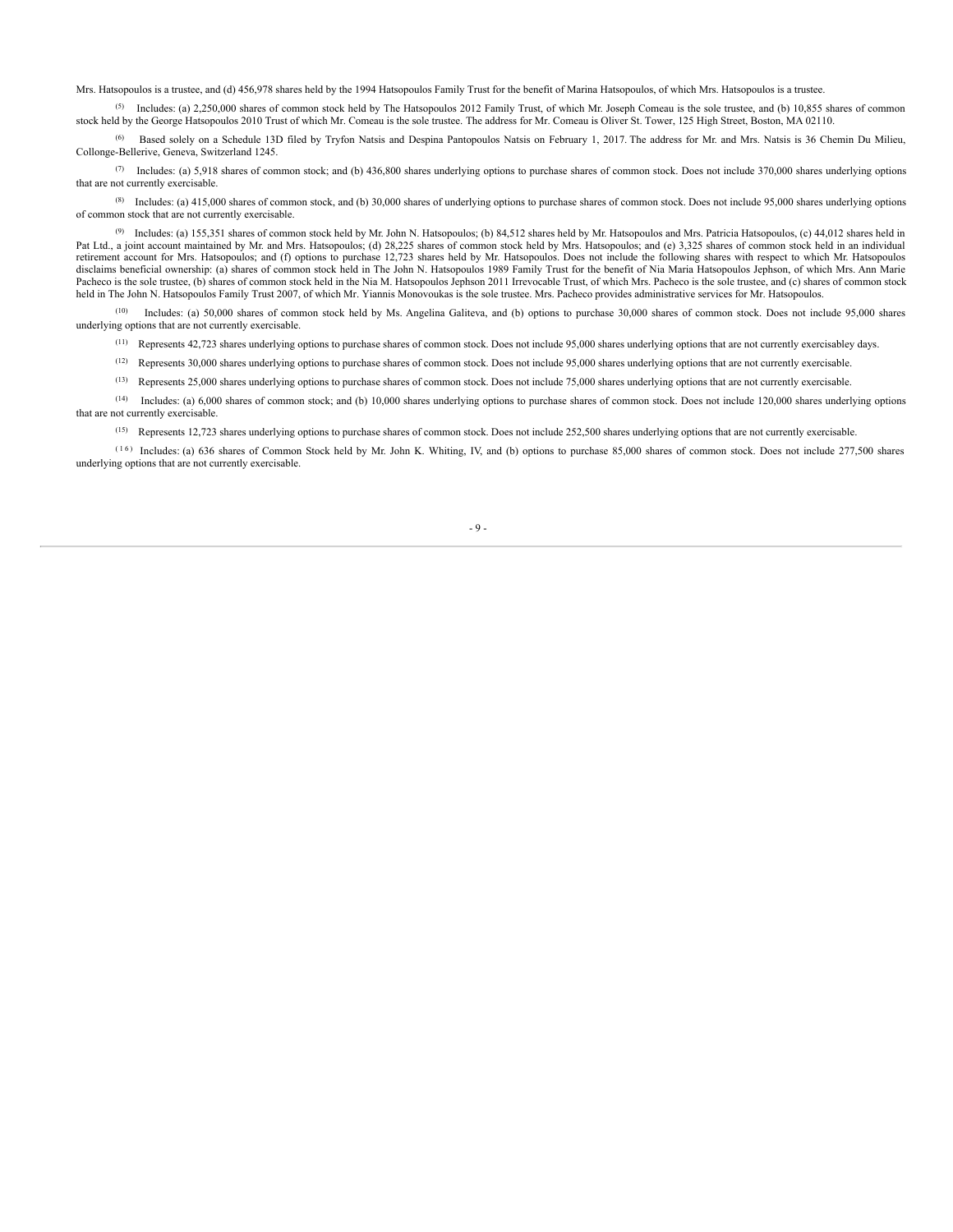Mrs. Hatsopoulos is a trustee, and (d) 456,978 shares held by the 1994 Hatsopoulos Family Trust for the benefit of Marina Hatsopoulos, of which Mrs. Hatsopoulos is a trustee.

(5) Includes: (a) 2,250,000 shares of common stock held by The Hatsopoulos 2012 Family Trust, of which Mr. Joseph Comeau is the sole trustee, and (b) 10,855 shares of common stock held by the George Hatsopoulos 2010 Trust of which Mr. Comeau is the sole trustee. The address for Mr. Comeau is Oliver St. Tower, 125 High Street, Boston, MA 02110.

(6) Based solely on a Schedule 13D filed by Tryfon Natsis and Despina Pantopoulos Natsis on February 1, 2017. The address for Mr. and Mrs. Natsis is 36 Chemin Du Milieu, Collonge-Bellerive, Geneva, Switzerland 1245.

(7) Includes: (a) 5,918 shares of common stock; and (b) 436,800 shares underlying options to purchase shares of common stock. Does not include 370,000 shares underlying options that are not currently exercisable.

(8) Includes: (a) 415,000 shares of common stock, and (b) 30,000 shares of underlying options to purchase shares of common stock. Does not include 95,000 shares underlying options of common stock that are not currently exercisable.

(9) Includes: (a) 155,351 shares of common stock held by Mr. John N. Hatsopoulos; (b) 84,512 shares held by Mr. Hatsopoulos and Mrs. Patricia Hatsopoulos, (c) 44,012 shares held in Pat Ltd., a joint account maintained by Mr. and Mrs. Hatsopoulos; (d) 28,225 shares of common stock held by Mrs. Hatsopoulos; and (e) 3,325 shares of common stock held in an individual retirement account for Mrs. Hatsopoulos; and (f) options to purchase 12,723 shares held by Mr. Hatsopoulos. Does not include the following shares with respect to which Mr. Hatsopoulos disclaims beneficial ownership: (a) shares of common stock held in The John N. Hatsopoulos 1989 Family Trust for the benefit of Nia Maria Hatsopoulos Jephson, of which Mrs. Ann Marie Pacheco is the sole trustee, (b) shares of common stock held in the Nia M. Hatsopoulos Jephson 2011 Irrevocable Trust, of which Mrs. Pacheco is the sole trustee, and (c) shares of common stock held in The John N. Hatsopoulos Family Trust 2007, of which Mr. Yiannis Monovoukas is the sole trustee. Mrs. Pacheco provides administrative services for Mr. Hatsopoulos.

(10) Includes: (a) 50,000 shares of common stock held by Ms. Angelina Galiteva, and (b) options to purchase 30,000 shares of common stock. Does not include 95,000 shares underlying options that are not currently exercisable.

(11) Represents 42,723 shares underlying options to purchase shares of common stock. Does not include 95,000 shares underlying options that are not currently exercisabley days.

(12) Represents 30,000 shares underlying options to purchase shares of common stock. Does not include 95,000 shares underlying options that are not currently exercisable.

(13) Represents 25,000 shares underlying options to purchase shares of common stock. Does not include 75,000 shares underlying options that are not currently exercisable.

(14) Includes: (a) 6,000 shares of common stock; and (b) 10,000 shares underlying options to purchase shares of common stock. Does not include 120,000 shares underlying options that are not currently exercisable.

(15) Represents 12,723 shares underlying options to purchase shares of common stock. Does not include 252,500 shares underlying options that are not currently exercisable.

(16) Includes: (a) 636 shares of Common Stock held by Mr. John K. Whiting, IV, and (b) options to purchase 85,000 shares of common stock. Does not include 277,500 shares underlying options that are not currently exercisable.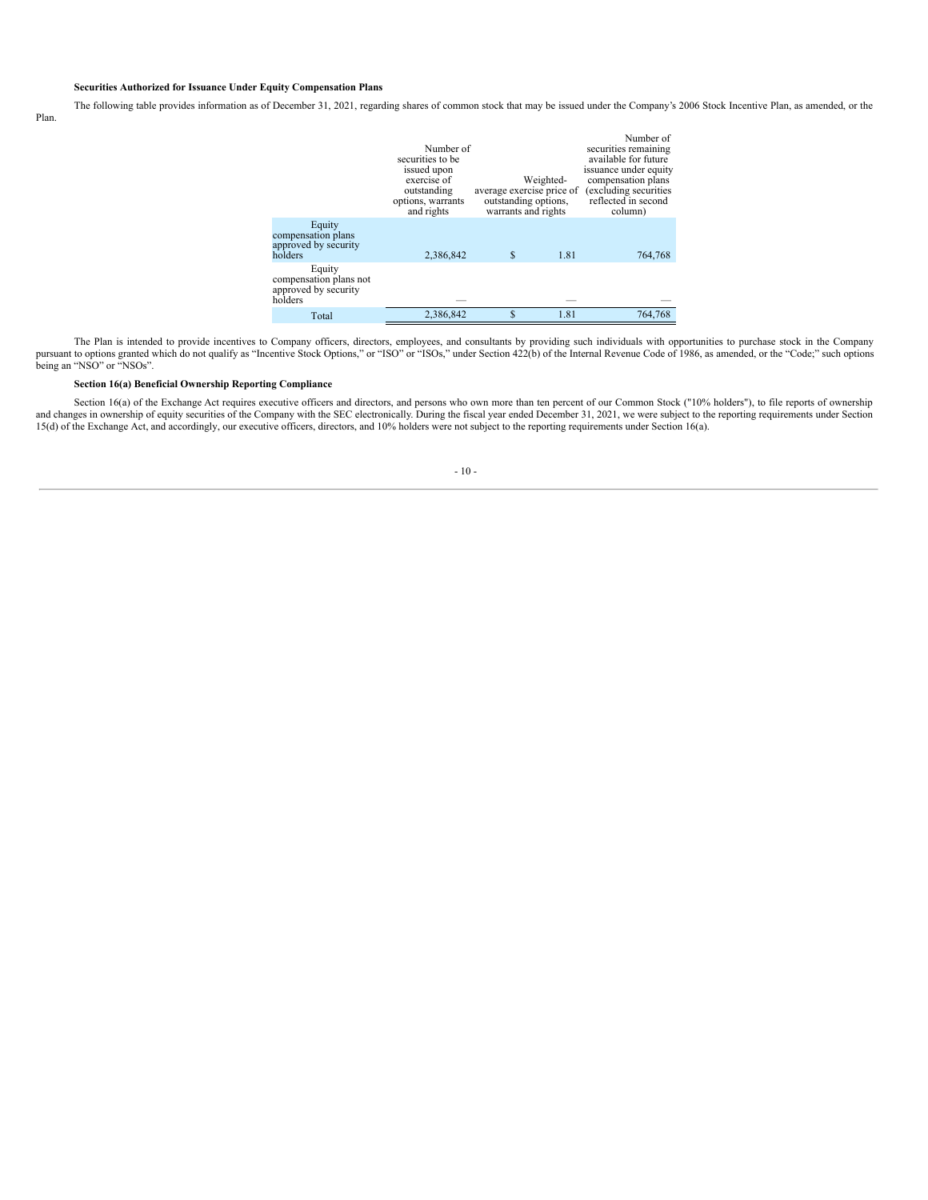**Securities Authorized for Issuance Under Equity Compensation Plans**

The following table provides information as of December 31, 2021, regarding shares of common stock that may be issued under the Company's 2006 Stock Incentive Plan, as amended, or the Plan.

| | Number of securities to be issued upon exercise of outstanding options, warrants and rights | Weighted-average exercise price of outstanding options, warrants and rights | Number of securities remaining available for future issuance under equity compensation plans (excluding securities reflected in second column) |
|---|---|---|---|
| Equity compensation plans approved by security holders | 2,386,842 | $ 1.81 | 764,768 |
| Equity compensation plans not approved by security holders | — | — | — |
| Total | 2,386,842 | $ 1.81 | 764,768 |

The Plan is intended to provide incentives to Company officers, directors, employees, and consultants by providing such individuals with opportunities to purchase stock in the Company pursuant to options granted which do not qualify as "Incentive Stock Options," or "ISO" or "ISOs," under Section 422(b) of the Internal Revenue Code of 1986, as amended, or the "Code;" such options being an "NSO" or "NSOs".

**Section 16(a) Beneficial Ownership Reporting Compliance**

Section 16(a) of the Exchange Act requires executive officers and directors, and persons who own more than ten percent of our Common Stock ("10% holders"), to file reports of ownership and changes in ownership of equity securities of the Company with the SEC electronically. During the fiscal year ended December 31, 2021, we were subject to the reporting requirements under Section 15(d) of the Exchange Act, and accordingly, our executive officers, directors, and 10% holders were not subject to the reporting requirements under Section 16(a).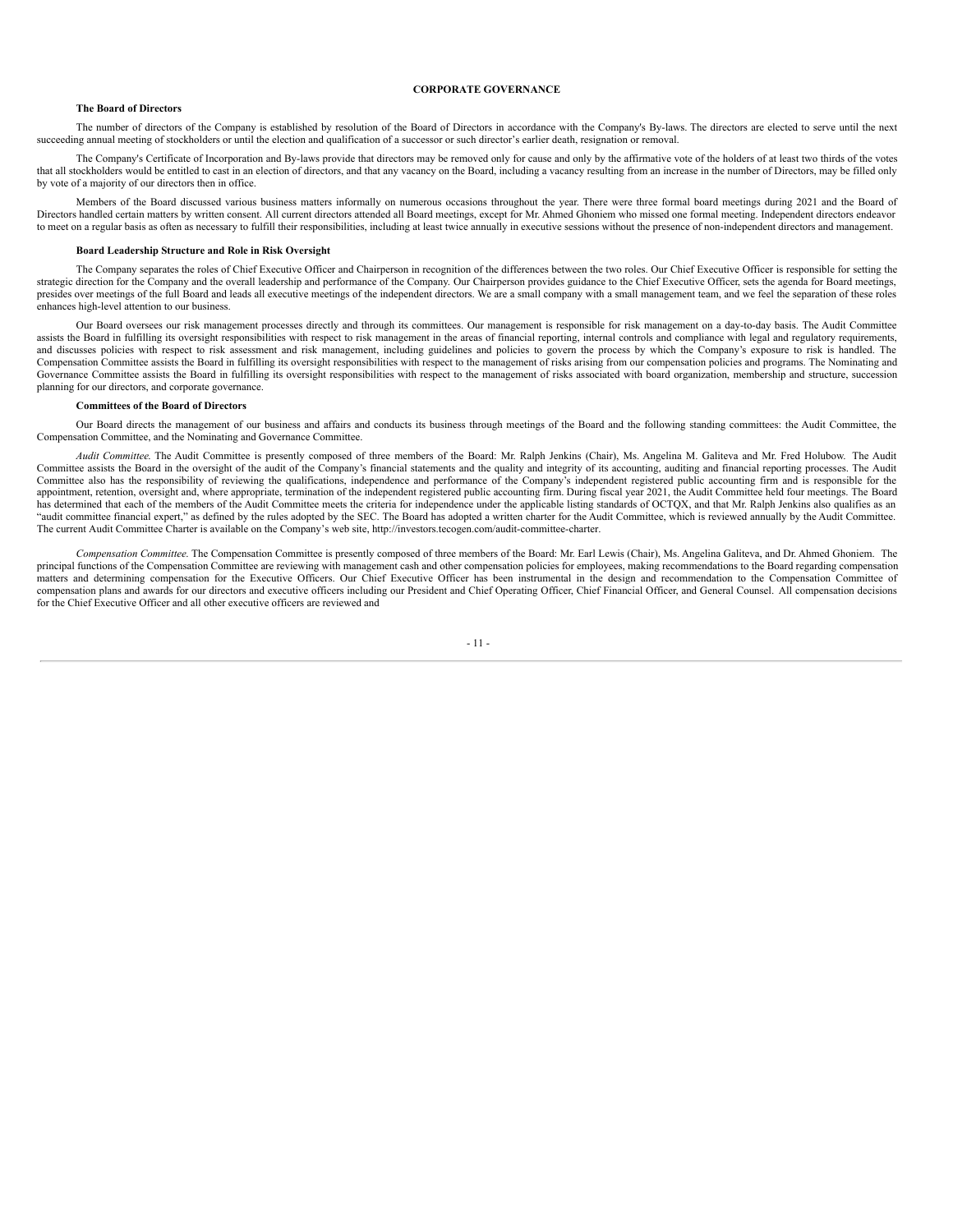# CORPORATE GOVERNANCE

### The Board of Directors

The number of directors of the Company is established by resolution of the Board of Directors in accordance with the Company's By-laws. The directors are elected to serve until the next succeeding annual meeting of stockholders or until the election and qualification of a successor or such director's earlier death, resignation or removal.

The Company's Certificate of Incorporation and By-laws provide that directors may be removed only for cause and only by the affirmative vote of the holders of at least two thirds of the votes that all stockholders would be entitled to cast in an election of directors, and that any vacancy on the Board, including a vacancy resulting from an increase in the number of Directors, may be filled only by vote of a majority of our directors then in office.

Members of the Board discussed various business matters informally on numerous occasions throughout the year. There were three formal board meetings during 2021 and the Board of Directors handled certain matters by written consent. All current directors attended all Board meetings, except for Mr. Ahmed Ghoniem who missed one formal meeting. Independent directors endeavor to meet on a regular basis as often as necessary to fulfill their responsibilities, including at least twice annually in executive sessions without the presence of non-independent directors and management.

### Board Leadership Structure and Role in Risk Oversight

The Company separates the roles of Chief Executive Officer and Chairperson in recognition of the differences between the two roles. Our Chief Executive Officer is responsible for setting the strategic direction for the Company and the overall leadership and performance of the Company. Our Chairperson provides guidance to the Chief Executive Officer, sets the agenda for Board meetings, presides over meetings of the full Board and leads all executive meetings of the independent directors. We are a small company with a small management team, and we feel the separation of these roles enhances high-level attention to our business.

Our Board oversees our risk management processes directly and through its committees. Our management is responsible for risk management on a day-to-day basis. The Audit Committee assists the Board in fulfilling its oversight responsibilities with respect to risk management in the areas of financial reporting, internal controls and compliance with legal and regulatory requirements, and discusses policies with respect to risk assessment and risk management, including guidelines and policies to govern the process by which the Company's exposure to risk is handled. The Compensation Committee assists the Board in fulfilling its oversight responsibilities with respect to the management of risks arising from our compensation policies and programs. The Nominating and Governance Committee assists the Board in fulfilling its oversight responsibilities with respect to the management of risks associated with board organization, membership and structure, succession planning for our directors, and corporate governance.

### Committees of the Board of Directors

Our Board directs the management of our business and affairs and conducts its business through meetings of the Board and the following standing committees: the Audit Committee, the Compensation Committee, and the Nominating and Governance Committee.

*Audit Committee.* The Audit Committee is presently composed of three members of the Board: Mr. Ralph Jenkins (Chair), Ms. Angelina M. Galiteva and Mr. Fred Holubow. The Audit Committee assists the Board in the oversight of the audit of the Company's financial statements and the quality and integrity of its accounting, auditing and financial reporting processes. The Audit Committee also has the responsibility of reviewing the qualifications, independence and performance of the Company's independent registered public accounting firm and is responsible for the appointment, retention, oversight and, where appropriate, termination of the independent registered public accounting firm. During fiscal year 2021, the Audit Committee held four meetings. The Board has determined that each of the members of the Audit Committee meets the criteria for independence under the applicable listing standards of OCTQX, and that Mr. Ralph Jenkins also qualifies as an "audit committee financial expert," as defined by the rules adopted by the SEC. The Board has adopted a written charter for the Audit Committee, which is reviewed annually by the Audit Committee. The current Audit Committee Charter is available on the Company's web site, http://investors.tecogen.com/audit-committee-charter.

*Compensation Committee.* The Compensation Committee is presently composed of three members of the Board: Mr. Earl Lewis (Chair), Ms. Angelina Galiteva, and Dr. Ahmed Ghoniem. The principal functions of the Compensation Committee are reviewing with management cash and other compensation policies for employees, making recommendations to the Board regarding compensation matters and determining compensation for the Executive Officers. Our Chief Executive Officer has been instrumental in the design and recommendation to the Compensation Committee of compensation plans and awards for our directors and executive officers including our President and Chief Operating Officer, Chief Financial Officer, and General Counsel. All compensation decisions for the Chief Executive Officer and all other executive officers are reviewed and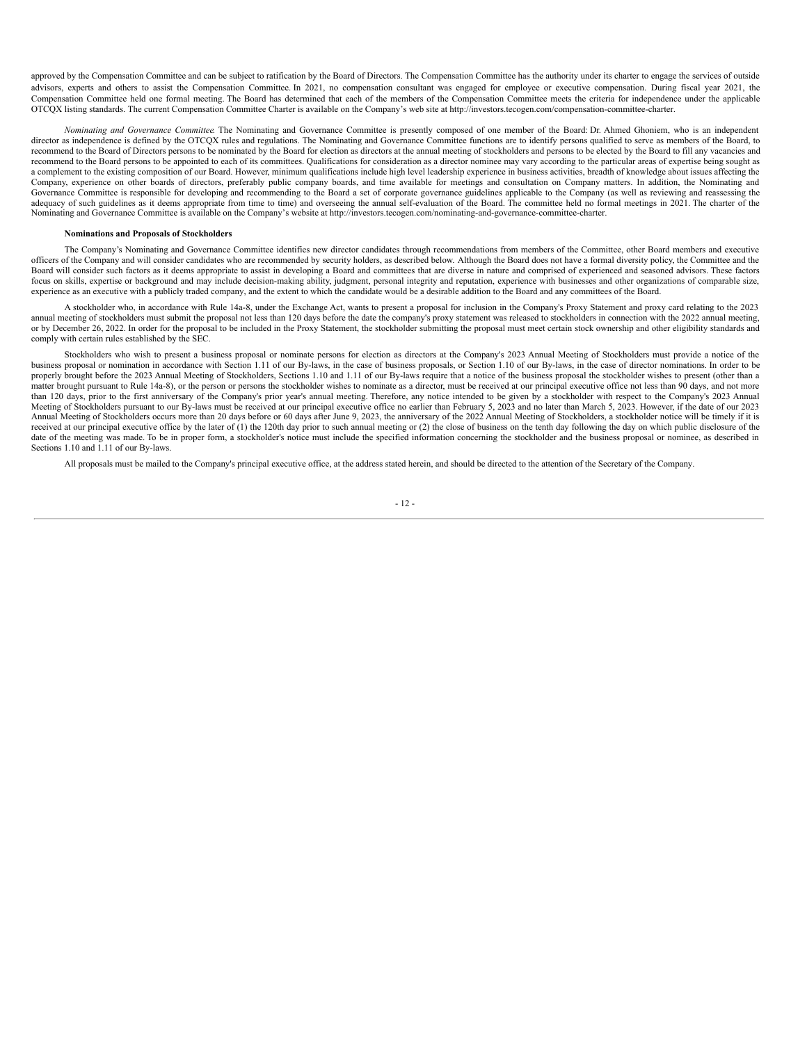approved by the Compensation Committee and can be subject to ratification by the Board of Directors. The Compensation Committee has the authority under its charter to engage the services of outside advisors, experts and others to assist the Compensation Committee. In 2021, no compensation consultant was engaged for employee or executive compensation. During fiscal year 2021, the Compensation Committee held one formal meeting. The Board has determined that each of the members of the Compensation Committee meets the criteria for independence under the applicable OTCQX listing standards. The current Compensation Committee Charter is available on the Company's web site at http://investors.tecogen.com/compensation-committee-charter.

*Nominating and Governance Committee.* The Nominating and Governance Committee is presently composed of one member of the Board: Dr. Ahmed Ghoniem, who is an independent director as independence is defined by the OTCQX rules and regulations. The Nominating and Governance Committee functions are to identify persons qualified to serve as members of the Board, to recommend to the Board of Directors persons to be nominated by the Board for election as directors at the annual meeting of stockholders and persons to be elected by the Board to fill any vacancies and recommend to the Board persons to be appointed to each of its committees. Qualifications for consideration as a director nominee may vary according to the particular areas of expertise being sought as a complement to the existing composition of our Board. However, minimum qualifications include high level leadership experience in business activities, breadth of knowledge about issues affecting the Company, experience on other boards of directors, preferably public company boards, and time available for meetings and consultation on Company matters. In addition, the Nominating and Governance Committee is responsible for developing and recommending to the Board a set of corporate governance guidelines applicable to the Company (as well as reviewing and reassessing the adequacy of such guidelines as it deems appropriate from time to time) and overseeing the annual self-evaluation of the Board. The committee held no formal meetings in 2021. The charter of the Nominating and Governance Committee is available on the Company's website at http://investors.tecogen.com/nominating-and-governance-committee-charter.

**Nominations and Proposals of Stockholders**

The Company's Nominating and Governance Committee identifies new director candidates through recommendations from members of the Committee, other Board members and executive officers of the Company and will consider candidates who are recommended by security holders, as described below. Although the Board does not have a formal diversity policy, the Committee and the Board will consider such factors as it deems appropriate to assist in developing a Board and committees that are diverse in nature and comprised of experienced and seasoned advisors. These factors focus on skills, expertise or background and may include decision-making ability, judgment, personal integrity and reputation, experience with businesses and other organizations of comparable size, experience as an executive with a publicly traded company, and the extent to which the candidate would be a desirable addition to the Board and any committees of the Board.

A stockholder who, in accordance with Rule 14a-8, under the Exchange Act, wants to present a proposal for inclusion in the Company's Proxy Statement and proxy card relating to the 2023 annual meeting of stockholders must submit the proposal not less than 120 days before the date the company's proxy statement was released to stockholders in connection with the 2022 annual meeting, or by December 26, 2022. In order for the proposal to be included in the Proxy Statement, the stockholder submitting the proposal must meet certain stock ownership and other eligibility standards and comply with certain rules established by the SEC.

Stockholders who wish to present a business proposal or nominate persons for election as directors at the Company's 2023 Annual Meeting of Stockholders must provide a notice of the business proposal or nomination in accordance with Section 1.11 of our By-laws, in the case of business proposals, or Section 1.10 of our By-laws, in the case of director nominations. In order to be properly brought before the 2023 Annual Meeting of Stockholders, Sections 1.10 and 1.11 of our By-laws require that a notice of the business proposal the stockholder wishes to present (other than a matter brought pursuant to Rule 14a-8), or the person or persons the stockholder wishes to nominate as a director, must be received at our principal executive office not less than 90 days, and not more than 120 days, prior to the first anniversary of the Company's prior year's annual meeting. Therefore, any notice intended to be given by a stockholder with respect to the Company's 2023 Annual Meeting of Stockholders pursuant to our By-laws must be received at our principal executive office no earlier than February 5, 2023 and no later than March 5, 2023. However, if the date of our 2023 Annual Meeting of Stockholders occurs more than 20 days before or 60 days after June 9, 2023, the anniversary of the 2022 Annual Meeting of Stockholders, a stockholder notice will be timely if it is received at our principal executive office by the later of (1) the 120th day prior to such annual meeting or (2) the close of business on the tenth day following the day on which public disclosure of the date of the meeting was made. To be in proper form, a stockholder's notice must include the specified information concerning the stockholder and the business proposal or nominee, as described in Sections 1.10 and 1.11 of our By-laws.

All proposals must be mailed to the Company's principal executive office, at the address stated herein, and should be directed to the attention of the Secretary of the Company.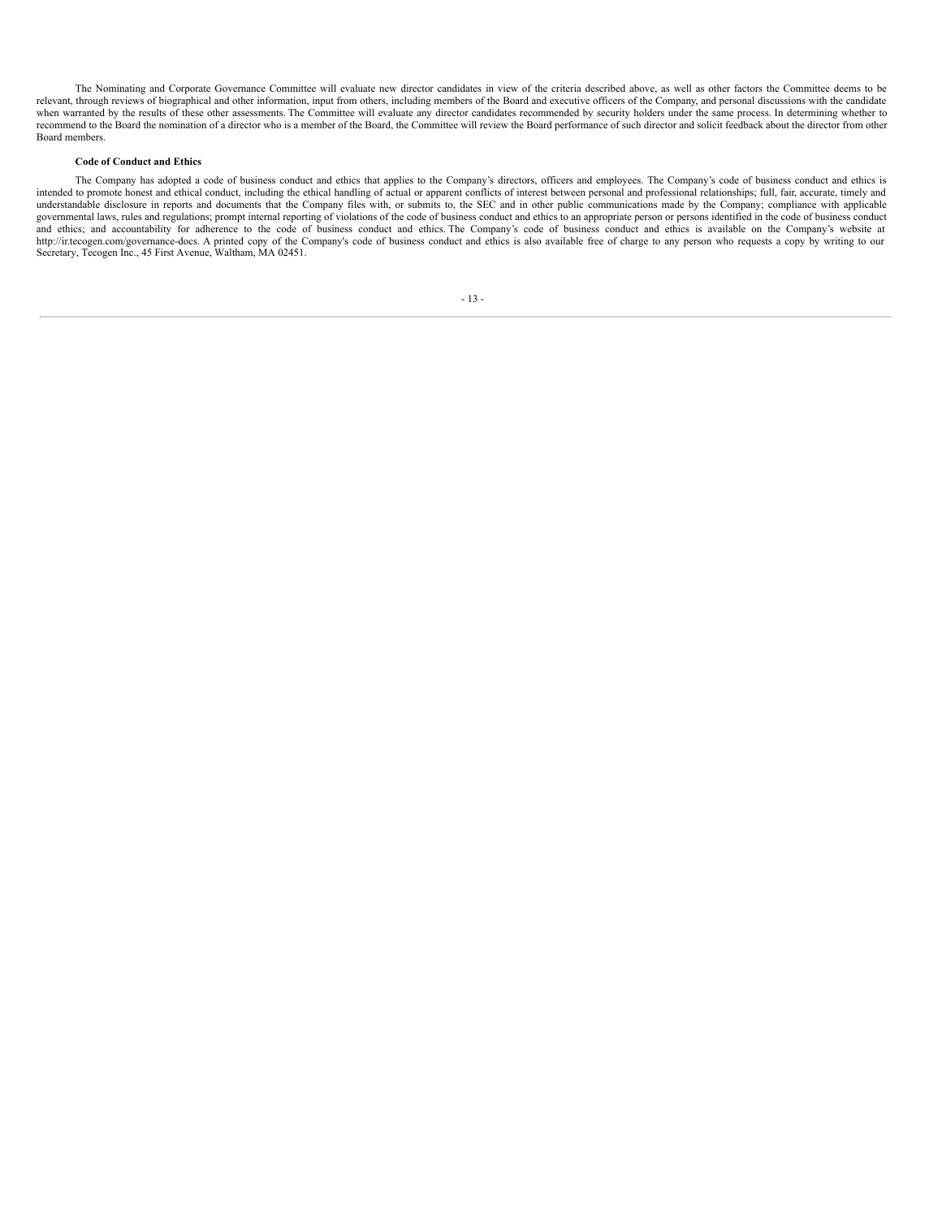The Nominating and Corporate Governance Committee will evaluate new director candidates in view of the criteria described above, as well as other factors the Committee deems to be relevant, through reviews of biographical and other information, input from others, including members of the Board and executive officers of the Company, and personal discussions with the candidate when warranted by the results of these other assessments. The Committee will evaluate any director candidates recommended by security holders under the same process. In determining whether to recommend to the Board the nomination of a director who is a member of the Board, the Committee will review the Board performance of such director and solicit feedback about the director from other Board members.

**Code of Conduct and Ethics**

The Company has adopted a code of business conduct and ethics that applies to the Company's directors, officers and employees. The Company's code of business conduct and ethics is intended to promote honest and ethical conduct, including the ethical handling of actual or apparent conflicts of interest between personal and professional relationships; full, fair, accurate, timely and understandable disclosure in reports and documents that the Company files with, or submits to, the SEC and in other public communications made by the Company; compliance with applicable governmental laws, rules and regulations; prompt internal reporting of violations of the code of business conduct and ethics to an appropriate person or persons identified in the code of business conduct and ethics; and accountability for adherence to the code of business conduct and ethics. The Company's code of business conduct and ethics is available on the Company's website at http://ir.tecogen.com/governance-docs. A printed copy of the Company's code of business conduct and ethics is also available free of charge to any person who requests a copy by writing to our Secretary, Tecogen Inc., 45 First Avenue, Waltham, MA 02451.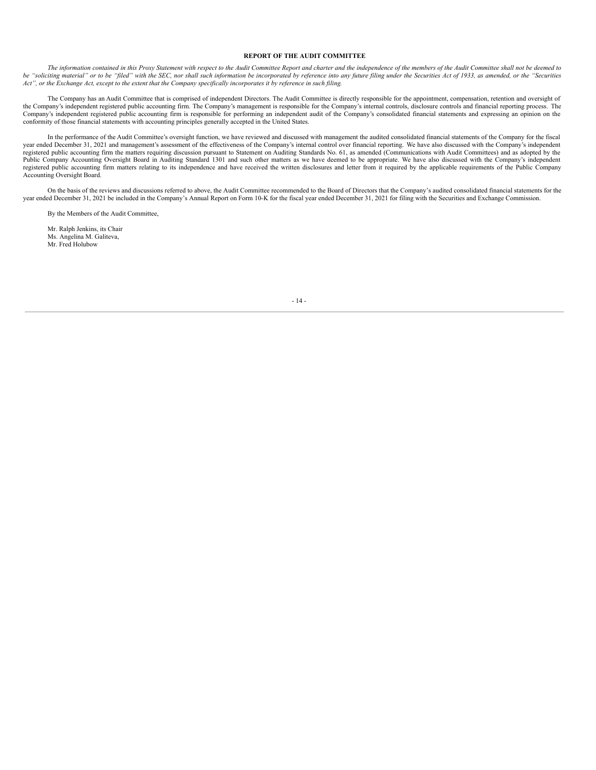## REPORT OF THE AUDIT COMMITTEE

*The information contained in this Proxy Statement with respect to the Audit Committee Report and charter and the independence of the members of the Audit Committee shall not be deemed to be "soliciting material" or to be "filed" with the SEC, nor shall such information be incorporated by reference into any future filing under the Securities Act of 1933, as amended, or the "Securities Act", or the Exchange Act, except to the extent that the Company specifically incorporates it by reference in such filing.*

The Company has an Audit Committee that is comprised of independent Directors. The Audit Committee is directly responsible for the appointment, compensation, retention and oversight of the Company's independent registered public accounting firm. The Company's management is responsible for the Company's internal controls, disclosure controls and financial reporting process. The Company's independent registered public accounting firm is responsible for performing an independent audit of the Company's consolidated financial statements and expressing an opinion on the conformity of those financial statements with accounting principles generally accepted in the United States.

In the performance of the Audit Committee's oversight function, we have reviewed and discussed with management the audited consolidated financial statements of the Company for the fiscal year ended December 31, 2021 and management's assessment of the effectiveness of the Company's internal control over financial reporting. We have also discussed with the Company's independent registered public accounting firm the matters requiring discussion pursuant to Statement on Auditing Standards No. 61, as amended (Communications with Audit Committees) and as adopted by the Public Company Accounting Oversight Board in Auditing Standard 1301 and such other matters as we have deemed to be appropriate. We have also discussed with the Company's independent registered public accounting firm matters relating to its independence and have received the written disclosures and letter from it required by the applicable requirements of the Public Company Accounting Oversight Board.

On the basis of the reviews and discussions referred to above, the Audit Committee recommended to the Board of Directors that the Company's audited consolidated financial statements for the year ended December 31, 2021 be included in the Company's Annual Report on Form 10-K for the fiscal year ended December 31, 2021 for filing with the Securities and Exchange Commission.

By the Members of the Audit Committee,

Mr. Ralph Jenkins, its Chair  
Ms. Angelina M. Galiteva,  
Mr. Fred Holubow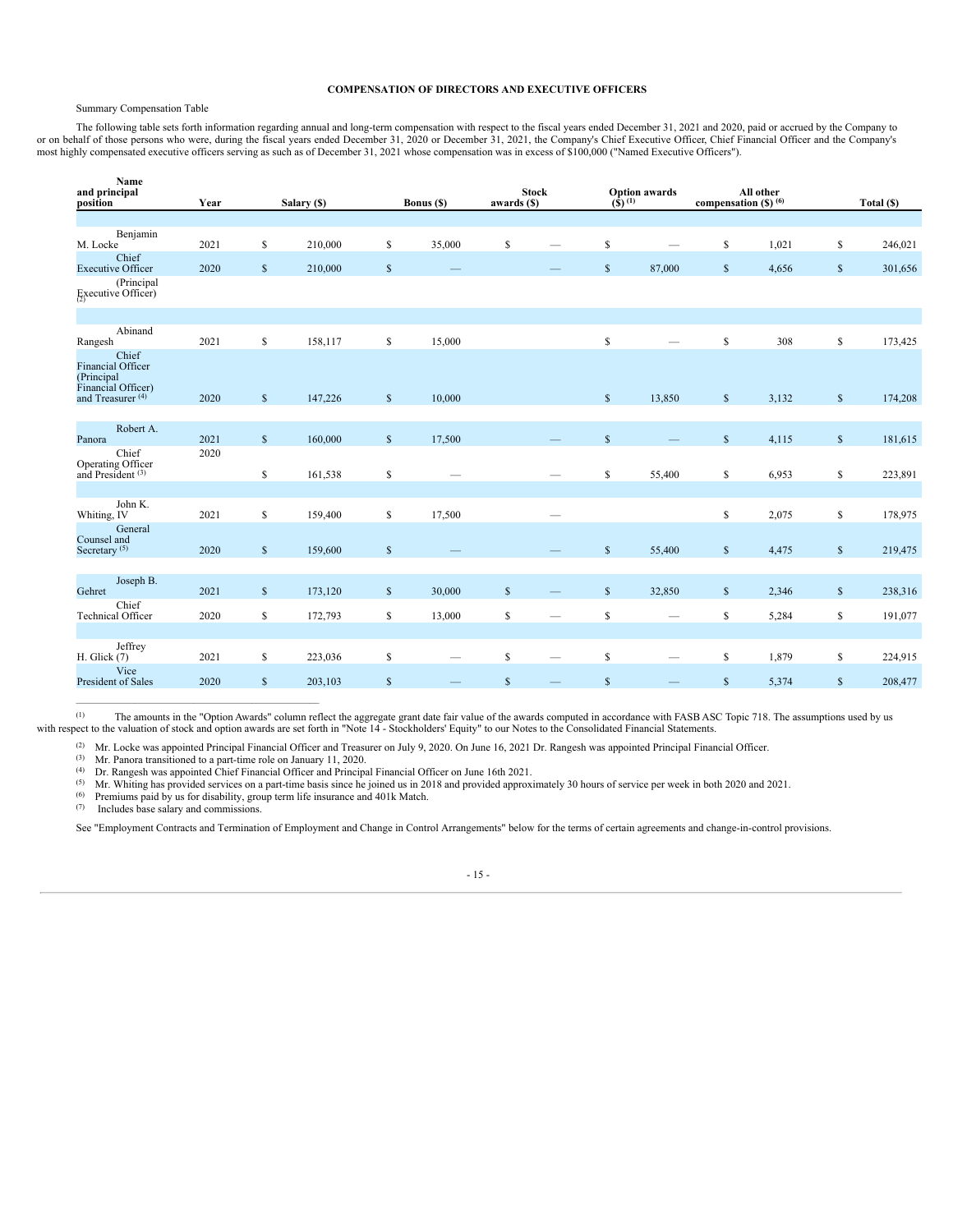## COMPENSATION OF DIRECTORS AND EXECUTIVE OFFICERS

Summary Compensation Table

The following table sets forth information regarding annual and long-term compensation with respect to the fiscal years ended December 31, 2021 and 2020, paid or accrued by the Company to or on behalf of those persons who were, during the fiscal years ended December 31, 2020 or December 31, 2021, the Company's Chief Executive Officer, Chief Financial Officer and the Company's most highly compensated executive officers serving as such as of December 31, 2021 whose compensation was in excess of $100,000 ("Named Executive Officers").

| Name and principal position | Year | Salary ($) | Bonus ($) | Stock awards ($) | Option awards ($) (1) | All other compensation ($) (6) | Total ($) |
|---|---|---|---|---|---|---|---|
| Benjamin M. Locke | 2021 | $ 210,000 | $ 35,000 | $ — | $ — | $ 1,021 | $ 246,021 |
| Chief Executive Officer (Principal Executive Officer) (2) | 2020 | $ 210,000 | $ — | — | $ 87,000 | $ 4,656 | $ 301,656 |
| Abinand Rangesh | 2021 | $ 158,117 | $ 15,000 | | $ — | $ 308 | $ 173,425 |
| Chief Financial Officer (Principal Financial Officer) and Treasurer (4) | 2020 | $ 147,226 | $ 10,000 | | $ 13,850 | $ 3,132 | $ 174,208 |
| Robert A. Panora | 2021 | $ 160,000 | $ 17,500 | — | $ — | $ 4,115 | $ 181,615 |
| Chief Operating Officer and President (3) | 2020 | $ 161,538 | $ — | — | $ 55,400 | $ 6,953 | $ 223,891 |
| John K. Whiting, IV | 2021 | $ 159,400 | $ 17,500 | — | | $ 2,075 | $ 178,975 |
| General Counsel and Secretary (5) | 2020 | $ 159,600 | $ — | — | $ 55,400 | $ 4,475 | $ 219,475 |
| Joseph B. Gehret | 2021 | $ 173,120 | $ 30,000 | $ — | $ 32,850 | $ 2,346 | $ 238,316 |
| Chief Technical Officer | 2020 | $ 172,793 | $ 13,000 | $ — | $ — | $ 5,284 | $ 191,077 |
| Jeffrey H. Glick (7) | 2021 | $ 223,036 | $ — | $ — | $ — | $ 1,879 | $ 224,915 |
| Vice President of Sales | 2020 | $ 203,103 | $ — | $ — | $ — | $ 5,374 | $ 208,477 |

(1) The amounts in the "Option Awards" column reflect the aggregate grant date fair value of the awards computed in accordance with FASB ASC Topic 718. The assumptions used by us with respect to the valuation of stock and option awards are set forth in "Note 14 - Stockholders' Equity" to our Notes to the Consolidated Financial Statements.

(2) Mr. Locke was appointed Principal Financial Officer and Treasurer on July 9, 2020. On June 16, 2021 Dr. Rangesh was appointed Principal Financial Officer.

(3) Mr. Panora transitioned to a part-time role on January 11, 2020.

(4) Dr. Rangesh was appointed Chief Financial Officer and Principal Financial Officer on June 16th 2021.

(5) Mr. Whiting has provided services on a part-time basis since he joined us in 2018 and provided approximately 30 hours of service per week in both 2020 and 2021.

(6) Premiums paid by us for disability, group term life insurance and 401k Match.

(7) Includes base salary and commissions.

See "Employment Contracts and Termination of Employment and Change in Control Arrangements" below for the terms of certain agreements and change-in-control provisions.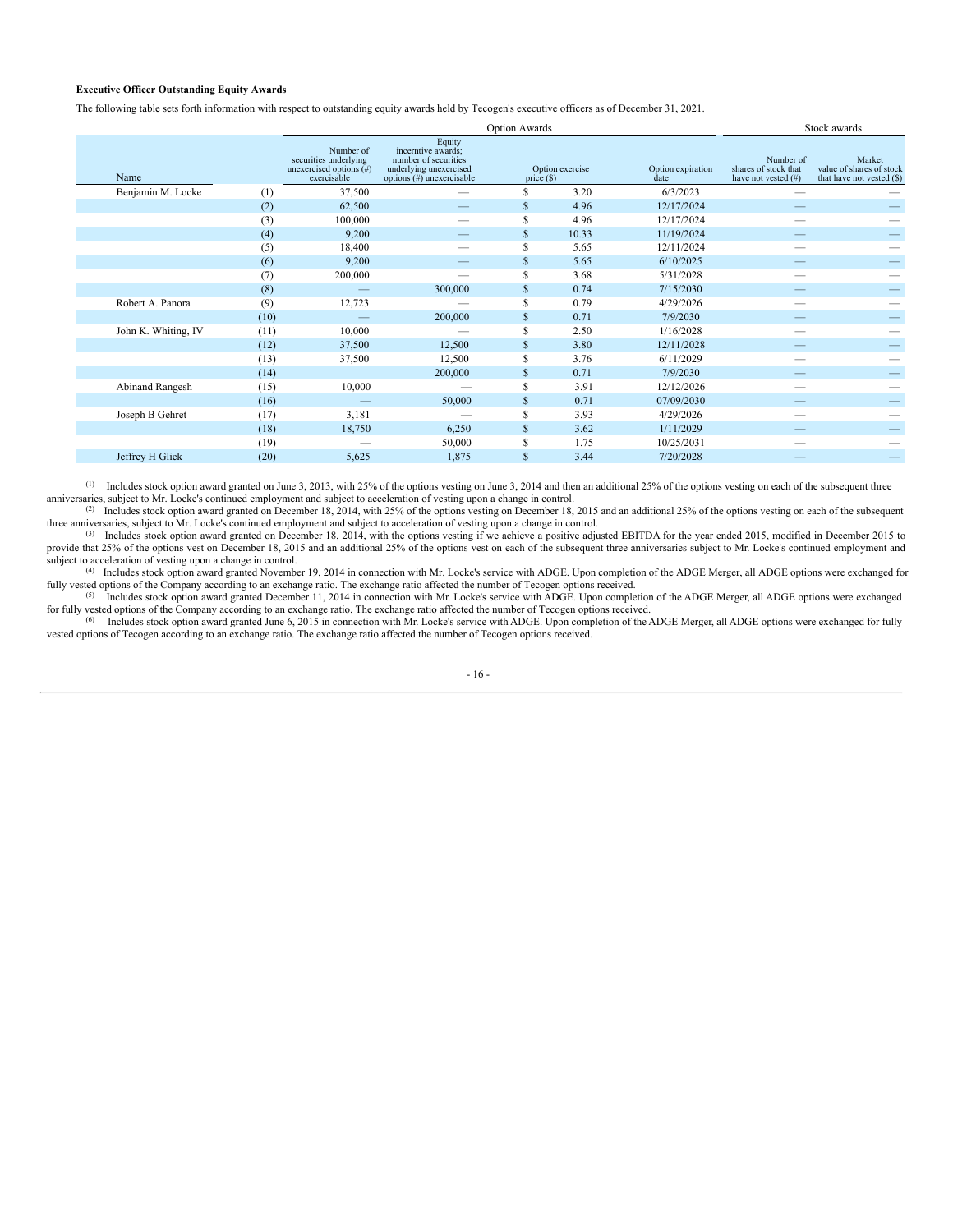**Executive Officer Outstanding Equity Awards**

The following table sets forth information with respect to outstanding equity awards held by Tecogen's executive officers as of December 31, 2021.

| | | Option Awards | | | | Stock awards | |
|---|---|---|---|---|---|---|---|
| Name | | Number of securities underlying unexercised options (#) exercisable | Equity incerntive awards; number of securities underlying unexercised options (#) unexercisable | Option exercise price ($) | Option expiration date | Number of shares of stock that have not vested (#) | Market value of shares of stock that have not vested ($) |
| Benjamin M. Locke | (1) | 37,500 | — | $ 3.20 | 6/3/2023 | — | — |
| | (2) | 62,500 | — | $ 4.96 | 12/17/2024 | — | — |
| | (3) | 100,000 | — | $ 4.96 | 12/17/2024 | — | — |
| | (4) | 9,200 | — | $ 10.33 | 11/19/2024 | — | — |
| | (5) | 18,400 | — | $ 5.65 | 12/11/2024 | — | — |
| | (6) | 9,200 | — | $ 5.65 | 6/10/2025 | — | — |
| | (7) | 200,000 | — | $ 3.68 | 5/31/2028 | — | — |
| | (8) | — | 300,000 | $ 0.74 | 7/15/2030 | — | — |
| Robert A. Panora | (9) | 12,723 | — | $ 0.79 | 4/29/2026 | — | — |
| | (10) | — | 200,000 | $ 0.71 | 7/9/2030 | — | — |
| John K. Whiting, IV | (11) | 10,000 | — | $ 2.50 | 1/16/2028 | — | — |
| | (12) | 37,500 | 12,500 | $ 3.80 | 12/11/2028 | — | — |
| | (13) | 37,500 | 12,500 | $ 3.76 | 6/11/2029 | — | — |
| | (14) | | 200,000 | $ 0.71 | 7/9/2030 | — | — |
| Abinand Rangesh | (15) | 10,000 | — | $ 3.91 | 12/12/2026 | — | — |
| | (16) | — | 50,000 | $ 0.71 | 07/09/2030 | — | — |
| Joseph B Gehret | (17) | 3,181 | — | $ 3.93 | 4/29/2026 | — | — |
| | (18) | 18,750 | 6,250 | $ 3.62 | 1/11/2029 | — | — |
| | (19) | — | 50,000 | $ 1.75 | 10/25/2031 | — | — |
| Jeffrey H Glick | (20) | 5,625 | 1,875 | $ 3.44 | 7/20/2028 | — | — |

(1) Includes stock option award granted on June 3, 2013, with 25% of the options vesting on June 3, 2014 and then an additional 25% of the options vesting on each of the subsequent three anniversaries, subject to Mr. Locke's continued employment and subject to acceleration of vesting upon a change in control.

(2) Includes stock option award granted on December 18, 2014, with 25% of the options vesting on December 18, 2015 and an additional 25% of the options vesting on each of the subsequent three anniversaries, subject to Mr. Locke's continued employment and subject to acceleration of vesting upon a change in control.

(3) Includes stock option award granted on December 18, 2014, with the options vesting if we achieve a positive adjusted EBITDA for the year ended 2015, modified in December 2015 to provide that 25% of the options vest on December 18, 2015 and an additional 25% of the options vest on each of the subsequent three anniversaries subject to Mr. Locke's continued employment and subject to acceleration of vesting upon a change in control.

(4) Includes stock option award granted November 19, 2014 in connection with Mr. Locke's service with ADGE. Upon completion of the ADGE Merger, all ADGE options were exchanged for fully vested options of the Company according to an exchange ratio. The exchange ratio affected the number of Tecogen options received.

(5) Includes stock option award granted December 11, 2014 in connection with Mr. Locke's service with ADGE. Upon completion of the ADGE Merger, all ADGE options were exchanged for fully vested options of the Company according to an exchange ratio. The exchange ratio affected the number of Tecogen options received.

(6) Includes stock option award granted June 6, 2015 in connection with Mr. Locke's service with ADGE. Upon completion of the ADGE Merger, all ADGE options were exchanged for fully vested options of Tecogen according to an exchange ratio. The exchange ratio affected the number of Tecogen options received.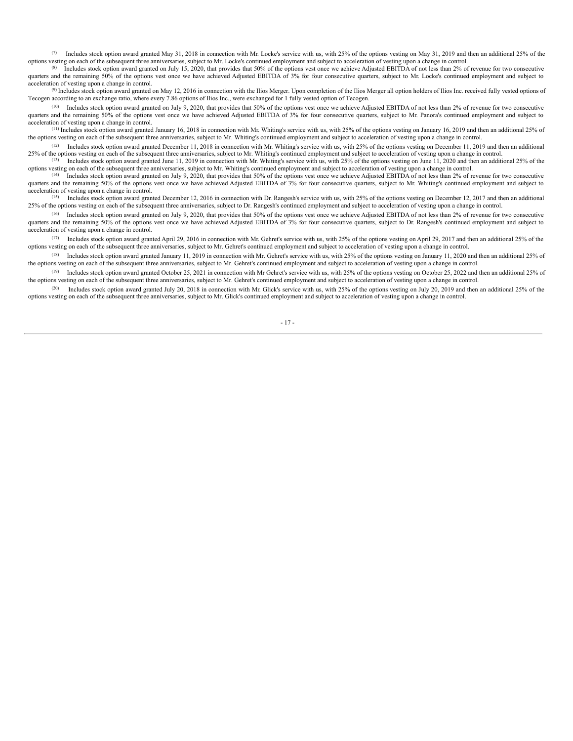[7] Includes stock option award granted May 31, 2018 in connection with Mr. Locke's service with us, with 25% of the options vesting on May 31, 2019 and then an additional 25% of the options vesting on each of the subsequent three anniversaries, subject to Mr. Locke's continued employment and subject to acceleration of vesting upon a change in control.

[8] Includes stock option award granted on July 15, 2020, that provides that 50% of the options vest once we achieve Adjusted EBITDA of not less than 2% of revenue for two consecutive quarters and the remaining 50% of the options vest once we have achieved Adjusted EBITDA of 3% for four consecutive quarters, subject to Mr. Locke's continued employment and subject to acceleration of vesting upon a change in control.

[9] Includes stock option award granted on May 12, 2016 in connection with the Ilios Merger. Upon completion of the Ilios Merger all option holders of Ilios Inc. received fully vested options of Tecogen according to an exchange ratio, where every 7.86 options of Ilios Inc., were exchanged for 1 fully vested option of Tecogen.

[10] Includes stock option award granted on July 9, 2020, that provides that 50% of the options vest once we achieve Adjusted EBITDA of not less than 2% of revenue for two consecutive quarters and the remaining 50% of the options vest once we have achieved Adjusted EBITDA of 3% for four consecutive quarters, subject to Mr. Panora's continued employment and subject to acceleration of vesting upon a change in control.

[11] Includes stock option award granted January 16, 2018 in connection with Mr. Whiting's service with us, with 25% of the options vesting on January 16, 2019 and then an additional 25% of the options vesting on each of the subsequent three anniversaries, subject to Mr. Whiting's continued employment and subject to acceleration of vesting upon a change in control.

[12] Includes stock option award granted December 11, 2018 in connection with Mr. Whiting's service with us, with 25% of the options vesting on December 11, 2019 and then an additional 25% of the options vesting on each of the subsequent three anniversaries, subject to Mr. Whiting's continued employment and subject to acceleration of vesting upon a change in control.

[13] Includes stock option award granted June 11, 2019 in connection with Mr. Whiting's service with us, with 25% of the options vesting on June 11, 2020 and then an additional 25% of the options vesting on each of the subsequent three anniversaries, subject to Mr. Whiting's continued employment and subject to acceleration of vesting upon a change in control.

[14] Includes stock option award granted on July 9, 2020, that provides that 50% of the options vest once we achieve Adjusted EBITDA of not less than 2% of revenue for two consecutive quarters and the remaining 50% of the options vest once we have achieved Adjusted EBITDA of 3% for four consecutive quarters, subject to Mr. Whiting's continued employment and subject to acceleration of vesting upon a change in control.

[15] Includes stock option award granted December 12, 2016 in connection with Dr. Rangesh's service with us, with 25% of the options vesting on December 12, 2017 and then an additional 25% of the options vesting on each of the subsequent three anniversaries, subject to Dr. Rangesh's continued employment and subject to acceleration of vesting upon a change in control.

[16] Includes stock option award granted on July 9, 2020, that provides that 50% of the options vest once we achieve Adjusted EBITDA of not less than 2% of revenue for two consecutive quarters and the remaining 50% of the options vest once we have achieved Adjusted EBITDA of 3% for four consecutive quarters, subject to Dr. Rangesh's continued employment and subject to acceleration of vesting upon a change in control.

[17] Includes stock option award granted April 29, 2016 in connection with Mr. Gehret's service with us, with 25% of the options vesting on April 29, 2017 and then an additional 25% of the options vesting on each of the subsequent three anniversaries, subject to Mr. Gehret's continued employment and subject to acceleration of vesting upon a change in control.

[18] Includes stock option award granted January 11, 2019 in connection with Mr. Gehret's service with us, with 25% of the options vesting on January 11, 2020 and then an additional 25% of the options vesting on each of the subsequent three anniversaries, subject to Mr. Gehret's continued employment and subject to acceleration of vesting upon a change in control.

[19] Includes stock option award granted October 25, 2021 in connection with Mr Gehret's service with us, with 25% of the options vesting on October 25, 2022 and then an additional 25% of the options vesting on each of the subsequent three anniversaries, subject to Mr. Gehret's continued employment and subject to acceleration of vesting upon a change in control.

[20] Includes stock option award granted July 20, 2018 in connection with Mr. Glick's service with us, with 25% of the options vesting on July 20, 2019 and then an additional 25% of the options vesting on each of the subsequent three anniversaries, subject to Mr. Glick's continued employment and subject to acceleration of vesting upon a change in control.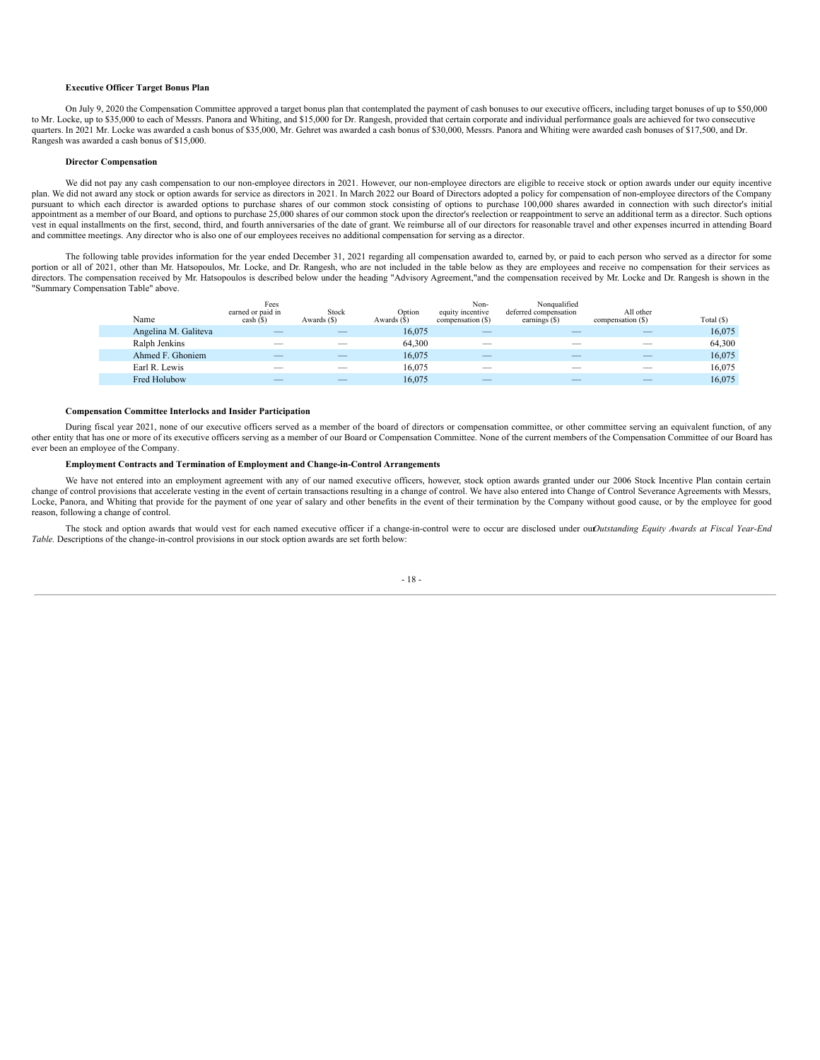**Executive Officer Target Bonus Plan**

On July 9, 2020 the Compensation Committee approved a target bonus plan that contemplated the payment of cash bonuses to our executive officers, including target bonuses of up to $50,000 to Mr. Locke, up to $35,000 to each of Messrs. Panora and Whiting, and $15,000 for Dr. Rangesh, provided that certain corporate and individual performance goals are achieved for two consecutive quarters. In 2021 Mr. Locke was awarded a cash bonus of $35,000, Mr. Gehret was awarded a cash bonus of $30,000, Messrs. Panora and Whiting were awarded cash bonuses of $17,500, and Dr. Rangesh was awarded a cash bonus of $15,000.

**Director Compensation**

We did not pay any cash compensation to our non-employee directors in 2021. However, our non-employee directors are eligible to receive stock or option awards under our equity incentive plan. We did not award any stock or option awards for service as directors in 2021. In March 2022 our Board of Directors adopted a policy for compensation of non-employee directors of the Company pursuant to which each director is awarded options to purchase shares of our common stock consisting of options to purchase 100,000 shares awarded in connection with such director's initial appointment as a member of our Board, and options to purchase 25,000 shares of our common stock upon the director's reelection or reappointment to serve an additional term as a director. Such options vest in equal installments on the first, second, third, and fourth anniversaries of the date of grant. We reimburse all of our directors for reasonable travel and other expenses incurred in attending Board and committee meetings. Any director who is also one of our employees receives no additional compensation for serving as a director.

The following table provides information for the year ended December 31, 2021 regarding all compensation awarded to, earned by, or paid to each person who served as a director for some portion or all of 2021, other than Mr. Hatsopoulos, Mr. Locke, and Dr. Rangesh, who are not included in the table below as they are employees and receive no compensation for their services as directors. The compensation received by Mr. Hatsopoulos is described below under the heading "Advisory Agreement,"and the compensation received by Mr. Locke and Dr. Rangesh is shown in the "Summary Compensation Table" above.

| Name | Fees earned or paid in cash ($) | Stock Awards ($) | Option Awards ($) | Non-equity incentive compensation ($) | Nonqualified deferred compensation earnings ($) | All other compensation ($) | Total ($) |
|---|---|---|---|---|---|---|---|
| Angelina M. Galiteva | — | — | 16,075 | — | — | — | 16,075 |
| Ralph Jenkins | — | — | 64,300 | — | — | — | 64,300 |
| Ahmed F. Ghoniem | — | — | 16,075 | — | — | — | 16,075 |
| Earl R. Lewis | — | — | 16,075 | — | — | — | 16,075 |
| Fred Holubow | — | — | 16,075 | — | — | — | 16,075 |

**Compensation Committee Interlocks and Insider Participation**

During fiscal year 2021, none of our executive officers served as a member of the board of directors or compensation committee, or other committee serving an equivalent function, of any other entity that has one or more of its executive officers serving as a member of our Board or Compensation Committee. None of the current members of the Compensation Committee of our Board has ever been an employee of the Company.

**Employment Contracts and Termination of Employment and Change-in-Control Arrangements**

We have not entered into an employment agreement with any of our named executive officers, however, stock option awards granted under our 2006 Stock Incentive Plan contain certain change of control provisions that accelerate vesting in the event of certain transactions resulting in a change of control. We have also entered into Change of Control Severance Agreements with Messrs, Locke, Panora, and Whiting that provide for the payment of one year of salary and other benefits in the event of their termination by the Company without good cause, or by the employee for good reason, following a change of control.

The stock and option awards that would vest for each named executive officer if a change-in-control were to occur are disclosed under our *Outstanding Equity Awards at Fiscal Year-End Table.* Descriptions of the change-in-control provisions in our stock option awards are set forth below: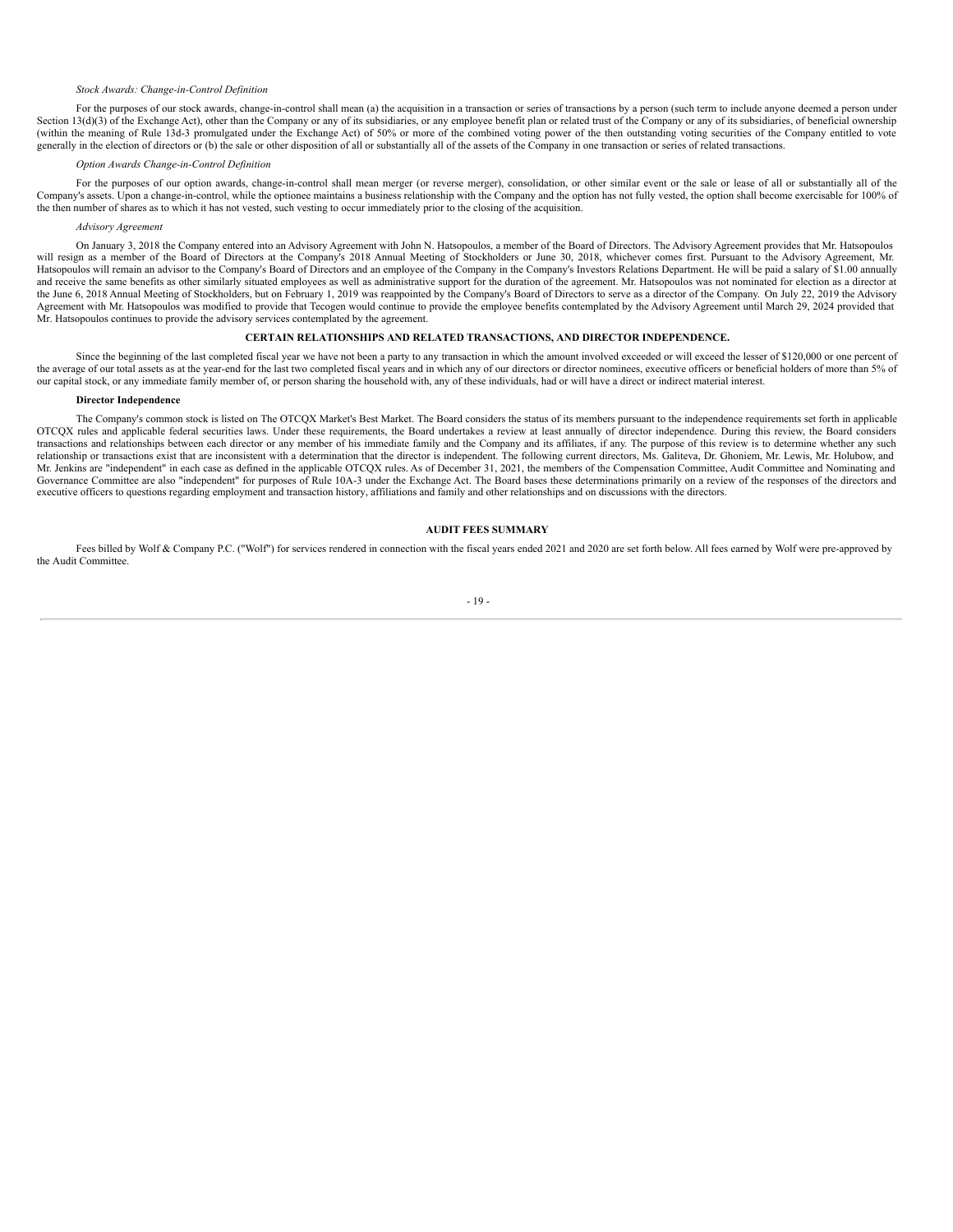*Stock Awards: Change-in-Control Definition*

For the purposes of our stock awards, change-in-control shall mean (a) the acquisition in a transaction or series of transactions by a person (such term to include anyone deemed a person under Section 13(d)(3) of the Exchange Act), other than the Company or any of its subsidiaries, or any employee benefit plan or related trust of the Company or any of its subsidiaries, of beneficial ownership (within the meaning of Rule 13d-3 promulgated under the Exchange Act) of 50% or more of the combined voting power of the then outstanding voting securities of the Company entitled to vote generally in the election of directors or (b) the sale or other disposition of all or substantially all of the assets of the Company in one transaction or series of related transactions.

*Option Awards Change-in-Control Definition*

For the purposes of our option awards, change-in-control shall mean merger (or reverse merger), consolidation, or other similar event or the sale or lease of all or substantially all of the Company's assets. Upon a change-in-control, while the optionee maintains a business relationship with the Company and the option has not fully vested, the option shall become exercisable for 100% of the then number of shares as to which it has not vested, such vesting to occur immediately prior to the closing of the acquisition.

*Advisory Agreement*

On January 3, 2018 the Company entered into an Advisory Agreement with John N. Hatsopoulos, a member of the Board of Directors. The Advisory Agreement provides that Mr. Hatsopoulos will resign as a member of the Board of Directors at the Company's 2018 Annual Meeting of Stockholders or June 30, 2018, whichever comes first. Pursuant to the Advisory Agreement, Mr. Hatsopoulos will remain an advisor to the Company's Board of Directors and an employee of the Company in the Company's Investors Relations Department. He will be paid a salary of $1.00 annually and receive the same benefits as other similarly situated employees as well as administrative support for the duration of the agreement. Mr. Hatsopoulos was not nominated for election as a director at the June 6, 2018 Annual Meeting of Stockholders, but on February 1, 2019 was reappointed by the Company's Board of Directors to serve as a director of the Company. On July 22, 2019 the Advisory Agreement with Mr. Hatsopoulos was modified to provide that Tecogen would continue to provide the employee benefits contemplated by the Advisory Agreement until March 29, 2024 provided that Mr. Hatsopoulos continues to provide the advisory services contemplated by the agreement.

## CERTAIN RELATIONSHIPS AND RELATED TRANSACTIONS, AND DIRECTOR INDEPENDENCE.

Since the beginning of the last completed fiscal year we have not been a party to any transaction in which the amount involved exceeded or will exceed the lesser of $120,000 or one percent of the average of our total assets as at the year-end for the last two completed fiscal years and in which any of our directors or director nominees, executive officers or beneficial holders of more than 5% of our capital stock, or any immediate family member of, or person sharing the household with, any of these individuals, had or will have a direct or indirect material interest.

**Director Independence**

The Company's common stock is listed on The OTCQX Market's Best Market. The Board considers the status of its members pursuant to the independence requirements set forth in applicable OTCQX rules and applicable federal securities laws. Under these requirements, the Board undertakes a review at least annually of director independence. During this review, the Board considers transactions and relationships between each director or any member of his immediate family and the Company and its affiliates, if any. The purpose of this review is to determine whether any such relationship or transactions exist that are inconsistent with a determination that the director is independent. The following current directors, Ms. Galiteva, Dr. Ghoniem, Mr. Lewis, Mr. Holubow, and Mr. Jenkins are "independent" in each case as defined in the applicable OTCQX rules. As of December 31, 2021, the members of the Compensation Committee, Audit Committee and Nominating and Governance Committee are also "independent" for purposes of Rule 10A-3 under the Exchange Act. The Board bases these determinations primarily on a review of the responses of the directors and executive officers to questions regarding employment and transaction history, affiliations and family and other relationships and on discussions with the directors.

## AUDIT FEES SUMMARY

Fees billed by Wolf & Company P.C. ("Wolf") for services rendered in connection with the fiscal years ended 2021 and 2020 are set forth below. All fees earned by Wolf were pre-approved by the Audit Committee.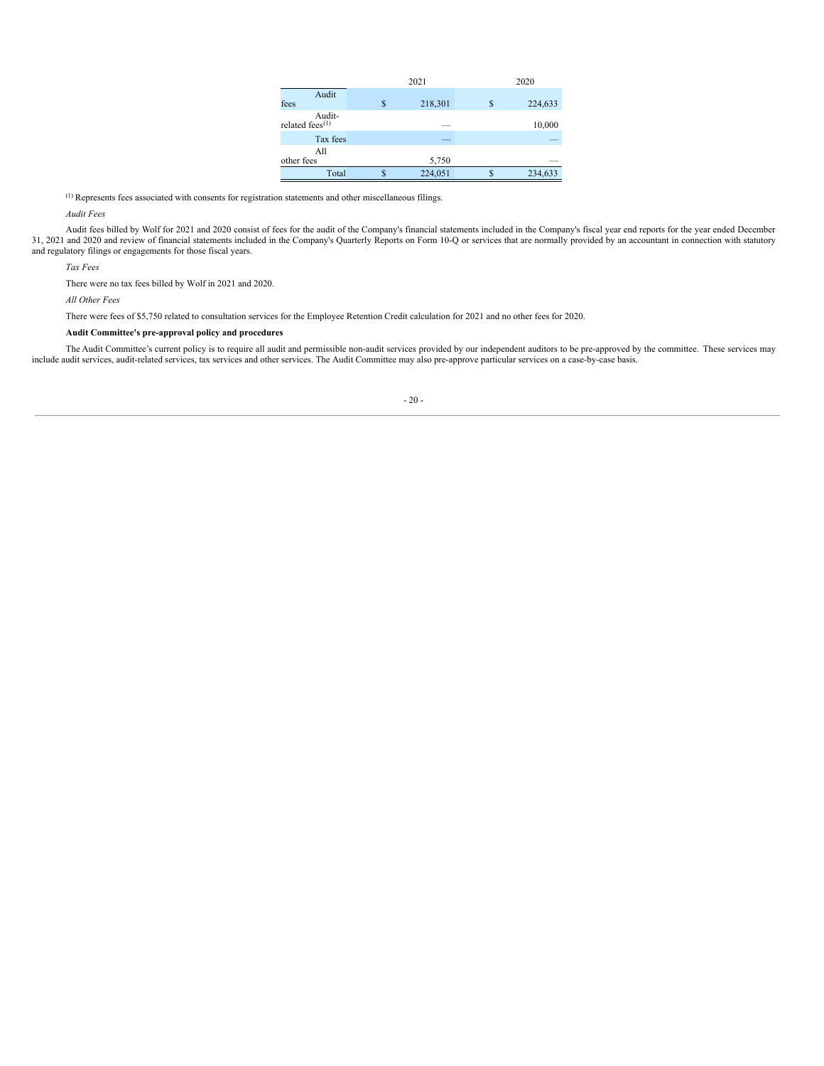| | 2021 | 2020 |
|---|---|---|
| Audit fees | $ 218,301 | $ 224,633 |
| Audit-related fees[(1)] | — | 10,000 |
| Tax fees | — | — |
| All other fees | 5,750 | — |
| Total | $ 224,051 | $ 234,633 |

[(1)] Represents fees associated with consents for registration statements and other miscellaneous filings.

*Audit Fees*

Audit fees billed by Wolf for 2021 and 2020 consist of fees for the audit of the Company's financial statements included in the Company's fiscal year end reports for the year ended December 31, 2021 and 2020 and review of financial statements included in the Company's Quarterly Reports on Form 10-Q or services that are normally provided by an accountant in connection with statutory and regulatory filings or engagements for those fiscal years.

*Tax Fees*

There were no tax fees billed by Wolf in 2021 and 2020.

*All Other Fees*

There were fees of $5,750 related to consultation services for the Employee Retention Credit calculation for 2021 and no other fees for 2020.

**Audit Committee's pre-approval policy and procedures**

The Audit Committee's current policy is to require all audit and permissible non-audit services provided by our independent auditors to be pre-approved by the committee. These services may include audit services, audit-related services, tax services and other services. The Audit Committee may also pre-approve particular services on a case-by-case basis.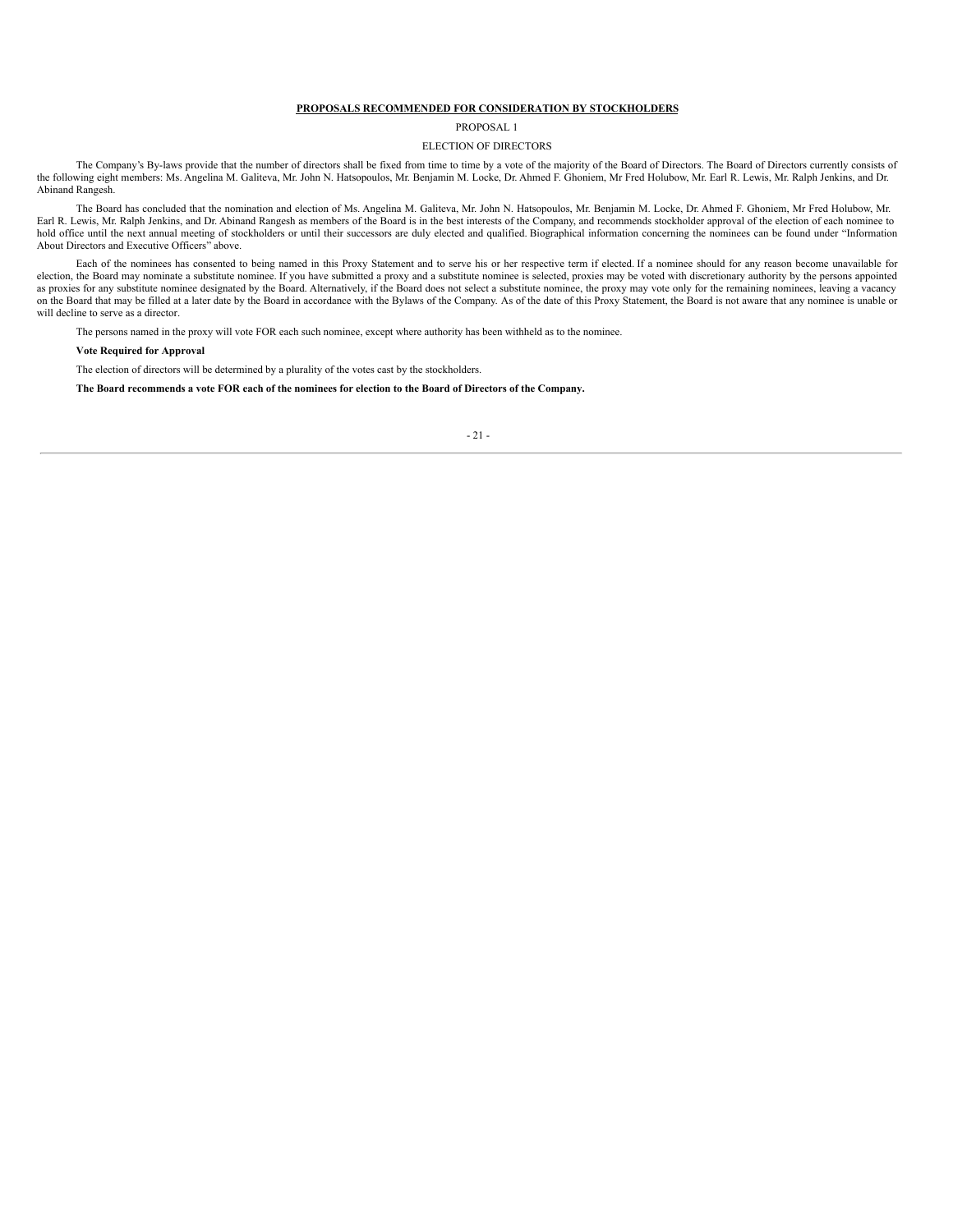## PROPOSALS RECOMMENDED FOR CONSIDERATION BY STOCKHOLDERS

### PROPOSAL 1

### ELECTION OF DIRECTORS

The Company's By-laws provide that the number of directors shall be fixed from time to time by a vote of the majority of the Board of Directors. The Board of Directors currently consists of the following eight members: Ms. Angelina M. Galiteva, Mr. John N. Hatsopoulos, Mr. Benjamin M. Locke, Dr. Ahmed F. Ghoniem, Mr Fred Holubow, Mr. Earl R. Lewis, Mr. Ralph Jenkins, and Dr. Abinand Rangesh.

The Board has concluded that the nomination and election of Ms. Angelina M. Galiteva, Mr. John N. Hatsopoulos, Mr. Benjamin M. Locke, Dr. Ahmed F. Ghoniem, Mr Fred Holubow, Mr. Earl R. Lewis, Mr. Ralph Jenkins, and Dr. Abinand Rangesh as members of the Board is in the best interests of the Company, and recommends stockholder approval of the election of each nominee to hold office until the next annual meeting of stockholders or until their successors are duly elected and qualified. Biographical information concerning the nominees can be found under "Information About Directors and Executive Officers" above.

Each of the nominees has consented to being named in this Proxy Statement and to serve his or her respective term if elected. If a nominee should for any reason become unavailable for election, the Board may nominate a substitute nominee. If you have submitted a proxy and a substitute nominee is selected, proxies may be voted with discretionary authority by the persons appointed as proxies for any substitute nominee designated by the Board. Alternatively, if the Board does not select a substitute nominee, the proxy may vote only for the remaining nominees, leaving a vacancy on the Board that may be filled at a later date by the Board in accordance with the Bylaws of the Company. As of the date of this Proxy Statement, the Board is not aware that any nominee is unable or will decline to serve as a director.

The persons named in the proxy will vote FOR each such nominee, except where authority has been withheld as to the nominee.

**Vote Required for Approval**

The election of directors will be determined by a plurality of the votes cast by the stockholders.

**The Board recommends a vote FOR each of the nominees for election to the Board of Directors of the Company.**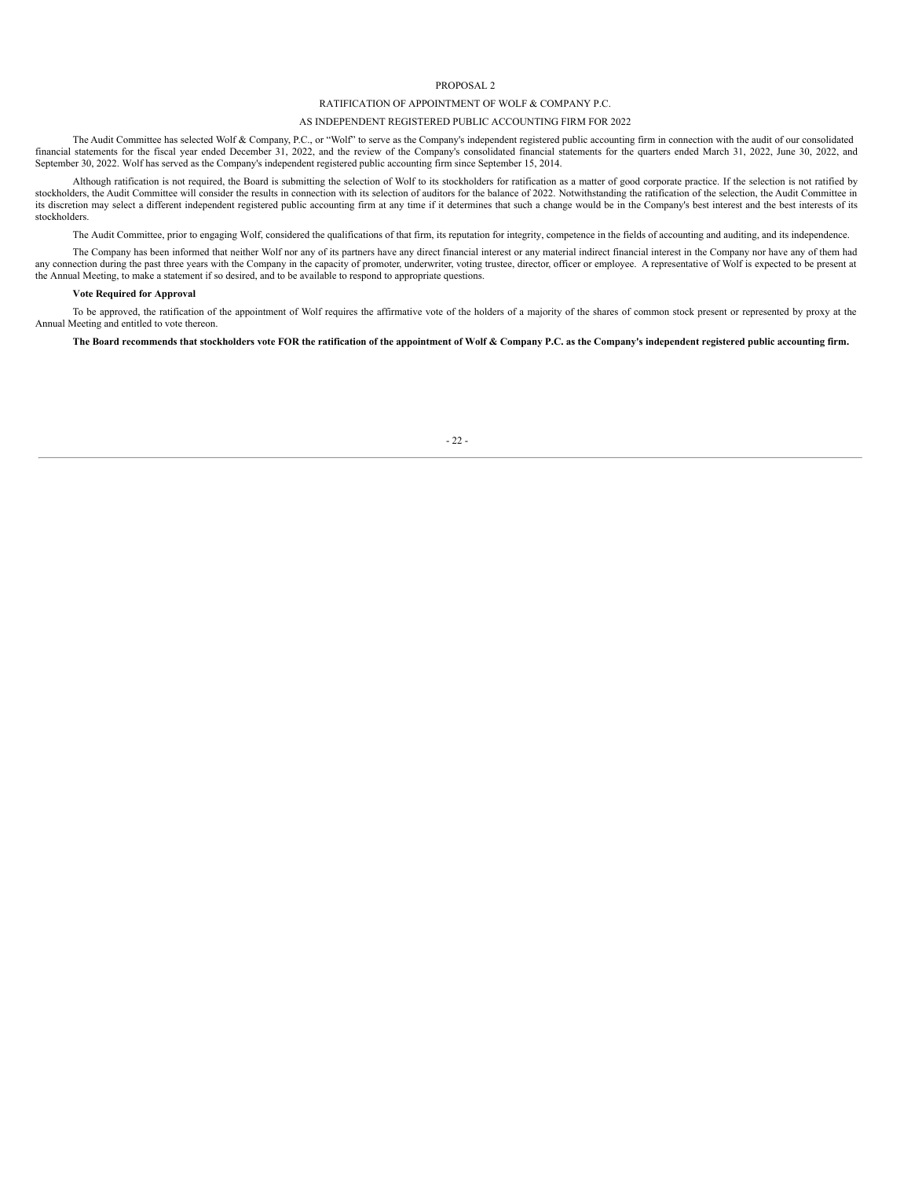# PROPOSAL 2

## RATIFICATION OF APPOINTMENT OF WOLF & COMPANY P.C.

## AS INDEPENDENT REGISTERED PUBLIC ACCOUNTING FIRM FOR 2022

The Audit Committee has selected Wolf & Company, P.C., or "Wolf" to serve as the Company's independent registered public accounting firm in connection with the audit of our consolidated financial statements for the fiscal year ended December 31, 2022, and the review of the Company's consolidated financial statements for the quarters ended March 31, 2022, June 30, 2022, and September 30, 2022. Wolf has served as the Company's independent registered public accounting firm since September 15, 2014.

Although ratification is not required, the Board is submitting the selection of Wolf to its stockholders for ratification as a matter of good corporate practice. If the selection is not ratified by stockholders, the Audit Committee will consider the results in connection with its selection of auditors for the balance of 2022. Notwithstanding the ratification of the selection, the Audit Committee in its discretion may select a different independent registered public accounting firm at any time if it determines that such a change would be in the Company's best interest and the best interests of its stockholders.

The Audit Committee, prior to engaging Wolf, considered the qualifications of that firm, its reputation for integrity, competence in the fields of accounting and auditing, and its independence.

The Company has been informed that neither Wolf nor any of its partners have any direct financial interest or any material indirect financial interest in the Company nor have any of them had any connection during the past three years with the Company in the capacity of promoter, underwriter, voting trustee, director, officer or employee. A representative of Wolf is expected to be present at the Annual Meeting, to make a statement if so desired, and to be available to respond to appropriate questions.

**Vote Required for Approval**

To be approved, the ratification of the appointment of Wolf requires the affirmative vote of the holders of a majority of the shares of common stock present or represented by proxy at the Annual Meeting and entitled to vote thereon.

**The Board recommends that stockholders vote FOR the ratification of the appointment of Wolf & Company P.C. as the Company's independent registered public accounting firm.**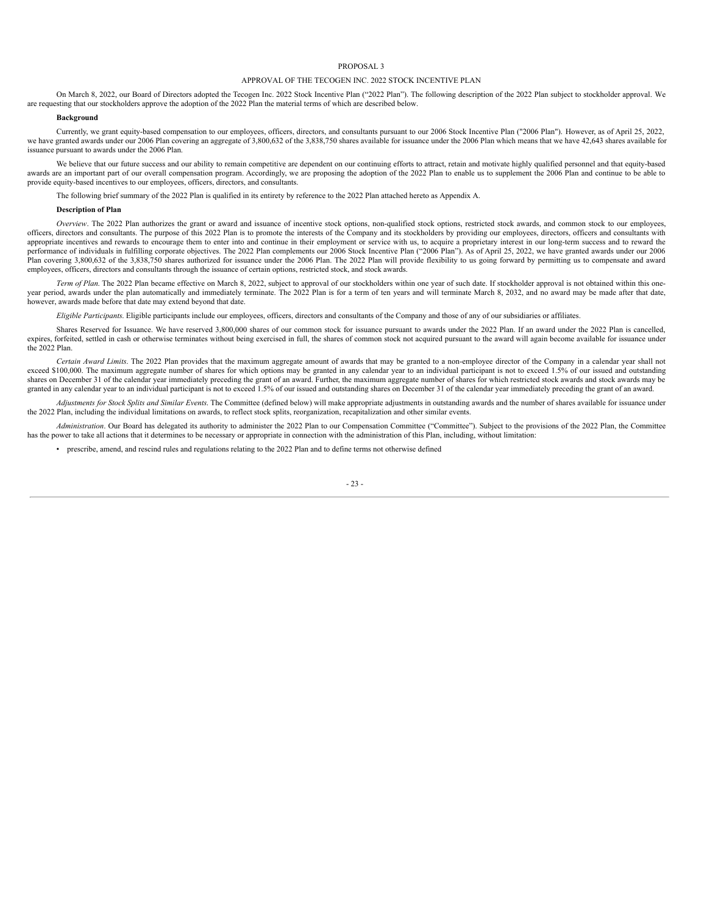PROPOSAL 3

APPROVAL OF THE TECOGEN INC. 2022 STOCK INCENTIVE PLAN

On March 8, 2022, our Board of Directors adopted the Tecogen Inc. 2022 Stock Incentive Plan (“2022 Plan”). The following description of the 2022 Plan subject to stockholder approval. We are requesting that our stockholders approve the adoption of the 2022 Plan the material terms of which are described below.

**Background**

Currently, we grant equity-based compensation to our employees, officers, directors, and consultants pursuant to our 2006 Stock Incentive Plan ("2006 Plan"). However, as of April 25, 2022, we have granted awards under our 2006 Plan covering an aggregate of 3,800,632 of the 3,838,750 shares available for issuance under the 2006 Plan which means that we have 42,643 shares available for issuance pursuant to awards under the 2006 Plan.

We believe that our future success and our ability to remain competitive are dependent on our continuing efforts to attract, retain and motivate highly qualified personnel and that equity-based awards are an important part of our overall compensation program. Accordingly, we are proposing the adoption of the 2022 Plan to enable us to supplement the 2006 Plan and continue to be able to provide equity-based incentives to our employees, officers, directors, and consultants.

The following brief summary of the 2022 Plan is qualified in its entirety by reference to the 2022 Plan attached hereto as Appendix A.

**Description of Plan**

*Overview*. The 2022 Plan authorizes the grant or award and issuance of incentive stock options, non-qualified stock options, restricted stock awards, and common stock to our employees, officers, directors and consultants. The purpose of this 2022 Plan is to promote the interests of the Company and its stockholders by providing our employees, directors, officers and consultants with appropriate incentives and rewards to encourage them to enter into and continue in their employment or service with us, to acquire a proprietary interest in our long-term success and to reward the performance of individuals in fulfilling corporate objectives. The 2022 Plan complements our 2006 Stock Incentive Plan (“2006 Plan”). As of April 25, 2022, we have granted awards under our 2006 Plan covering 3,800,632 of the 3,838,750 shares authorized for issuance under the 2006 Plan. The 2022 Plan will provide flexibility to us going forward by permitting us to compensate and award employees, officers, directors and consultants through the issuance of certain options, restricted stock, and stock awards.

*Term of Plan*. The 2022 Plan became effective on March 8, 2022, subject to approval of our stockholders within one year of such date. If stockholder approval is not obtained within this one-year period, awards under the plan automatically and immediately terminate. The 2022 Plan is for a term of ten years and will terminate March 8, 2032, and no award may be made after that date, however, awards made before that date may extend beyond that date.

*Eligible Participants*. Eligible participants include our employees, officers, directors and consultants of the Company and those of any of our subsidiaries or affiliates.

Shares Reserved for Issuance. We have reserved 3,800,000 shares of our common stock for issuance pursuant to awards under the 2022 Plan. If an award under the 2022 Plan is cancelled, expires, forfeited, settled in cash or otherwise terminates without being exercised in full, the shares of common stock not acquired pursuant to the award will again become available for issuance under the 2022 Plan.

*Certain Award Limits*. The 2022 Plan provides that the maximum aggregate amount of awards that may be granted to a non-employee director of the Company in a calendar year shall not exceed $100,000. The maximum aggregate number of shares for which options may be granted in any calendar year to an individual participant is not to exceed 1.5% of our issued and outstanding shares on December 31 of the calendar year immediately preceding the grant of an award. Further, the maximum aggregate number of shares for which restricted stock awards and stock awards may be granted in any calendar year to an individual participant is not to exceed 1.5% of our issued and outstanding shares on December 31 of the calendar year immediately preceding the grant of an award.

*Adjustments for Stock Splits and Similar Events*. The Committee (defined below) will make appropriate adjustments in outstanding awards and the number of shares available for issuance under the 2022 Plan, including the individual limitations on awards, to reflect stock splits, reorganization, recapitalization and other similar events.

*Administration*. Our Board has delegated its authority to administer the 2022 Plan to our Compensation Committee (“Committee”). Subject to the provisions of the 2022 Plan, the Committee has the power to take all actions that it determines to be necessary or appropriate in connection with the administration of this Plan, including, without limitation:

- prescribe, amend, and rescind rules and regulations relating to the 2022 Plan and to define terms not otherwise defined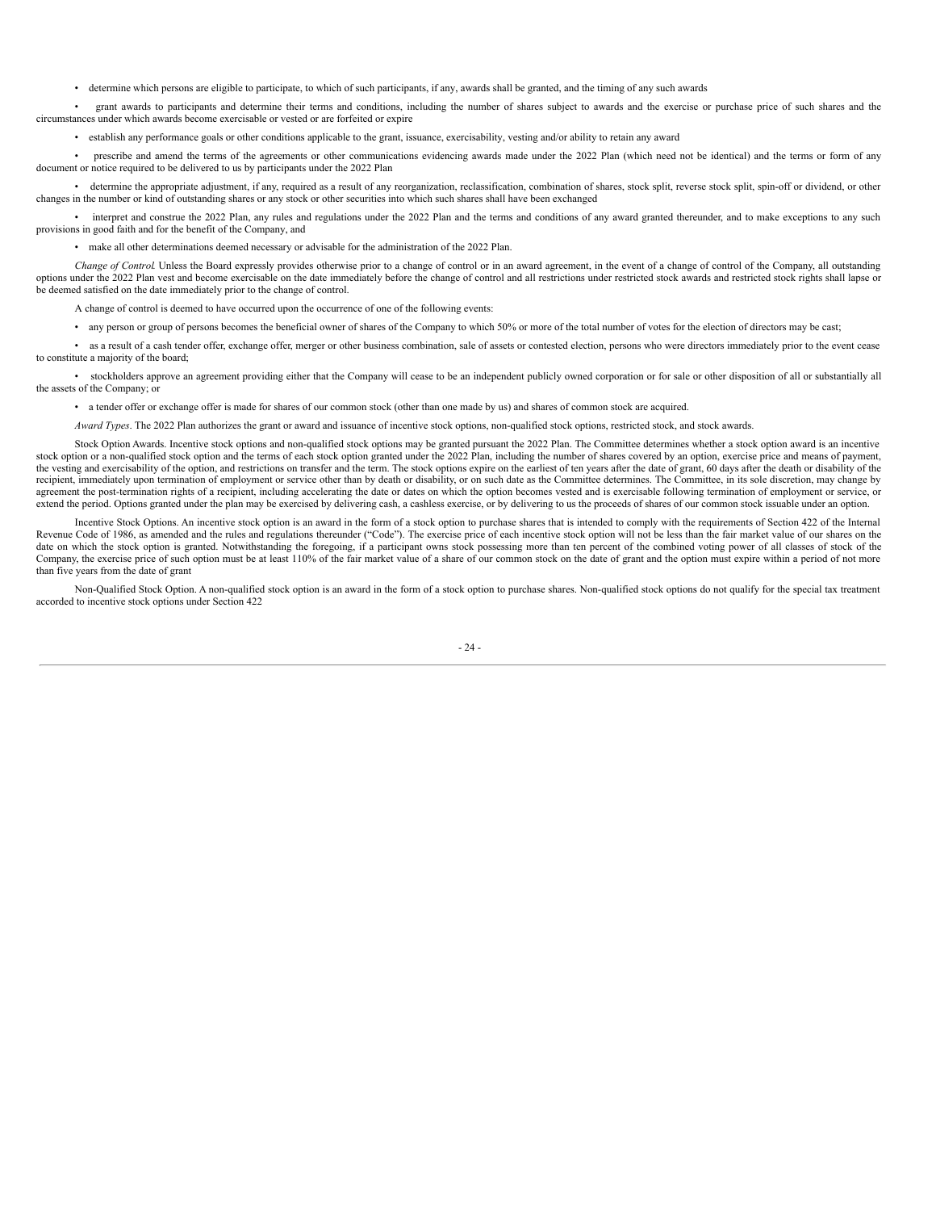- determine which persons are eligible to participate, to which of such participants, if any, awards shall be granted, and the timing of any such awards
- grant awards to participants and determine their terms and conditions, including the number of shares subject to awards and the exercise or purchase price of such shares and the circumstances under which awards become exercisable or vested or are forfeited or expire
- establish any performance goals or other conditions applicable to the grant, issuance, exercisability, vesting and/or ability to retain any award
- prescribe and amend the terms of the agreements or other communications evidencing awards made under the 2022 Plan (which need not be identical) and the terms or form of any document or notice required to be delivered to us by participants under the 2022 Plan
- determine the appropriate adjustment, if any, required as a result of any reorganization, reclassification, combination of shares, stock split, reverse stock split, spin-off or dividend, or other changes in the number or kind of outstanding shares or any stock or other securities into which such shares shall have been exchanged
- interpret and construe the 2022 Plan, any rules and regulations under the 2022 Plan and the terms and conditions of any award granted thereunder, and to make exceptions to any such provisions in good faith and for the benefit of the Company, and
- make all other determinations deemed necessary or advisable for the administration of the 2022 Plan.

*Change of Control*. Unless the Board expressly provides otherwise prior to a change of control or in an award agreement, in the event of a change of control of the Company, all outstanding options under the 2022 Plan vest and become exercisable on the date immediately before the change of control and all restrictions under restricted stock awards and restricted stock rights shall lapse or be deemed satisfied on the date immediately prior to the change of control.

A change of control is deemed to have occurred upon the occurrence of one of the following events:

- any person or group of persons becomes the beneficial owner of shares of the Company to which 50% or more of the total number of votes for the election of directors may be cast;
- as a result of a cash tender offer, exchange offer, merger or other business combination, sale of assets or contested election, persons who were directors immediately prior to the event cease to constitute a majority of the board;
- stockholders approve an agreement providing either that the Company will cease to be an independent publicly owned corporation or for sale or other disposition of all or substantially all the assets of the Company; or
- a tender offer or exchange offer is made for shares of our common stock (other than one made by us) and shares of common stock are acquired.

*Award Types*. The 2022 Plan authorizes the grant or award and issuance of incentive stock options, non-qualified stock options, restricted stock, and stock awards.

Stock Option Awards. Incentive stock options and non-qualified stock options may be granted pursuant the 2022 Plan. The Committee determines whether a stock option award is an incentive stock option or a non-qualified stock option and the terms of each stock option granted under the 2022 Plan, including the number of shares covered by an option, exercise price and means of payment, the vesting and exercisability of the option, and restrictions on transfer and the term. The stock options expire on the earliest of ten years after the date of grant, 60 days after the death or disability of the recipient, immediately upon termination of employment or service other than by death or disability, or on such date as the Committee determines. The Committee, in its sole discretion, may change by agreement the post-termination rights of a recipient, including accelerating the date or dates on which the option becomes vested and is exercisable following termination of employment or service, or extend the period. Options granted under the plan may be exercised by delivering cash, a cashless exercise, or by delivering to us the proceeds of shares of our common stock issuable under an option.

Incentive Stock Options. An incentive stock option is an award in the form of a stock option to purchase shares that is intended to comply with the requirements of Section 422 of the Internal Revenue Code of 1986, as amended and the rules and regulations thereunder ("Code"). The exercise price of each incentive stock option will not be less than the fair market value of our shares on the date on which the stock option is granted. Notwithstanding the foregoing, if a participant owns stock possessing more than ten percent of the combined voting power of all classes of stock of the Company, the exercise price of such option must be at least 110% of the fair market value of a share of our common stock on the date of grant and the option must expire within a period of not more than five years from the date of grant

Non-Qualified Stock Option. A non-qualified stock option is an award in the form of a stock option to purchase shares. Non-qualified stock options do not qualify for the special tax treatment accorded to incentive stock options under Section 422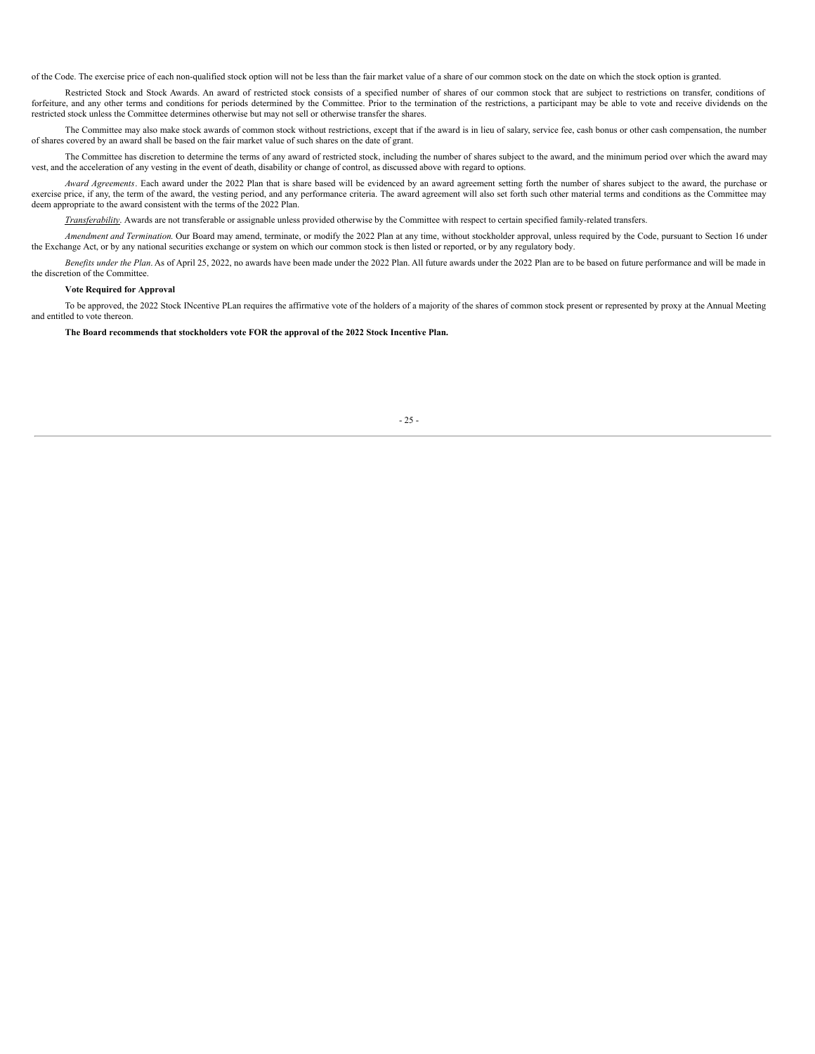of the Code. The exercise price of each non-qualified stock option will not be less than the fair market value of a share of our common stock on the date on which the stock option is granted.

Restricted Stock and Stock Awards. An award of restricted stock consists of a specified number of shares of our common stock that are subject to restrictions on transfer, conditions of forfeiture, and any other terms and conditions for periods determined by the Committee. Prior to the termination of the restrictions, a participant may be able to vote and receive dividends on the restricted stock unless the Committee determines otherwise but may not sell or otherwise transfer the shares.

The Committee may also make stock awards of common stock without restrictions, except that if the award is in lieu of salary, service fee, cash bonus or other cash compensation, the number of shares covered by an award shall be based on the fair market value of such shares on the date of grant.

The Committee has discretion to determine the terms of any award of restricted stock, including the number of shares subject to the award, and the minimum period over which the award may vest, and the acceleration of any vesting in the event of death, disability or change of control, as discussed above with regard to options.

*Award Agreements*. Each award under the 2022 Plan that is share based will be evidenced by an award agreement setting forth the number of shares subject to the award, the purchase or exercise price, if any, the term of the award, the vesting period, and any performance criteria. The award agreement will also set forth such other material terms and conditions as the Committee may deem appropriate to the award consistent with the terms of the 2022 Plan.

*Transferability*. Awards are not transferable or assignable unless provided otherwise by the Committee with respect to certain specified family-related transfers.

*Amendment and Termination.* Our Board may amend, terminate, or modify the 2022 Plan at any time, without stockholder approval, unless required by the Code, pursuant to Section 16 under the Exchange Act, or by any national securities exchange or system on which our common stock is then listed or reported, or by any regulatory body.

*Benefits under the Plan*. As of April 25, 2022, no awards have been made under the 2022 Plan. All future awards under the 2022 Plan are to be based on future performance and will be made in the discretion of the Committee.

**Vote Required for Approval**

To be approved, the 2022 Stock INcentive PLan requires the affirmative vote of the holders of a majority of the shares of common stock present or represented by proxy at the Annual Meeting and entitled to vote thereon.

**The Board recommends that stockholders vote FOR the approval of the 2022 Stock Incentive Plan.**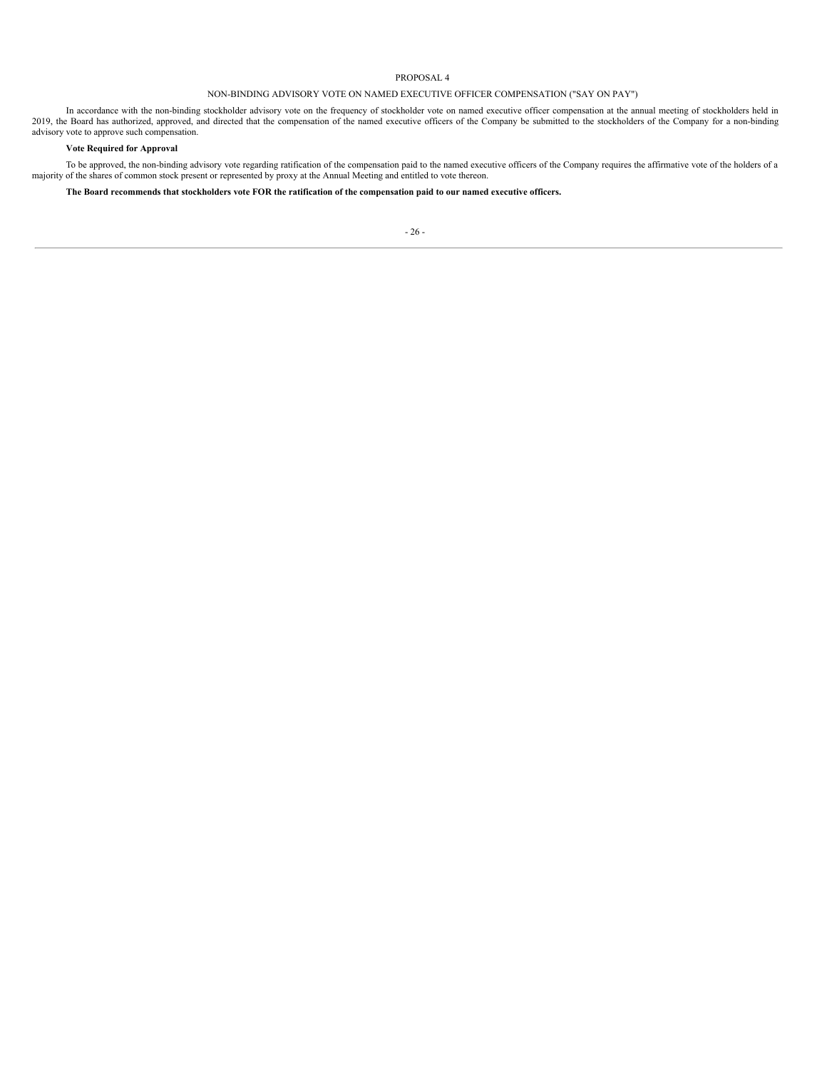# PROPOSAL 4

## NON-BINDING ADVISORY VOTE ON NAMED EXECUTIVE OFFICER COMPENSATION ("SAY ON PAY")

In accordance with the non-binding stockholder advisory vote on the frequency of stockholder vote on named executive officer compensation at the annual meeting of stockholders held in 2019, the Board has authorized, approved, and directed that the compensation of the named executive officers of the Company be submitted to the stockholders of the Company for a non-binding advisory vote to approve such compensation.

### Vote Required for Approval

To be approved, the non-binding advisory vote regarding ratification of the compensation paid to the named executive officers of the Company requires the affirmative vote of the holders of a majority of the shares of common stock present or represented by proxy at the Annual Meeting and entitled to vote thereon.

**The Board recommends that stockholders vote FOR the ratification of the compensation paid to our named executive officers.**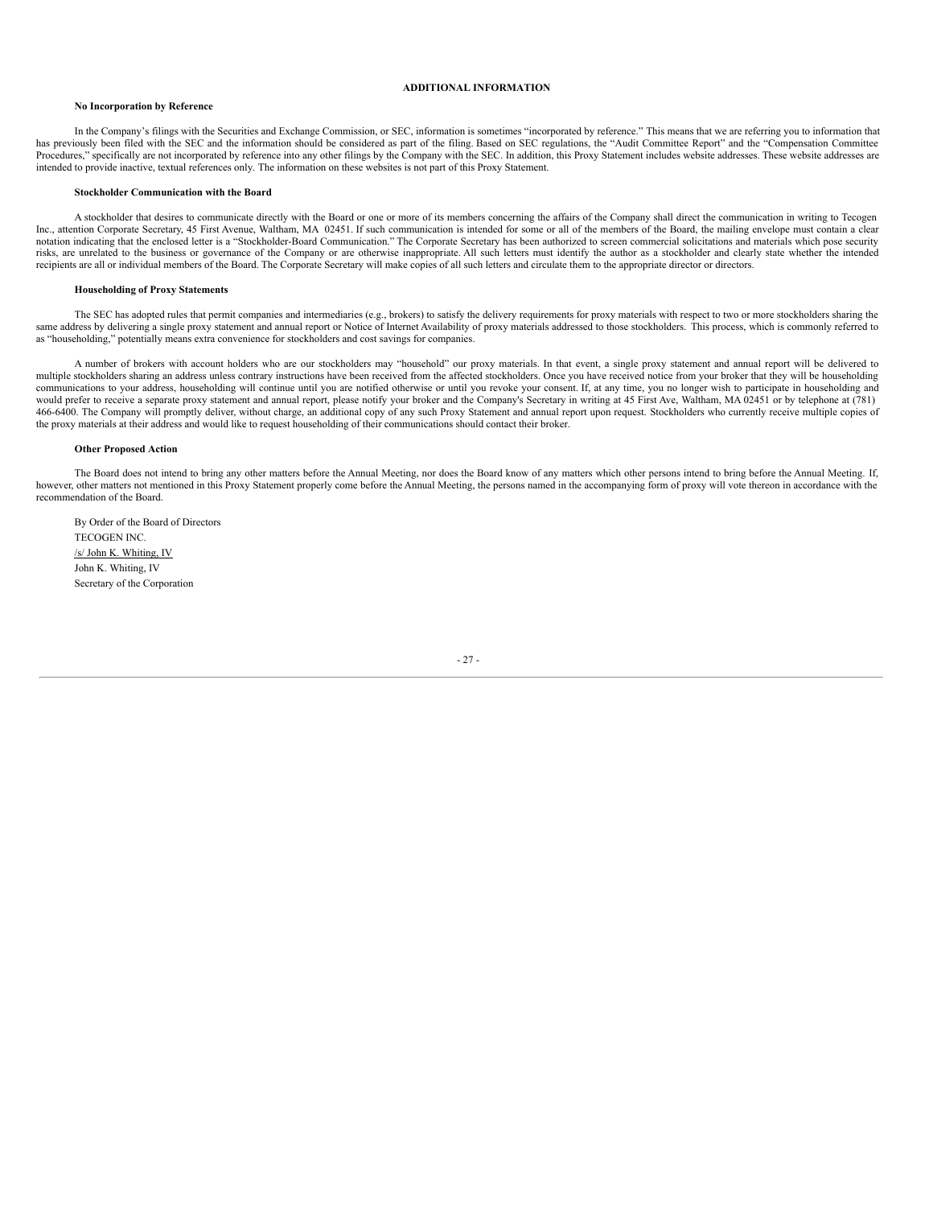## ADDITIONAL INFORMATION

### No Incorporation by Reference

In the Company's filings with the Securities and Exchange Commission, or SEC, information is sometimes "incorporated by reference." This means that we are referring you to information that has previously been filed with the SEC and the information should be considered as part of the filing. Based on SEC regulations, the "Audit Committee Report" and the "Compensation Committee Procedures," specifically are not incorporated by reference into any other filings by the Company with the SEC. In addition, this Proxy Statement includes website addresses. These website addresses are intended to provide inactive, textual references only. The information on these websites is not part of this Proxy Statement.

### Stockholder Communication with the Board

A stockholder that desires to communicate directly with the Board or one or more of its members concerning the affairs of the Company shall direct the communication in writing to Tecogen Inc., attention Corporate Secretary, 45 First Avenue, Waltham, MA 02451. If such communication is intended for some or all of the members of the Board, the mailing envelope must contain a clear notation indicating that the enclosed letter is a "Stockholder-Board Communication." The Corporate Secretary has been authorized to screen commercial solicitations and materials which pose security risks, are unrelated to the business or governance of the Company or are otherwise inappropriate. All such letters must identify the author as a stockholder and clearly state whether the intended recipients are all or individual members of the Board. The Corporate Secretary will make copies of all such letters and circulate them to the appropriate director or directors.

### Householding of Proxy Statements

The SEC has adopted rules that permit companies and intermediaries (e.g., brokers) to satisfy the delivery requirements for proxy materials with respect to two or more stockholders sharing the same address by delivering a single proxy statement and annual report or Notice of Internet Availability of proxy materials addressed to those stockholders. This process, which is commonly referred to as "householding," potentially means extra convenience for stockholders and cost savings for companies.

A number of brokers with account holders who are our stockholders may "household" our proxy materials. In that event, a single proxy statement and annual report will be delivered to multiple stockholders sharing an address unless contrary instructions have been received from the affected stockholders. Once you have received notice from your broker that they will be householding communications to your address, householding will continue until you are notified otherwise or until you revoke your consent. If, at any time, you no longer wish to participate in householding and would prefer to receive a separate proxy statement and annual report, please notify your broker and the Company's Secretary in writing at 45 First Ave, Waltham, MA 02451 or by telephone at (781) 466-6400. The Company will promptly deliver, without charge, an additional copy of any such Proxy Statement and annual report upon request. Stockholders who currently receive multiple copies of the proxy materials at their address and would like to request householding of their communications should contact their broker.

### Other Proposed Action

The Board does not intend to bring any other matters before the Annual Meeting, nor does the Board know of any matters which other persons intend to bring before the Annual Meeting. If, however, other matters not mentioned in this Proxy Statement properly come before the Annual Meeting, the persons named in the accompanying form of proxy will vote thereon in accordance with the recommendation of the Board.

By Order of the Board of Directors
TECOGEN INC.
/s/ John K. Whiting, IV
John K. Whiting, IV
Secretary of the Corporation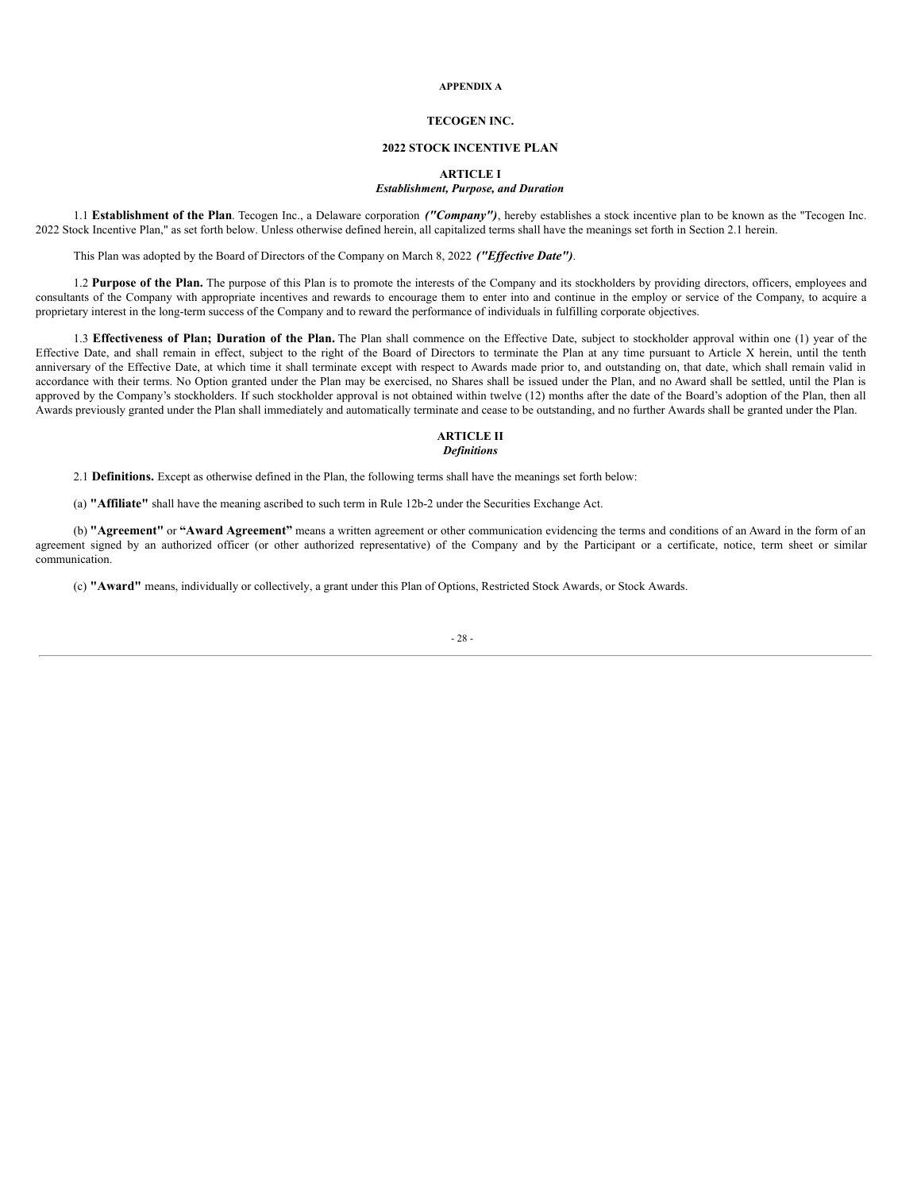**APPENDIX A**

**TECOGEN INC.**

**2022 STOCK INCENTIVE PLAN**

**ARTICLE I**
***Establishment, Purpose, and Duration***

1.1 **Establishment of the Plan**. Tecogen Inc., a Delaware corporation ***("Company")***, hereby establishes a stock incentive plan to be known as the "Tecogen Inc. 2022 Stock Incentive Plan," as set forth below. Unless otherwise defined herein, all capitalized terms shall have the meanings set forth in Section 2.1 herein.

This Plan was adopted by the Board of Directors of the Company on March 8, 2022 ***("Effective Date")***.

1.2 **Purpose of the Plan.** The purpose of this Plan is to promote the interests of the Company and its stockholders by providing directors, officers, employees and consultants of the Company with appropriate incentives and rewards to encourage them to enter into and continue in the employ or service of the Company, to acquire a proprietary interest in the long-term success of the Company and to reward the performance of individuals in fulfilling corporate objectives.

1.3 **Effectiveness of Plan; Duration of the Plan.** The Plan shall commence on the Effective Date, subject to stockholder approval within one (1) year of the Effective Date, and shall remain in effect, subject to the right of the Board of Directors to terminate the Plan at any time pursuant to Article X herein, until the tenth anniversary of the Effective Date, at which time it shall terminate except with respect to Awards made prior to, and outstanding on, that date, which shall remain valid in accordance with their terms. No Option granted under the Plan may be exercised, no Shares shall be issued under the Plan, and no Award shall be settled, until the Plan is approved by the Company's stockholders. If such stockholder approval is not obtained within twelve (12) months after the date of the Board's adoption of the Plan, then all Awards previously granted under the Plan shall immediately and automatically terminate and cease to be outstanding, and no further Awards shall be granted under the Plan.

**ARTICLE II**
***Definitions***

2.1 **Definitions.** Except as otherwise defined in the Plan, the following terms shall have the meanings set forth below:

(a) **"Affiliate"** shall have the meaning ascribed to such term in Rule 12b-2 under the Securities Exchange Act.

(b) **"Agreement"** or **"Award Agreement"** means a written agreement or other communication evidencing the terms and conditions of an Award in the form of an agreement signed by an authorized officer (or other authorized representative) of the Company and by the Participant or a certificate, notice, term sheet or similar communication.

(c) **"Award"** means, individually or collectively, a grant under this Plan of Options, Restricted Stock Awards, or Stock Awards.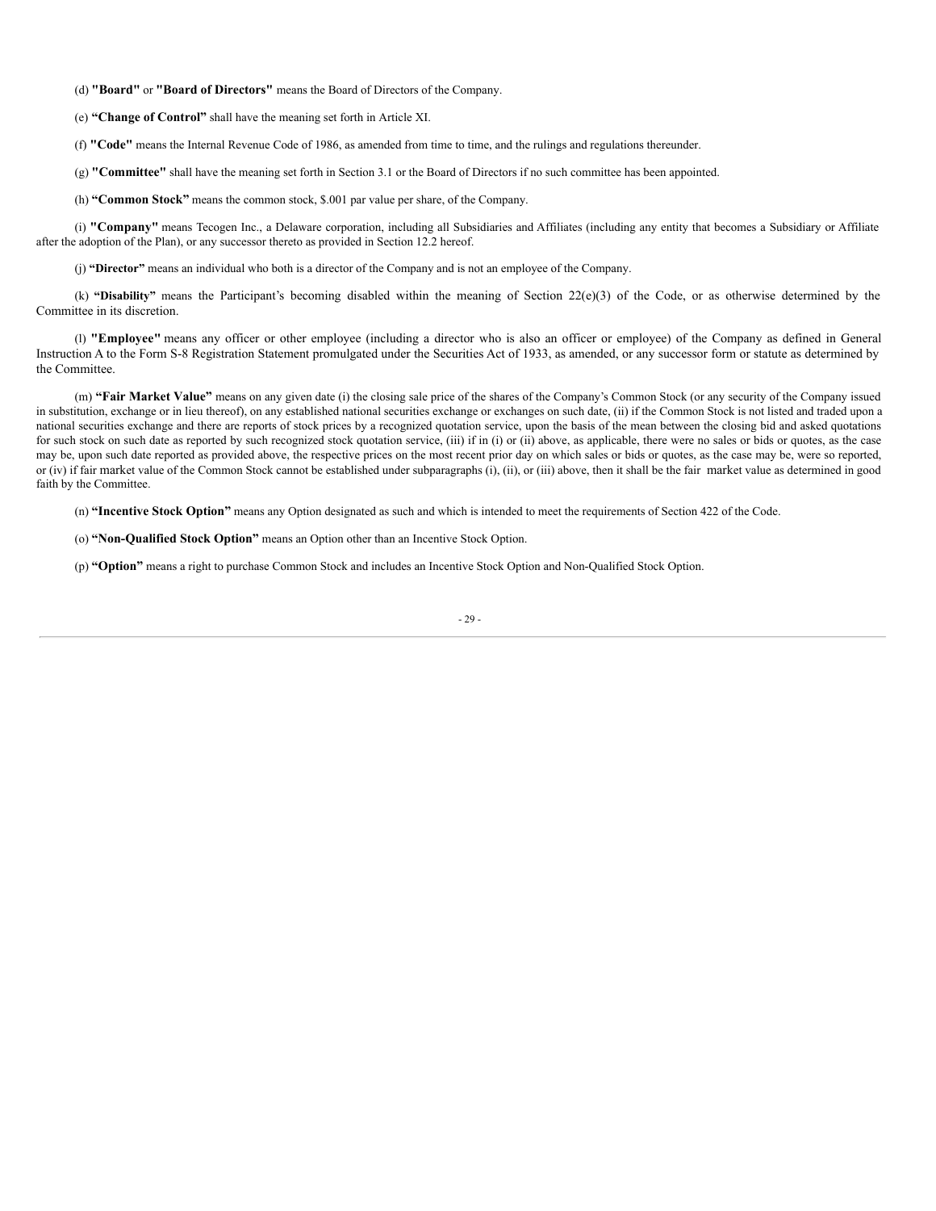(d) **"Board"** or **"Board of Directors"** means the Board of Directors of the Company.

(e) **"Change of Control"** shall have the meaning set forth in Article XI.

(f) **"Code"** means the Internal Revenue Code of 1986, as amended from time to time, and the rulings and regulations thereunder.

(g) **"Committee"** shall have the meaning set forth in Section 3.1 or the Board of Directors if no such committee has been appointed.

(h) **"Common Stock"** means the common stock, $.001 par value per share, of the Company.

(i) **"Company"** means Tecogen Inc., a Delaware corporation, including all Subsidiaries and Affiliates (including any entity that becomes a Subsidiary or Affiliate after the adoption of the Plan), or any successor thereto as provided in Section 12.2 hereof.

(j) **"Director"** means an individual who both is a director of the Company and is not an employee of the Company.

(k) **"Disability"** means the Participant's becoming disabled within the meaning of Section 22(e)(3) of the Code, or as otherwise determined by the Committee in its discretion.

(l) **"Employee"** means any officer or other employee (including a director who is also an officer or employee) of the Company as defined in General Instruction A to the Form S-8 Registration Statement promulgated under the Securities Act of 1933, as amended, or any successor form or statute as determined by the Committee.

(m) **"Fair Market Value"** means on any given date (i) the closing sale price of the shares of the Company's Common Stock (or any security of the Company issued in substitution, exchange or in lieu thereof), on any established national securities exchange or exchanges on such date, (ii) if the Common Stock is not listed and traded upon a national securities exchange and there are reports of stock prices by a recognized quotation service, upon the basis of the mean between the closing bid and asked quotations for such stock on such date as reported by such recognized stock quotation service, (iii) if in (i) or (ii) above, as applicable, there were no sales or bids or quotes, as the case may be, upon such date reported as provided above, the respective prices on the most recent prior day on which sales or bids or quotes, as the case may be, were so reported, or (iv) if fair market value of the Common Stock cannot be established under subparagraphs (i), (ii), or (iii) above, then it shall be the fair market value as determined in good faith by the Committee.

(n) **"Incentive Stock Option"** means any Option designated as such and which is intended to meet the requirements of Section 422 of the Code.

(o) **"Non-Qualified Stock Option"** means an Option other than an Incentive Stock Option.

(p) **"Option"** means a right to purchase Common Stock and includes an Incentive Stock Option and Non-Qualified Stock Option.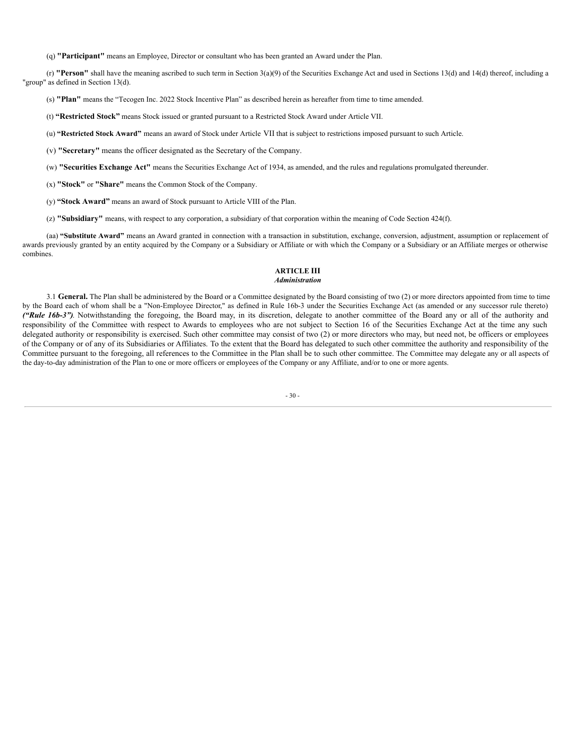(q) **"Participant"** means an Employee, Director or consultant who has been granted an Award under the Plan.

(r) **"Person"** shall have the meaning ascribed to such term in Section 3(a)(9) of the Securities Exchange Act and used in Sections 13(d) and 14(d) thereof, including a "group" as defined in Section 13(d).

(s) **"Plan"** means the "Tecogen Inc. 2022 Stock Incentive Plan" as described herein as hereafter from time to time amended.

(t) **"Restricted Stock"** means Stock issued or granted pursuant to a Restricted Stock Award under Article VII.

(u) **"Restricted Stock Award"** means an award of Stock under Article VII that is subject to restrictions imposed pursuant to such Article.

(v) **"Secretary"** means the officer designated as the Secretary of the Company.

(w) **"Securities Exchange Act"** means the Securities Exchange Act of 1934, as amended, and the rules and regulations promulgated thereunder.

(x) **"Stock"** or **"Share"** means the Common Stock of the Company.

(y) **"Stock Award"** means an award of Stock pursuant to Article VIII of the Plan.

(z) **"Subsidiary"** means, with respect to any corporation, a subsidiary of that corporation within the meaning of Code Section 424(f).

(aa) **"Substitute Award"** means an Award granted in connection with a transaction in substitution, exchange, conversion, adjustment, assumption or replacement of awards previously granted by an entity acquired by the Company or a Subsidiary or Affiliate or with which the Company or a Subsidiary or an Affiliate merges or otherwise combines.

## ARTICLE III
### *Administration*

3.1 **General.** The Plan shall be administered by the Board or a Committee designated by the Board consisting of two (2) or more directors appointed from time to time by the Board each of whom shall be a "Non-Employee Director," as defined in Rule 16b-3 under the Securities Exchange Act (as amended or any successor rule thereto) ***("Rule 16b-3")***. Notwithstanding the foregoing, the Board may, in its discretion, delegate to another committee of the Board any or all of the authority and responsibility of the Committee with respect to Awards to employees who are not subject to Section 16 of the Securities Exchange Act at the time any such delegated authority or responsibility is exercised. Such other committee may consist of two (2) or more directors who may, but need not, be officers or employees of the Company or of any of its Subsidiaries or Affiliates. To the extent that the Board has delegated to such other committee the authority and responsibility of the Committee pursuant to the foregoing, all references to the Committee in the Plan shall be to such other committee. The Committee may delegate any or all aspects of the day-to-day administration of the Plan to one or more officers or employees of the Company or any Affiliate, and/or to one or more agents.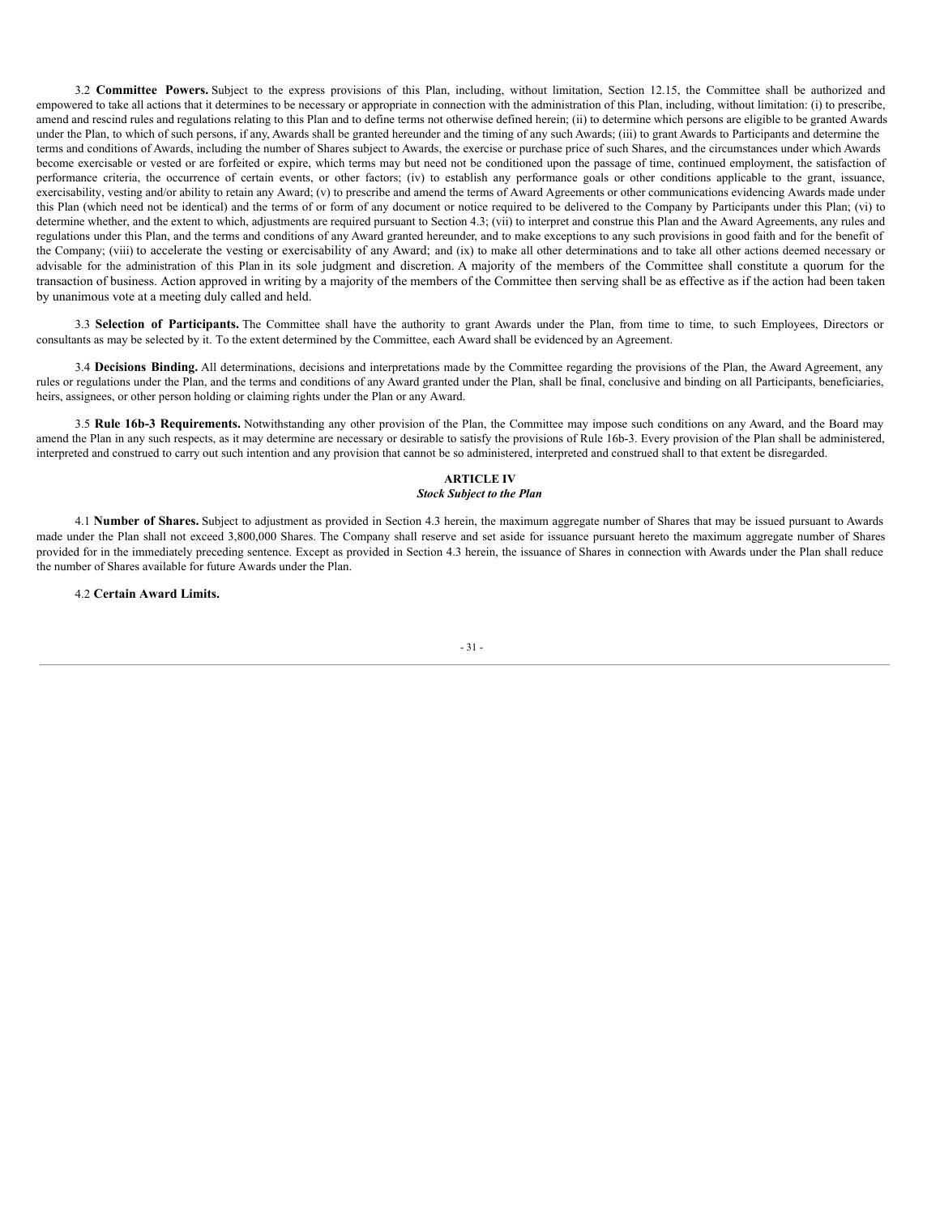3.2 **Committee Powers.** Subject to the express provisions of this Plan, including, without limitation, Section 12.15, the Committee shall be authorized and empowered to take all actions that it determines to be necessary or appropriate in connection with the administration of this Plan, including, without limitation: (i) to prescribe, amend and rescind rules and regulations relating to this Plan and to define terms not otherwise defined herein; (ii) to determine which persons are eligible to be granted Awards under the Plan, to which of such persons, if any, Awards shall be granted hereunder and the timing of any such Awards; (iii) to grant Awards to Participants and determine the terms and conditions of Awards, including the number of Shares subject to Awards, the exercise or purchase price of such Shares, and the circumstances under which Awards become exercisable or vested or are forfeited or expire, which terms may but need not be conditioned upon the passage of time, continued employment, the satisfaction of performance criteria, the occurrence of certain events, or other factors; (iv) to establish any performance goals or other conditions applicable to the grant, issuance, exercisability, vesting and/or ability to retain any Award; (v) to prescribe and amend the terms of Award Agreements or other communications evidencing Awards made under this Plan (which need not be identical) and the terms of or form of any document or notice required to be delivered to the Company by Participants under this Plan; (vi) to determine whether, and the extent to which, adjustments are required pursuant to Section 4.3; (vii) to interpret and construe this Plan and the Award Agreements, any rules and regulations under this Plan, and the terms and conditions of any Award granted hereunder, and to make exceptions to any such provisions in good faith and for the benefit of the Company; (viii) to accelerate the vesting or exercisability of any Award; and (ix) to make all other determinations and to take all other actions deemed necessary or advisable for the administration of this Plan in its sole judgment and discretion. A majority of the members of the Committee shall constitute a quorum for the transaction of business. Action approved in writing by a majority of the members of the Committee then serving shall be as effective as if the action had been taken by unanimous vote at a meeting duly called and held.

3.3 **Selection of Participants.** The Committee shall have the authority to grant Awards under the Plan, from time to time, to such Employees, Directors or consultants as may be selected by it. To the extent determined by the Committee, each Award shall be evidenced by an Agreement.

3.4 **Decisions Binding.** All determinations, decisions and interpretations made by the Committee regarding the provisions of the Plan, the Award Agreement, any rules or regulations under the Plan, and the terms and conditions of any Award granted under the Plan, shall be final, conclusive and binding on all Participants, beneficiaries, heirs, assignees, or other person holding or claiming rights under the Plan or any Award.

3.5 **Rule 16b-3 Requirements.** Notwithstanding any other provision of the Plan, the Committee may impose such conditions on any Award, and the Board may amend the Plan in any such respects, as it may determine are necessary or desirable to satisfy the provisions of Rule 16b-3. Every provision of the Plan shall be administered, interpreted and construed to carry out such intention and any provision that cannot be so administered, interpreted and construed shall to that extent be disregarded.

## ARTICLE IV
### *Stock Subject to the Plan*

4.1 **Number of Shares.** Subject to adjustment as provided in Section 4.3 herein, the maximum aggregate number of Shares that may be issued pursuant to Awards made under the Plan shall not exceed 3,800,000 Shares. The Company shall reserve and set aside for issuance pursuant hereto the maximum aggregate number of Shares provided for in the immediately preceding sentence. Except as provided in Section 4.3 herein, the issuance of Shares in connection with Awards under the Plan shall reduce the number of Shares available for future Awards under the Plan.

4.2 **Certain Award Limits.**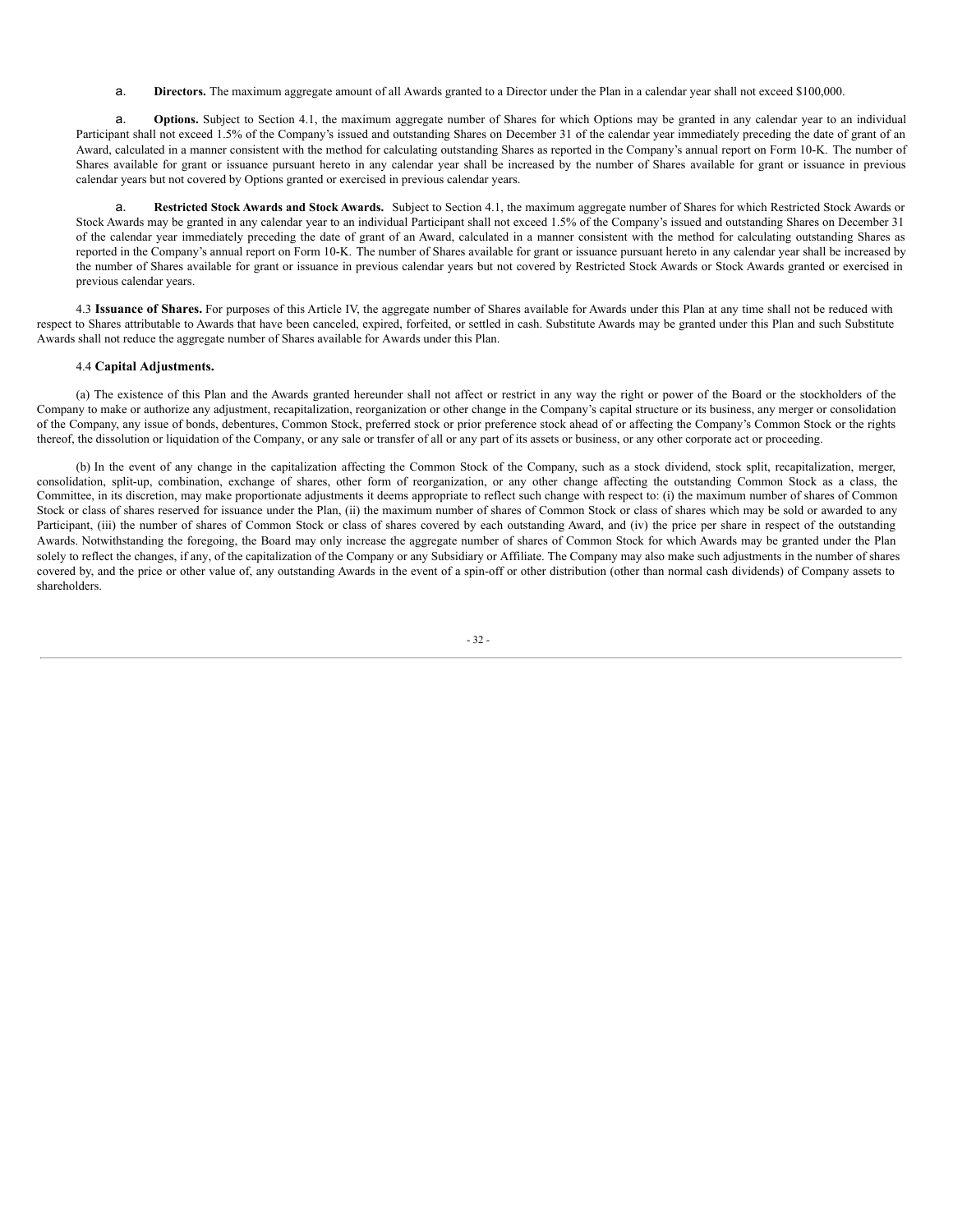a. **Directors.** The maximum aggregate amount of all Awards granted to a Director under the Plan in a calendar year shall not exceed $100,000.

a. **Options.** Subject to Section 4.1, the maximum aggregate number of Shares for which Options may be granted in any calendar year to an individual Participant shall not exceed 1.5% of the Company's issued and outstanding Shares on December 31 of the calendar year immediately preceding the date of grant of an Award, calculated in a manner consistent with the method for calculating outstanding Shares as reported in the Company's annual report on Form 10-K. The number of Shares available for grant or issuance pursuant hereto in any calendar year shall be increased by the number of Shares available for grant or issuance in previous calendar years but not covered by Options granted or exercised in previous calendar years.

a. **Restricted Stock Awards and Stock Awards.** Subject to Section 4.1, the maximum aggregate number of Shares for which Restricted Stock Awards or Stock Awards may be granted in any calendar year to an individual Participant shall not exceed 1.5% of the Company's issued and outstanding Shares on December 31 of the calendar year immediately preceding the date of grant of an Award, calculated in a manner consistent with the method for calculating outstanding Shares as reported in the Company's annual report on Form 10-K. The number of Shares available for grant or issuance pursuant hereto in any calendar year shall be increased by the number of Shares available for grant or issuance in previous calendar years but not covered by Restricted Stock Awards or Stock Awards granted or exercised in previous calendar years.

4.3 **Issuance of Shares.** For purposes of this Article IV, the aggregate number of Shares available for Awards under this Plan at any time shall not be reduced with respect to Shares attributable to Awards that have been canceled, expired, forfeited, or settled in cash. Substitute Awards may be granted under this Plan and such Substitute Awards shall not reduce the aggregate number of Shares available for Awards under this Plan.

4.4 **Capital Adjustments.**

(a) The existence of this Plan and the Awards granted hereunder shall not affect or restrict in any way the right or power of the Board or the stockholders of the Company to make or authorize any adjustment, recapitalization, reorganization or other change in the Company's capital structure or its business, any merger or consolidation of the Company, any issue of bonds, debentures, Common Stock, preferred stock or prior preference stock ahead of or affecting the Company's Common Stock or the rights thereof, the dissolution or liquidation of the Company, or any sale or transfer of all or any part of its assets or business, or any other corporate act or proceeding.

(b) In the event of any change in the capitalization affecting the Common Stock of the Company, such as a stock dividend, stock split, recapitalization, merger, consolidation, split-up, combination, exchange of shares, other form of reorganization, or any other change affecting the outstanding Common Stock as a class, the Committee, in its discretion, may make proportionate adjustments it deems appropriate to reflect such change with respect to: (i) the maximum number of shares of Common Stock or class of shares reserved for issuance under the Plan, (ii) the maximum number of shares of Common Stock or class of shares which may be sold or awarded to any Participant, (iii) the number of shares of Common Stock or class of shares covered by each outstanding Award, and (iv) the price per share in respect of the outstanding Awards. Notwithstanding the foregoing, the Board may only increase the aggregate number of shares of Common Stock for which Awards may be granted under the Plan solely to reflect the changes, if any, of the capitalization of the Company or any Subsidiary or Affiliate. The Company may also make such adjustments in the number of shares covered by, and the price or other value of, any outstanding Awards in the event of a spin-off or other distribution (other than normal cash dividends) of Company assets to shareholders.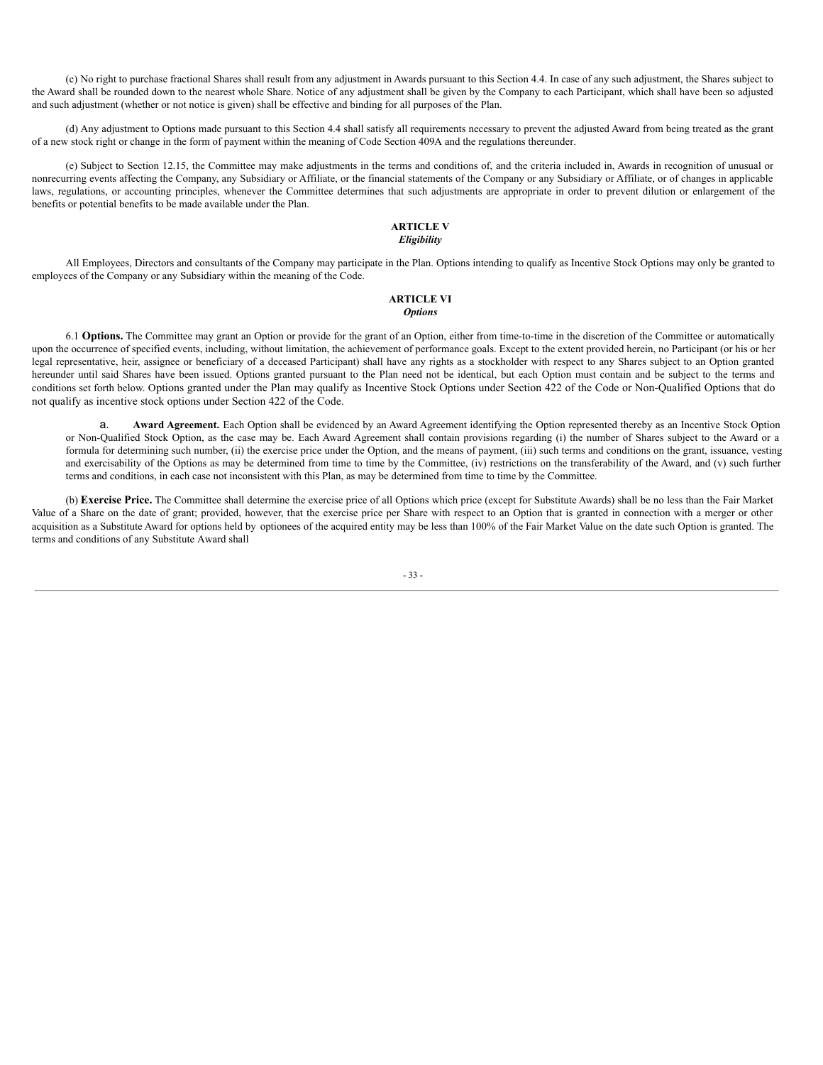(c) No right to purchase fractional Shares shall result from any adjustment in Awards pursuant to this Section 4.4. In case of any such adjustment, the Shares subject to the Award shall be rounded down to the nearest whole Share. Notice of any adjustment shall be given by the Company to each Participant, which shall have been so adjusted and such adjustment (whether or not notice is given) shall be effective and binding for all purposes of the Plan.

(d) Any adjustment to Options made pursuant to this Section 4.4 shall satisfy all requirements necessary to prevent the adjusted Award from being treated as the grant of a new stock right or change in the form of payment within the meaning of Code Section 409A and the regulations thereunder.

(e) Subject to Section 12.15, the Committee may make adjustments in the terms and conditions of, and the criteria included in, Awards in recognition of unusual or nonrecurring events affecting the Company, any Subsidiary or Affiliate, or the financial statements of the Company or any Subsidiary or Affiliate, or of changes in applicable laws, regulations, or accounting principles, whenever the Committee determines that such adjustments are appropriate in order to prevent dilution or enlargement of the benefits or potential benefits to be made available under the Plan.

## ARTICLE V
### *Eligibility*

All Employees, Directors and consultants of the Company may participate in the Plan. Options intending to qualify as Incentive Stock Options may only be granted to employees of the Company or any Subsidiary within the meaning of the Code.

## ARTICLE VI
### *Options*

6.1 **Options.** The Committee may grant an Option or provide for the grant of an Option, either from time-to-time in the discretion of the Committee or automatically upon the occurrence of specified events, including, without limitation, the achievement of performance goals. Except to the extent provided herein, no Participant (or his or her legal representative, heir, assignee or beneficiary of a deceased Participant) shall have any rights as a stockholder with respect to any Shares subject to an Option granted hereunder until said Shares have been issued. Options granted pursuant to the Plan need not be identical, but each Option must contain and be subject to the terms and conditions set forth below. Options granted under the Plan may qualify as Incentive Stock Options under Section 422 of the Code or Non-Qualified Options that do not qualify as incentive stock options under Section 422 of the Code.

a. **Award Agreement.** Each Option shall be evidenced by an Award Agreement identifying the Option represented thereby as an Incentive Stock Option or Non-Qualified Stock Option, as the case may be. Each Award Agreement shall contain provisions regarding (i) the number of Shares subject to the Award or a formula for determining such number, (ii) the exercise price under the Option, and the means of payment, (iii) such terms and conditions on the grant, issuance, vesting and exercisability of the Options as may be determined from time to time by the Committee, (iv) restrictions on the transferability of the Award, and (v) such further terms and conditions, in each case not inconsistent with this Plan, as may be determined from time to time by the Committee.

(b) **Exercise Price.** The Committee shall determine the exercise price of all Options which price (except for Substitute Awards) shall be no less than the Fair Market Value of a Share on the date of grant; provided, however, that the exercise price per Share with respect to an Option that is granted in connection with a merger or other acquisition as a Substitute Award for options held by optionees of the acquired entity may be less than 100% of the Fair Market Value on the date such Option is granted. The terms and conditions of any Substitute Award shall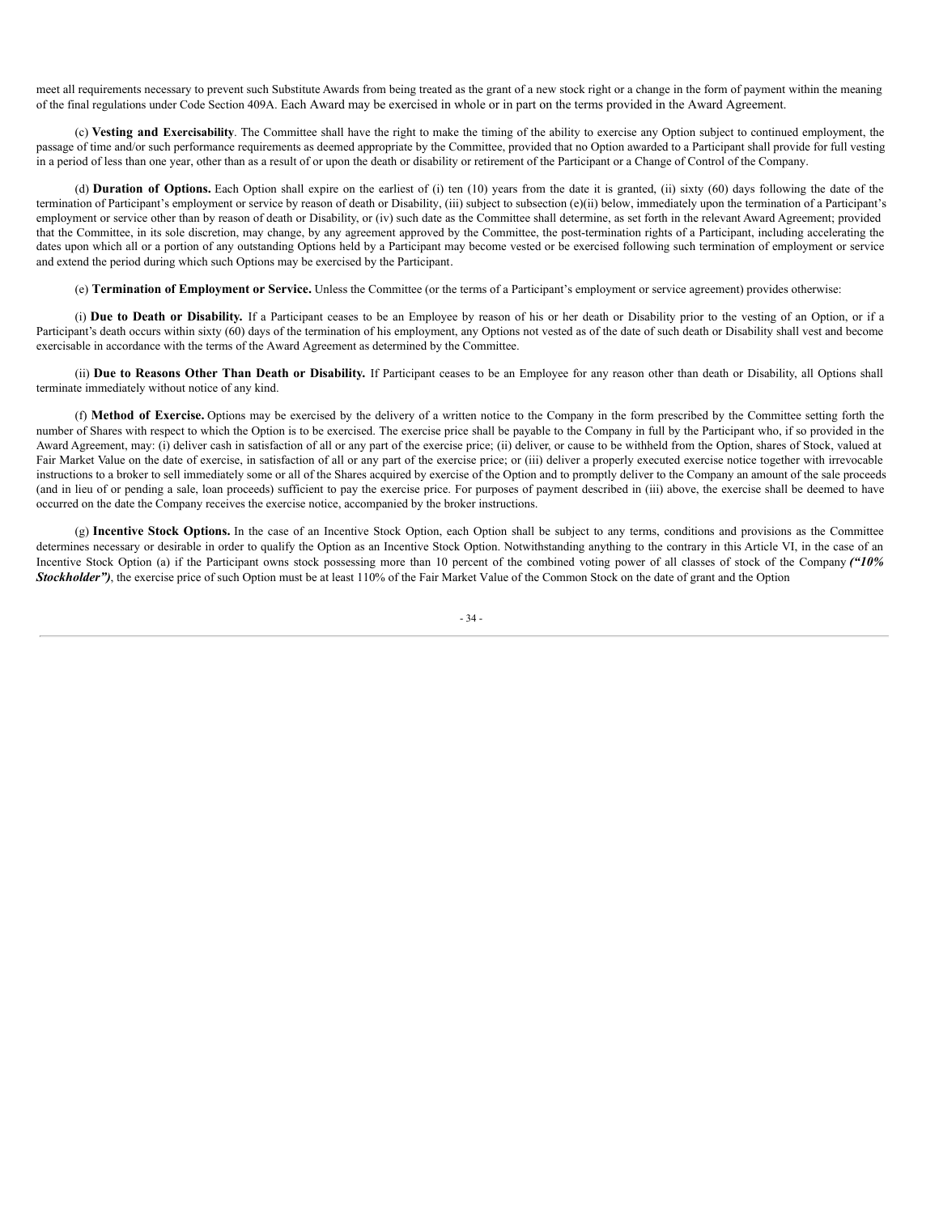meet all requirements necessary to prevent such Substitute Awards from being treated as the grant of a new stock right or a change in the form of payment within the meaning of the final regulations under Code Section 409A. Each Award may be exercised in whole or in part on the terms provided in the Award Agreement.

(c) **Vesting and Exercisability**. The Committee shall have the right to make the timing of the ability to exercise any Option subject to continued employment, the passage of time and/or such performance requirements as deemed appropriate by the Committee, provided that no Option awarded to a Participant shall provide for full vesting in a period of less than one year, other than as a result of or upon the death or disability or retirement of the Participant or a Change of Control of the Company.

(d) **Duration of Options.** Each Option shall expire on the earliest of (i) ten (10) years from the date it is granted, (ii) sixty (60) days following the date of the termination of Participant's employment or service by reason of death or Disability, (iii) subject to subsection (e)(ii) below, immediately upon the termination of a Participant's employment or service other than by reason of death or Disability, or (iv) such date as the Committee shall determine, as set forth in the relevant Award Agreement; provided that the Committee, in its sole discretion, may change, by any agreement approved by the Committee, the post-termination rights of a Participant, including accelerating the dates upon which all or a portion of any outstanding Options held by a Participant may become vested or be exercised following such termination of employment or service and extend the period during which such Options may be exercised by the Participant.

(e) **Termination of Employment or Service.** Unless the Committee (or the terms of a Participant's employment or service agreement) provides otherwise:

(i) **Due to Death or Disability.** If a Participant ceases to be an Employee by reason of his or her death or Disability prior to the vesting of an Option, or if a Participant's death occurs within sixty (60) days of the termination of his employment, any Options not vested as of the date of such death or Disability shall vest and become exercisable in accordance with the terms of the Award Agreement as determined by the Committee.

(ii) **Due to Reasons Other Than Death or Disability.** If Participant ceases to be an Employee for any reason other than death or Disability, all Options shall terminate immediately without notice of any kind.

(f) **Method of Exercise.** Options may be exercised by the delivery of a written notice to the Company in the form prescribed by the Committee setting forth the number of Shares with respect to which the Option is to be exercised. The exercise price shall be payable to the Company in full by the Participant who, if so provided in the Award Agreement, may: (i) deliver cash in satisfaction of all or any part of the exercise price; (ii) deliver, or cause to be withheld from the Option, shares of Stock, valued at Fair Market Value on the date of exercise, in satisfaction of all or any part of the exercise price; or (iii) deliver a properly executed exercise notice together with irrevocable instructions to a broker to sell immediately some or all of the Shares acquired by exercise of the Option and to promptly deliver to the Company an amount of the sale proceeds (and in lieu of or pending a sale, loan proceeds) sufficient to pay the exercise price. For purposes of payment described in (iii) above, the exercise shall be deemed to have occurred on the date the Company receives the exercise notice, accompanied by the broker instructions.

(g) **Incentive Stock Options.** In the case of an Incentive Stock Option, each Option shall be subject to any terms, conditions and provisions as the Committee determines necessary or desirable in order to qualify the Option as an Incentive Stock Option. Notwithstanding anything to the contrary in this Article VI, in the case of an Incentive Stock Option (a) if the Participant owns stock possessing more than 10 percent of the combined voting power of all classes of stock of the Company ***("10% Stockholder")***, the exercise price of such Option must be at least 110% of the Fair Market Value of the Common Stock on the date of grant and the Option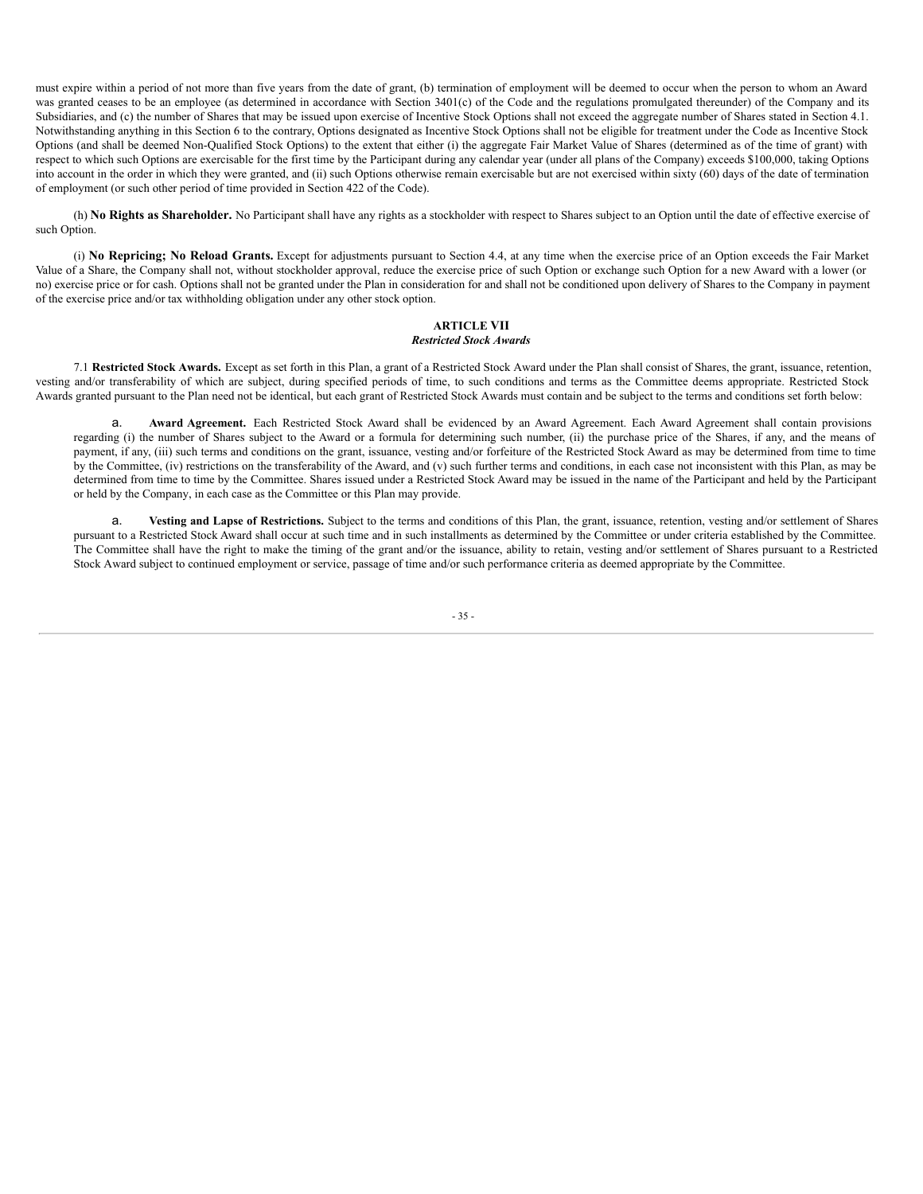must expire within a period of not more than five years from the date of grant, (b) termination of employment will be deemed to occur when the person to whom an Award was granted ceases to be an employee (as determined in accordance with Section 3401(c) of the Code and the regulations promulgated thereunder) of the Company and its Subsidiaries, and (c) the number of Shares that may be issued upon exercise of Incentive Stock Options shall not exceed the aggregate number of Shares stated in Section 4.1. Notwithstanding anything in this Section 6 to the contrary, Options designated as Incentive Stock Options shall not be eligible for treatment under the Code as Incentive Stock Options (and shall be deemed Non-Qualified Stock Options) to the extent that either (i) the aggregate Fair Market Value of Shares (determined as of the time of grant) with respect to which such Options are exercisable for the first time by the Participant during any calendar year (under all plans of the Company) exceeds $100,000, taking Options into account in the order in which they were granted, and (ii) such Options otherwise remain exercisable but are not exercised within sixty (60) days of the date of termination of employment (or such other period of time provided in Section 422 of the Code).

(h) **No Rights as Shareholder.** No Participant shall have any rights as a stockholder with respect to Shares subject to an Option until the date of effective exercise of such Option.

(i) **No Repricing; No Reload Grants.** Except for adjustments pursuant to Section 4.4, at any time when the exercise price of an Option exceeds the Fair Market Value of a Share, the Company shall not, without stockholder approval, reduce the exercise price of such Option or exchange such Option for a new Award with a lower (or no) exercise price or for cash. Options shall not be granted under the Plan in consideration for and shall not be conditioned upon delivery of Shares to the Company in payment of the exercise price and/or tax withholding obligation under any other stock option.

## ARTICLE VII
### *Restricted Stock Awards*

7.1 **Restricted Stock Awards.** Except as set forth in this Plan, a grant of a Restricted Stock Award under the Plan shall consist of Shares, the grant, issuance, retention, vesting and/or transferability of which are subject, during specified periods of time, to such conditions and terms as the Committee deems appropriate. Restricted Stock Awards granted pursuant to the Plan need not be identical, but each grant of Restricted Stock Awards must contain and be subject to the terms and conditions set forth below:

a. **Award Agreement.** Each Restricted Stock Award shall be evidenced by an Award Agreement. Each Award Agreement shall contain provisions regarding (i) the number of Shares subject to the Award or a formula for determining such number, (ii) the purchase price of the Shares, if any, and the means of payment, if any, (iii) such terms and conditions on the grant, issuance, vesting and/or forfeiture of the Restricted Stock Award as may be determined from time to time by the Committee, (iv) restrictions on the transferability of the Award, and (v) such further terms and conditions, in each case not inconsistent with this Plan, as may be determined from time to time by the Committee. Shares issued under a Restricted Stock Award may be issued in the name of the Participant and held by the Participant or held by the Company, in each case as the Committee or this Plan may provide.

a. **Vesting and Lapse of Restrictions.** Subject to the terms and conditions of this Plan, the grant, issuance, retention, vesting and/or settlement of Shares pursuant to a Restricted Stock Award shall occur at such time and in such installments as determined by the Committee or under criteria established by the Committee. The Committee shall have the right to make the timing of the grant and/or the issuance, ability to retain, vesting and/or settlement of Shares pursuant to a Restricted Stock Award subject to continued employment or service, passage of time and/or such performance criteria as deemed appropriate by the Committee.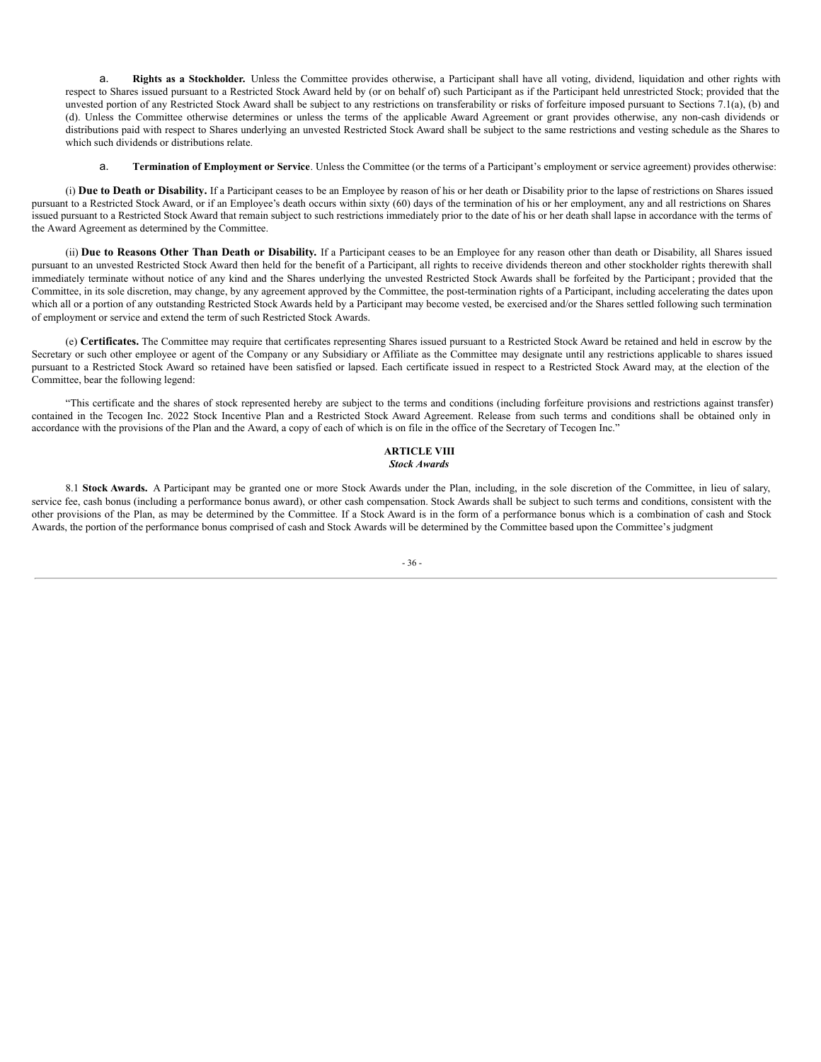a. **Rights as a Stockholder.** Unless the Committee provides otherwise, a Participant shall have all voting, dividend, liquidation and other rights with respect to Shares issued pursuant to a Restricted Stock Award held by (or on behalf of) such Participant as if the Participant held unrestricted Stock; provided that the unvested portion of any Restricted Stock Award shall be subject to any restrictions on transferability or risks of forfeiture imposed pursuant to Sections 7.1(a), (b) and (d). Unless the Committee otherwise determines or unless the terms of the applicable Award Agreement or grant provides otherwise, any non-cash dividends or distributions paid with respect to Shares underlying an unvested Restricted Stock Award shall be subject to the same restrictions and vesting schedule as the Shares to which such dividends or distributions relate.

a. **Termination of Employment or Service**. Unless the Committee (or the terms of a Participant's employment or service agreement) provides otherwise:

(i) **Due to Death or Disability.** If a Participant ceases to be an Employee by reason of his or her death or Disability prior to the lapse of restrictions on Shares issued pursuant to a Restricted Stock Award, or if an Employee's death occurs within sixty (60) days of the termination of his or her employment, any and all restrictions on Shares issued pursuant to a Restricted Stock Award that remain subject to such restrictions immediately prior to the date of his or her death shall lapse in accordance with the terms of the Award Agreement as determined by the Committee.

(ii) **Due to Reasons Other Than Death or Disability.** If a Participant ceases to be an Employee for any reason other than death or Disability, all Shares issued pursuant to an unvested Restricted Stock Award then held for the benefit of a Participant, all rights to receive dividends thereon and other stockholder rights therewith shall immediately terminate without notice of any kind and the Shares underlying the unvested Restricted Stock Awards shall be forfeited by the Participant; provided that the Committee, in its sole discretion, may change, by any agreement approved by the Committee, the post-termination rights of a Participant, including accelerating the dates upon which all or a portion of any outstanding Restricted Stock Awards held by a Participant may become vested, be exercised and/or the Shares settled following such termination of employment or service and extend the term of such Restricted Stock Awards.

(e) **Certificates.** The Committee may require that certificates representing Shares issued pursuant to a Restricted Stock Award be retained and held in escrow by the Secretary or such other employee or agent of the Company or any Subsidiary or Affiliate as the Committee may designate until any restrictions applicable to shares issued pursuant to a Restricted Stock Award so retained have been satisfied or lapsed. Each certificate issued in respect to a Restricted Stock Award may, at the election of the Committee, bear the following legend:

"This certificate and the shares of stock represented hereby are subject to the terms and conditions (including forfeiture provisions and restrictions against transfer) contained in the Tecogen Inc. 2022 Stock Incentive Plan and a Restricted Stock Award Agreement. Release from such terms and conditions shall be obtained only in accordance with the provisions of the Plan and the Award, a copy of each of which is on file in the office of the Secretary of Tecogen Inc."

## ARTICLE VIII
### *Stock Awards*

8.1 **Stock Awards.** A Participant may be granted one or more Stock Awards under the Plan, including, in the sole discretion of the Committee, in lieu of salary, service fee, cash bonus (including a performance bonus award), or other cash compensation. Stock Awards shall be subject to such terms and conditions, consistent with the other provisions of the Plan, as may be determined by the Committee. If a Stock Award is in the form of a performance bonus which is a combination of cash and Stock Awards, the portion of the performance bonus comprised of cash and Stock Awards will be determined by the Committee based upon the Committee's judgment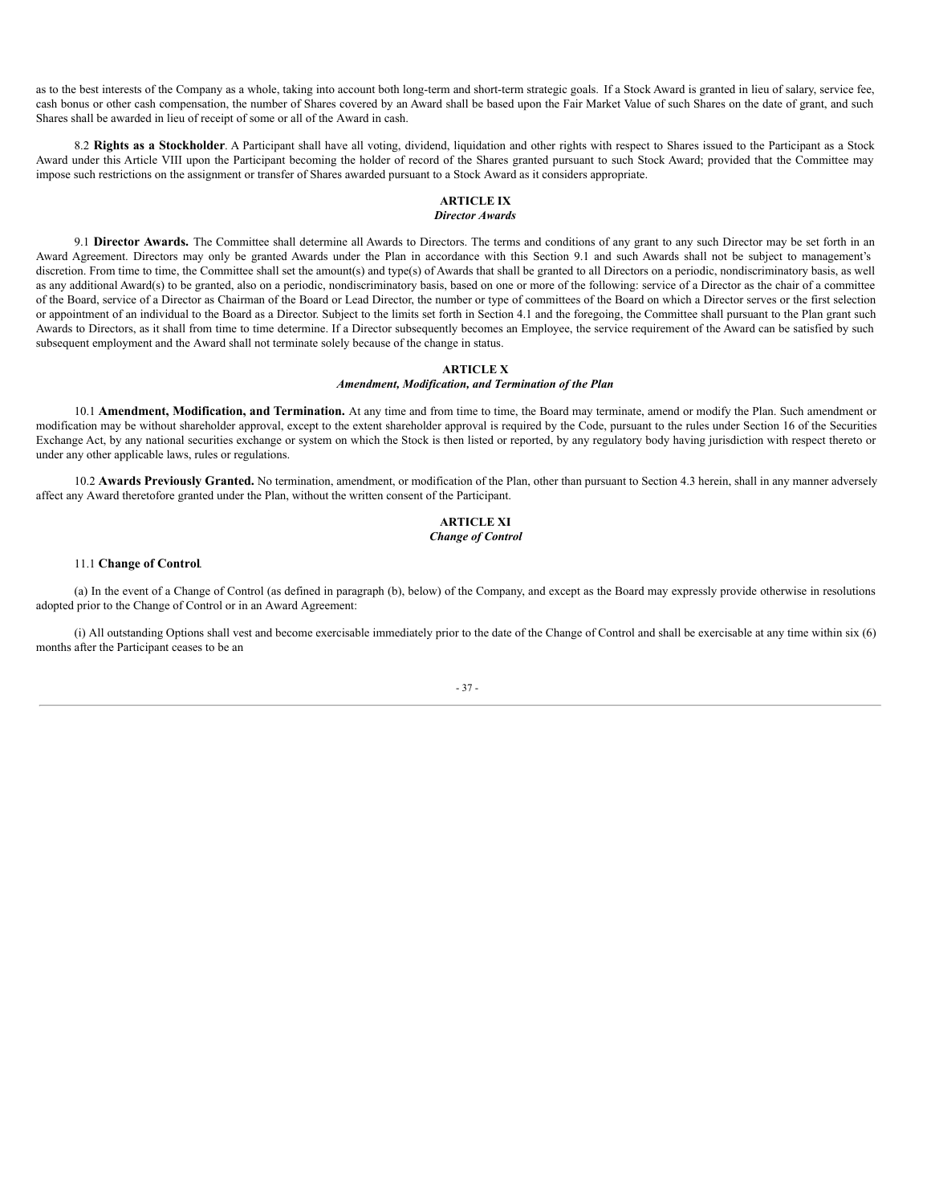as to the best interests of the Company as a whole, taking into account both long-term and short-term strategic goals. If a Stock Award is granted in lieu of salary, service fee, cash bonus or other cash compensation, the number of Shares covered by an Award shall be based upon the Fair Market Value of such Shares on the date of grant, and such Shares shall be awarded in lieu of receipt of some or all of the Award in cash.

8.2 **Rights as a Stockholder**. A Participant shall have all voting, dividend, liquidation and other rights with respect to Shares issued to the Participant as a Stock Award under this Article VIII upon the Participant becoming the holder of record of the Shares granted pursuant to such Stock Award; provided that the Committee may impose such restrictions on the assignment or transfer of Shares awarded pursuant to a Stock Award as it considers appropriate.

## ARTICLE IX
### *Director Awards*

9.1 **Director Awards.** The Committee shall determine all Awards to Directors. The terms and conditions of any grant to any such Director may be set forth in an Award Agreement. Directors may only be granted Awards under the Plan in accordance with this Section 9.1 and such Awards shall not be subject to management's discretion. From time to time, the Committee shall set the amount(s) and type(s) of Awards that shall be granted to all Directors on a periodic, nondiscriminatory basis, as well as any additional Award(s) to be granted, also on a periodic, nondiscriminatory basis, based on one or more of the following: service of a Director as the chair of a committee of the Board, service of a Director as Chairman of the Board or Lead Director, the number or type of committees of the Board on which a Director serves or the first selection or appointment of an individual to the Board as a Director. Subject to the limits set forth in Section 4.1 and the foregoing, the Committee shall pursuant to the Plan grant such Awards to Directors, as it shall from time to time determine. If a Director subsequently becomes an Employee, the service requirement of the Award can be satisfied by such subsequent employment and the Award shall not terminate solely because of the change in status.

## ARTICLE X
### *Amendment, Modification, and Termination of the Plan*

10.1 **Amendment, Modification, and Termination.** At any time and from time to time, the Board may terminate, amend or modify the Plan. Such amendment or modification may be without shareholder approval, except to the extent shareholder approval is required by the Code, pursuant to the rules under Section 16 of the Securities Exchange Act, by any national securities exchange or system on which the Stock is then listed or reported, by any regulatory body having jurisdiction with respect thereto or under any other applicable laws, rules or regulations.

10.2 **Awards Previously Granted.** No termination, amendment, or modification of the Plan, other than pursuant to Section 4.3 herein, shall in any manner adversely affect any Award theretofore granted under the Plan, without the written consent of the Participant.

## ARTICLE XI
### *Change of Control*

11.1 **Change of Control**.

(a) In the event of a Change of Control (as defined in paragraph (b), below) of the Company, and except as the Board may expressly provide otherwise in resolutions adopted prior to the Change of Control or in an Award Agreement:

(i) All outstanding Options shall vest and become exercisable immediately prior to the date of the Change of Control and shall be exercisable at any time within six (6) months after the Participant ceases to be an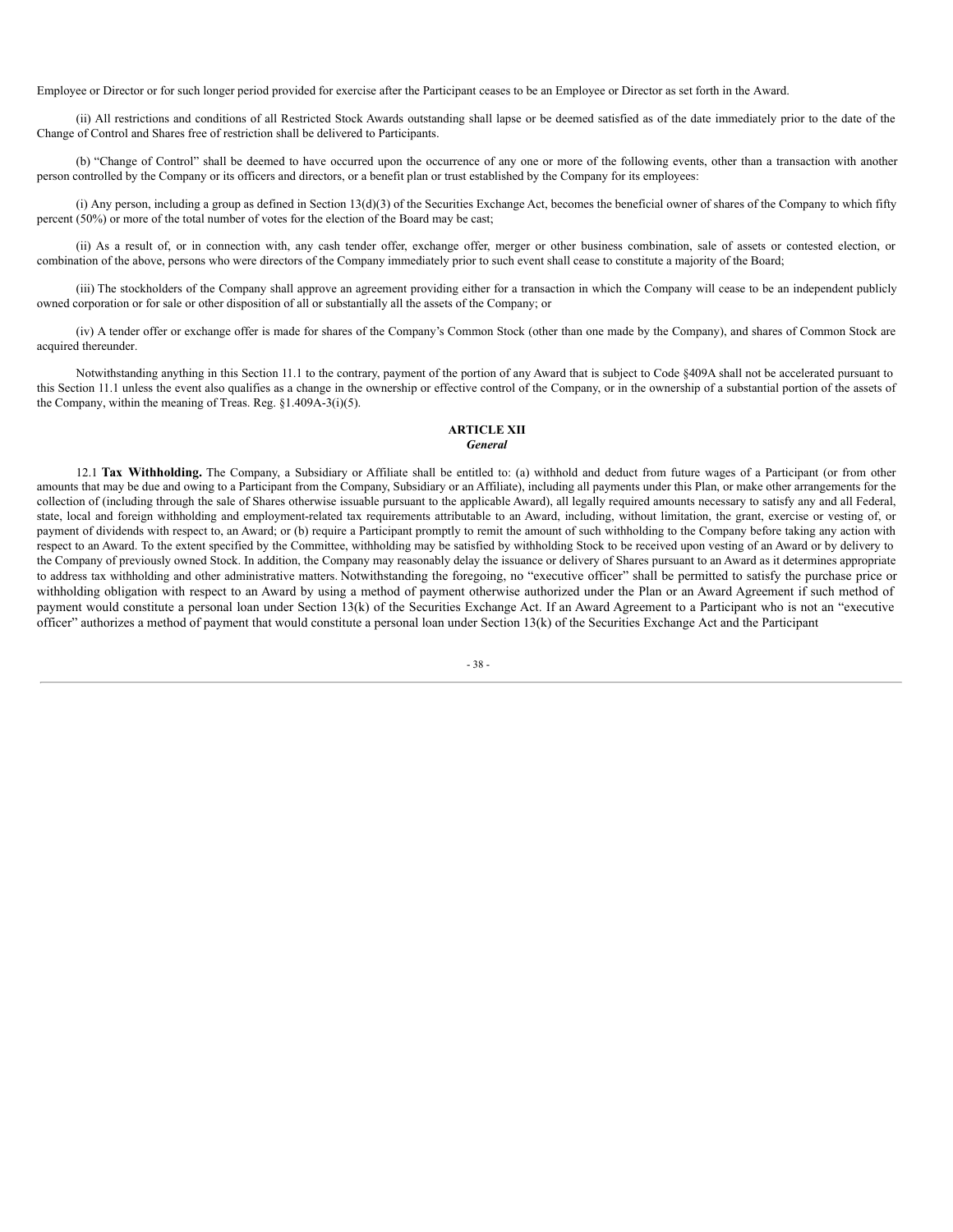Employee or Director or for such longer period provided for exercise after the Participant ceases to be an Employee or Director as set forth in the Award.

(ii) All restrictions and conditions of all Restricted Stock Awards outstanding shall lapse or be deemed satisfied as of the date immediately prior to the date of the Change of Control and Shares free of restriction shall be delivered to Participants.

(b) "Change of Control" shall be deemed to have occurred upon the occurrence of any one or more of the following events, other than a transaction with another person controlled by the Company or its officers and directors, or a benefit plan or trust established by the Company for its employees:

(i) Any person, including a group as defined in Section 13(d)(3) of the Securities Exchange Act, becomes the beneficial owner of shares of the Company to which fifty percent (50%) or more of the total number of votes for the election of the Board may be cast;

(ii) As a result of, or in connection with, any cash tender offer, exchange offer, merger or other business combination, sale of assets or contested election, or combination of the above, persons who were directors of the Company immediately prior to such event shall cease to constitute a majority of the Board;

(iii) The stockholders of the Company shall approve an agreement providing either for a transaction in which the Company will cease to be an independent publicly owned corporation or for sale or other disposition of all or substantially all the assets of the Company; or

(iv) A tender offer or exchange offer is made for shares of the Company's Common Stock (other than one made by the Company), and shares of Common Stock are acquired thereunder.

Notwithstanding anything in this Section 11.1 to the contrary, payment of the portion of any Award that is subject to Code §409A shall not be accelerated pursuant to this Section 11.1 unless the event also qualifies as a change in the ownership or effective control of the Company, or in the ownership of a substantial portion of the assets of the Company, within the meaning of Treas. Reg. §1.409A-3(i)(5).

## ARTICLE XII
### *General*

12.1 **Tax Withholding.** The Company, a Subsidiary or Affiliate shall be entitled to: (a) withhold and deduct from future wages of a Participant (or from other amounts that may be due and owing to a Participant from the Company, Subsidiary or an Affiliate), including all payments under this Plan, or make other arrangements for the collection of (including through the sale of Shares otherwise issuable pursuant to the applicable Award), all legally required amounts necessary to satisfy any and all Federal, state, local and foreign withholding and employment-related tax requirements attributable to an Award, including, without limitation, the grant, exercise or vesting of, or payment of dividends with respect to, an Award; or (b) require a Participant promptly to remit the amount of such withholding to the Company before taking any action with respect to an Award. To the extent specified by the Committee, withholding may be satisfied by withholding Stock to be received upon vesting of an Award or by delivery to the Company of previously owned Stock. In addition, the Company may reasonably delay the issuance or delivery of Shares pursuant to an Award as it determines appropriate to address tax withholding and other administrative matters. Notwithstanding the foregoing, no "executive officer" shall be permitted to satisfy the purchase price or withholding obligation with respect to an Award by using a method of payment otherwise authorized under the Plan or an Award Agreement if such method of payment would constitute a personal loan under Section 13(k) of the Securities Exchange Act. If an Award Agreement to a Participant who is not an "executive officer" authorizes a method of payment that would constitute a personal loan under Section 13(k) of the Securities Exchange Act and the Participant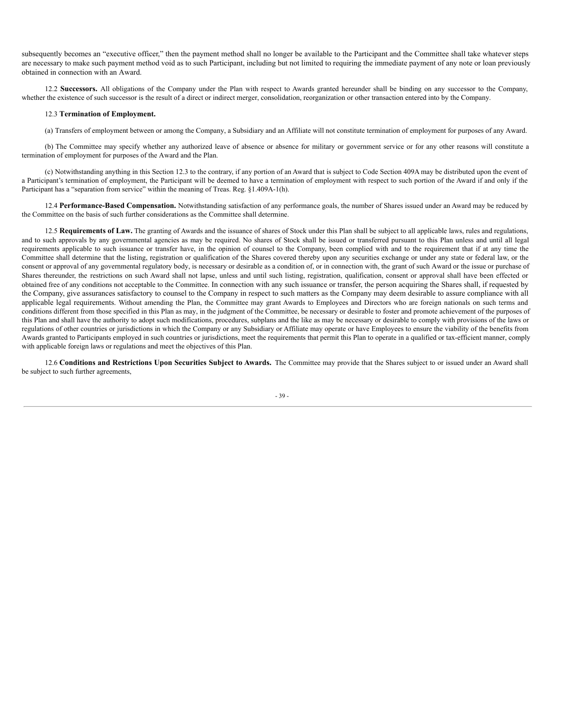subsequently becomes an "executive officer," then the payment method shall no longer be available to the Participant and the Committee shall take whatever steps are necessary to make such payment method void as to such Participant, including but not limited to requiring the immediate payment of any note or loan previously obtained in connection with an Award.

12.2 **Successors.** All obligations of the Company under the Plan with respect to Awards granted hereunder shall be binding on any successor to the Company, whether the existence of such successor is the result of a direct or indirect merger, consolidation, reorganization or other transaction entered into by the Company.

12.3 **Termination of Employment.**

(a) Transfers of employment between or among the Company, a Subsidiary and an Affiliate will not constitute termination of employment for purposes of any Award.

(b) The Committee may specify whether any authorized leave of absence or absence for military or government service or for any other reasons will constitute a termination of employment for purposes of the Award and the Plan.

(c) Notwithstanding anything in this Section 12.3 to the contrary, if any portion of an Award that is subject to Code Section 409A may be distributed upon the event of a Participant's termination of employment, the Participant will be deemed to have a termination of employment with respect to such portion of the Award if and only if the Participant has a "separation from service" within the meaning of Treas. Reg. §1.409A-1(h).

12.4 **Performance-Based Compensation.** Notwithstanding satisfaction of any performance goals, the number of Shares issued under an Award may be reduced by the Committee on the basis of such further considerations as the Committee shall determine.

12.5 **Requirements of Law.** The granting of Awards and the issuance of shares of Stock under this Plan shall be subject to all applicable laws, rules and regulations, and to such approvals by any governmental agencies as may be required. No shares of Stock shall be issued or transferred pursuant to this Plan unless and until all legal requirements applicable to such issuance or transfer have, in the opinion of counsel to the Company, been complied with and to the requirement that if at any time the Committee shall determine that the listing, registration or qualification of the Shares covered thereby upon any securities exchange or under any state or federal law, or the consent or approval of any governmental regulatory body, is necessary or desirable as a condition of, or in connection with, the grant of such Award or the issue or purchase of Shares thereunder, the restrictions on such Award shall not lapse, unless and until such listing, registration, qualification, consent or approval shall have been effected or obtained free of any conditions not acceptable to the Committee. In connection with any such issuance or transfer, the person acquiring the Shares shall, if requested by the Company, give assurances satisfactory to counsel to the Company in respect to such matters as the Company may deem desirable to assure compliance with all applicable legal requirements. Without amending the Plan, the Committee may grant Awards to Employees and Directors who are foreign nationals on such terms and conditions different from those specified in this Plan as may, in the judgment of the Committee, be necessary or desirable to foster and promote achievement of the purposes of this Plan and shall have the authority to adopt such modifications, procedures, subplans and the like as may be necessary or desirable to comply with provisions of the laws or regulations of other countries or jurisdictions in which the Company or any Subsidiary or Affiliate may operate or have Employees to ensure the viability of the benefits from Awards granted to Participants employed in such countries or jurisdictions, meet the requirements that permit this Plan to operate in a qualified or tax-efficient manner, comply with applicable foreign laws or regulations and meet the objectives of this Plan.

12.6 **Conditions and Restrictions Upon Securities Subject to Awards.** The Committee may provide that the Shares subject to or issued under an Award shall be subject to such further agreements,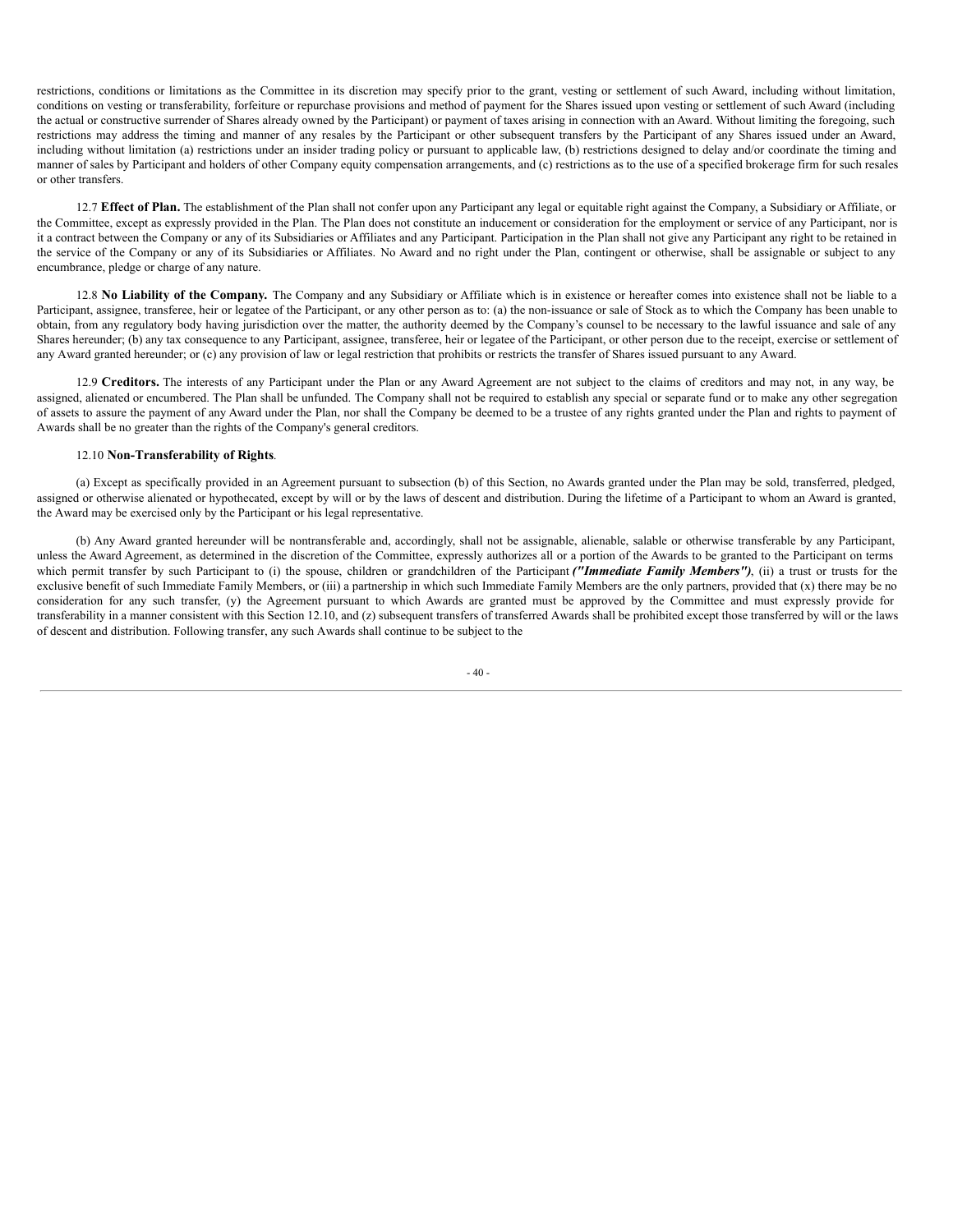restrictions, conditions or limitations as the Committee in its discretion may specify prior to the grant, vesting or settlement of such Award, including without limitation, conditions on vesting or transferability, forfeiture or repurchase provisions and method of payment for the Shares issued upon vesting or settlement of such Award (including the actual or constructive surrender of Shares already owned by the Participant) or payment of taxes arising in connection with an Award. Without limiting the foregoing, such restrictions may address the timing and manner of any resales by the Participant or other subsequent transfers by the Participant of any Shares issued under an Award, including without limitation (a) restrictions under an insider trading policy or pursuant to applicable law, (b) restrictions designed to delay and/or coordinate the timing and manner of sales by Participant and holders of other Company equity compensation arrangements, and (c) restrictions as to the use of a specified brokerage firm for such resales or other transfers.

12.7 **Effect of Plan.** The establishment of the Plan shall not confer upon any Participant any legal or equitable right against the Company, a Subsidiary or Affiliate, or the Committee, except as expressly provided in the Plan. The Plan does not constitute an inducement or consideration for the employment or service of any Participant, nor is it a contract between the Company or any of its Subsidiaries or Affiliates and any Participant. Participation in the Plan shall not give any Participant any right to be retained in the service of the Company or any of its Subsidiaries or Affiliates. No Award and no right under the Plan, contingent or otherwise, shall be assignable or subject to any encumbrance, pledge or charge of any nature.

12.8 **No Liability of the Company.** The Company and any Subsidiary or Affiliate which is in existence or hereafter comes into existence shall not be liable to a Participant, assignee, transferee, heir or legatee of the Participant, or any other person as to: (a) the non-issuance or sale of Stock as to which the Company has been unable to obtain, from any regulatory body having jurisdiction over the matter, the authority deemed by the Company's counsel to be necessary to the lawful issuance and sale of any Shares hereunder; (b) any tax consequence to any Participant, assignee, transferee, heir or legatee of the Participant, or other person due to the receipt, exercise or settlement of any Award granted hereunder; or (c) any provision of law or legal restriction that prohibits or restricts the transfer of Shares issued pursuant to any Award.

12.9 **Creditors.** The interests of any Participant under the Plan or any Award Agreement are not subject to the claims of creditors and may not, in any way, be assigned, alienated or encumbered. The Plan shall be unfunded. The Company shall not be required to establish any special or separate fund or to make any other segregation of assets to assure the payment of any Award under the Plan, nor shall the Company be deemed to be a trustee of any rights granted under the Plan and rights to payment of Awards shall be no greater than the rights of the Company's general creditors.

12.10 **Non-Transferability of Rights**.

(a) Except as specifically provided in an Agreement pursuant to subsection (b) of this Section, no Awards granted under the Plan may be sold, transferred, pledged, assigned or otherwise alienated or hypothecated, except by will or by the laws of descent and distribution. During the lifetime of a Participant to whom an Award is granted, the Award may be exercised only by the Participant or his legal representative.

(b) Any Award granted hereunder will be nontransferable and, accordingly, shall not be assignable, alienable, salable or otherwise transferable by any Participant, unless the Award Agreement, as determined in the discretion of the Committee, expressly authorizes all or a portion of the Awards to be granted to the Participant on terms which permit transfer by such Participant to (i) the spouse, children or grandchildren of the Participant ***("Immediate Family Members")***, (ii) a trust or trusts for the exclusive benefit of such Immediate Family Members, or (iii) a partnership in which such Immediate Family Members are the only partners, provided that (x) there may be no consideration for any such transfer, (y) the Agreement pursuant to which Awards are granted must be approved by the Committee and must expressly provide for transferability in a manner consistent with this Section 12.10, and (z) subsequent transfers of transferred Awards shall be prohibited except those transferred by will or the laws of descent and distribution. Following transfer, any such Awards shall continue to be subject to the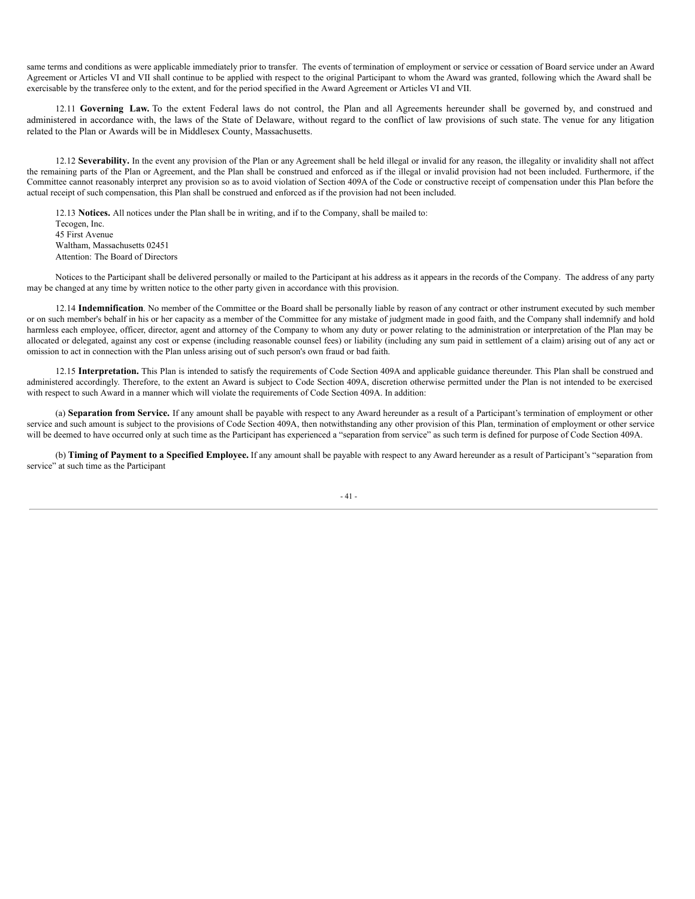same terms and conditions as were applicable immediately prior to transfer. The events of termination of employment or service or cessation of Board service under an Award Agreement or Articles VI and VII shall continue to be applied with respect to the original Participant to whom the Award was granted, following which the Award shall be exercisable by the transferee only to the extent, and for the period specified in the Award Agreement or Articles VI and VII.

12.11 **Governing Law.** To the extent Federal laws do not control, the Plan and all Agreements hereunder shall be governed by, and construed and administered in accordance with, the laws of the State of Delaware, without regard to the conflict of law provisions of such state. The venue for any litigation related to the Plan or Awards will be in Middlesex County, Massachusetts.

12.12 **Severability.** In the event any provision of the Plan or any Agreement shall be held illegal or invalid for any reason, the illegality or invalidity shall not affect the remaining parts of the Plan or Agreement, and the Plan shall be construed and enforced as if the illegal or invalid provision had not been included. Furthermore, if the Committee cannot reasonably interpret any provision so as to avoid violation of Section 409A of the Code or constructive receipt of compensation under this Plan before the actual receipt of such compensation, this Plan shall be construed and enforced as if the provision had not been included.

12.13 **Notices.** All notices under the Plan shall be in writing, and if to the Company, shall be mailed to:
Tecogen, Inc.
45 First Avenue
Waltham, Massachusetts 02451
Attention: The Board of Directors

Notices to the Participant shall be delivered personally or mailed to the Participant at his address as it appears in the records of the Company. The address of any party may be changed at any time by written notice to the other party given in accordance with this provision.

12.14 **Indemnification**. No member of the Committee or the Board shall be personally liable by reason of any contract or other instrument executed by such member or on such member's behalf in his or her capacity as a member of the Committee for any mistake of judgment made in good faith, and the Company shall indemnify and hold harmless each employee, officer, director, agent and attorney of the Company to whom any duty or power relating to the administration or interpretation of the Plan may be allocated or delegated, against any cost or expense (including reasonable counsel fees) or liability (including any sum paid in settlement of a claim) arising out of any act or omission to act in connection with the Plan unless arising out of such person's own fraud or bad faith.

12.15 **Interpretation.** This Plan is intended to satisfy the requirements of Code Section 409A and applicable guidance thereunder. This Plan shall be construed and administered accordingly. Therefore, to the extent an Award is subject to Code Section 409A, discretion otherwise permitted under the Plan is not intended to be exercised with respect to such Award in a manner which will violate the requirements of Code Section 409A. In addition:

(a) **Separation from Service.** If any amount shall be payable with respect to any Award hereunder as a result of a Participant's termination of employment or other service and such amount is subject to the provisions of Code Section 409A, then notwithstanding any other provision of this Plan, termination of employment or other service will be deemed to have occurred only at such time as the Participant has experienced a "separation from service" as such term is defined for purpose of Code Section 409A.

(b) **Timing of Payment to a Specified Employee.** If any amount shall be payable with respect to any Award hereunder as a result of Participant's "separation from service" at such time as the Participant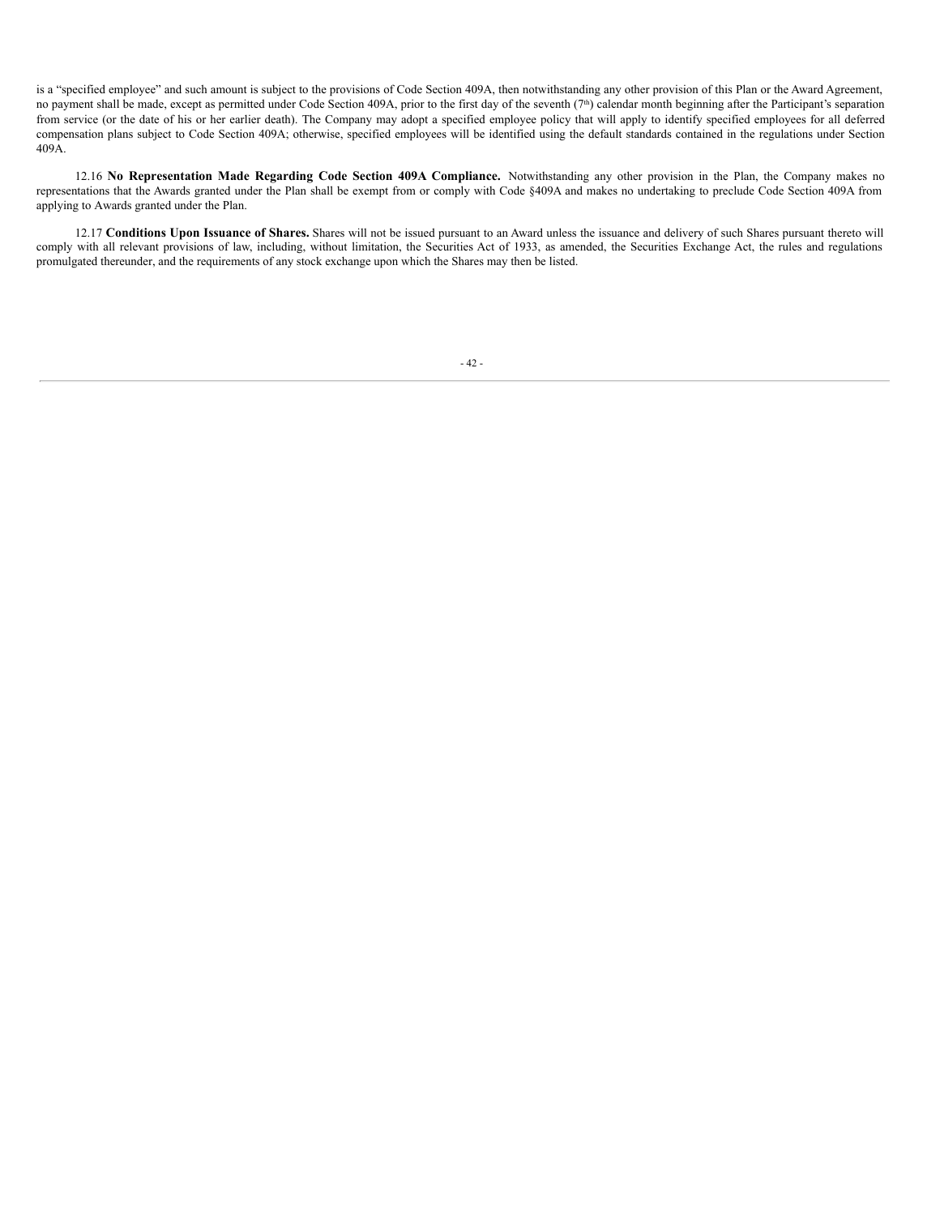is a "specified employee" and such amount is subject to the provisions of Code Section 409A, then notwithstanding any other provision of this Plan or the Award Agreement, no payment shall be made, except as permitted under Code Section 409A, prior to the first day of the seventh (7th) calendar month beginning after the Participant's separation from service (or the date of his or her earlier death). The Company may adopt a specified employee policy that will apply to identify specified employees for all deferred compensation plans subject to Code Section 409A; otherwise, specified employees will be identified using the default standards contained in the regulations under Section 409A.

12.16 **No Representation Made Regarding Code Section 409A Compliance.** Notwithstanding any other provision in the Plan, the Company makes no representations that the Awards granted under the Plan shall be exempt from or comply with Code §409A and makes no undertaking to preclude Code Section 409A from applying to Awards granted under the Plan.

12.17 **Conditions Upon Issuance of Shares.** Shares will not be issued pursuant to an Award unless the issuance and delivery of such Shares pursuant thereto will comply with all relevant provisions of law, including, without limitation, the Securities Act of 1933, as amended, the Securities Exchange Act, the rules and regulations promulgated thereunder, and the requirements of any stock exchange upon which the Shares may then be listed.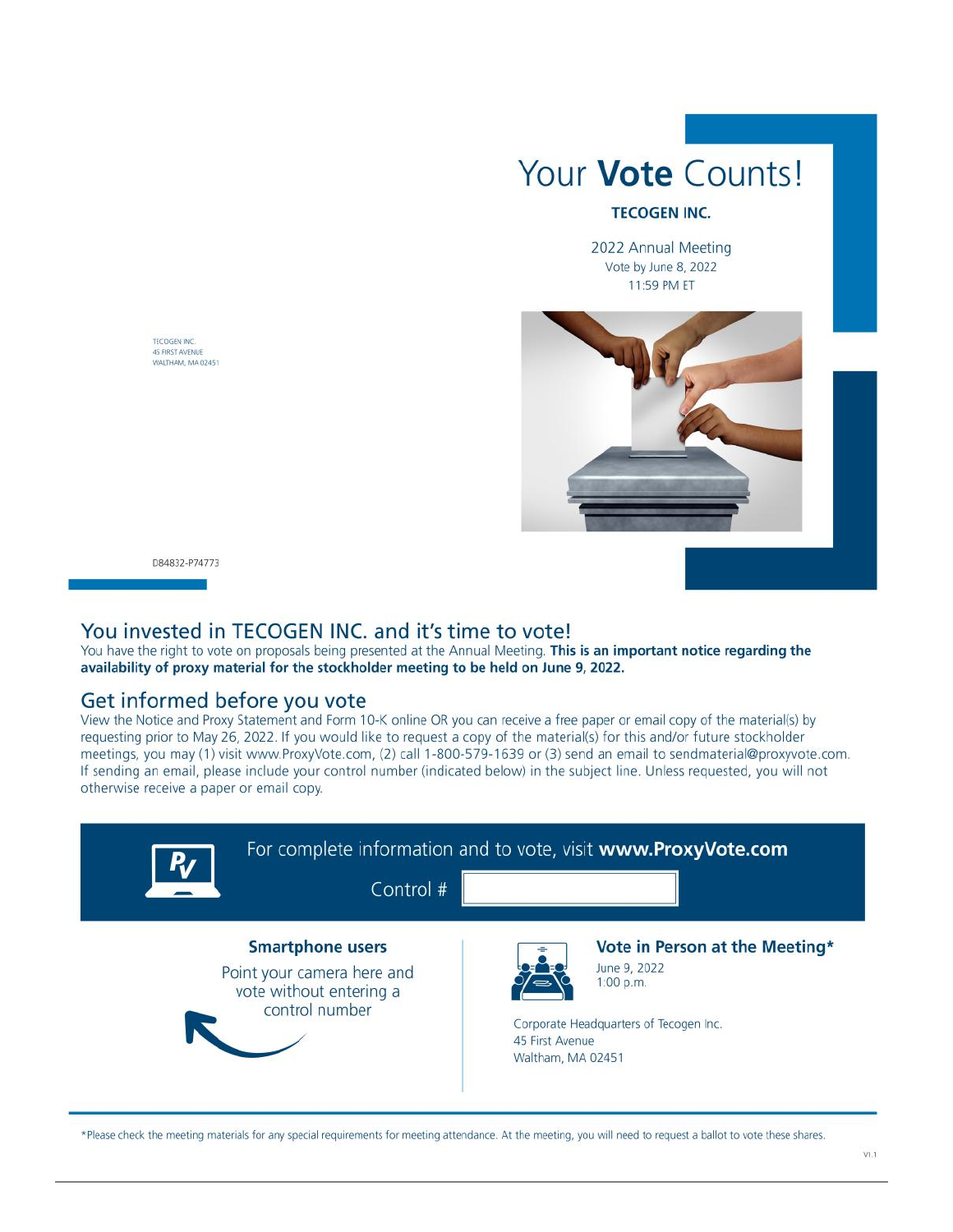# Your **Vote** Counts!

**TECOGEN INC.**

2022 Annual Meeting
Vote by June 8, 2022
11:59 PM ET

TECOGEN INC.
45 FIRST AVENUE
WALTHAM, MA 02451

D84832-P74773

## You invested in TECOGEN INC. and it's time to vote!

You have the right to vote on proposals being presented at the Annual Meeting. **This is an important notice regarding the availability of proxy material for the stockholder meeting to be held on June 9, 2022.**

## Get informed before you vote

View the Notice and Proxy Statement and Form 10-K online OR you can receive a free paper or email copy of the material(s) by requesting prior to May 26, 2022. If you would like to request a copy of the material(s) for this and/or future stockholder meetings, you may (1) visit www.ProxyVote.com, (2) call 1-800-579-1639 or (3) send an email to sendmaterial@proxyvote.com. If sending an email, please include your control number (indicated below) in the subject line. Unless requested, you will not otherwise receive a paper or email copy.

For complete information and to vote, visit **www.ProxyVote.com**

Control #

### Smartphone users

Point your camera here and vote without entering a control number

### Vote in Person at the Meeting*

June 9, 2022
1:00 p.m.

Corporate Headquarters of Tecogen Inc.
45 First Avenue
Waltham, MA 02451

*Please check the meeting materials for any special requirements for meeting attendance. At the meeting, you will need to request a ballot to vote these shares.

V1.1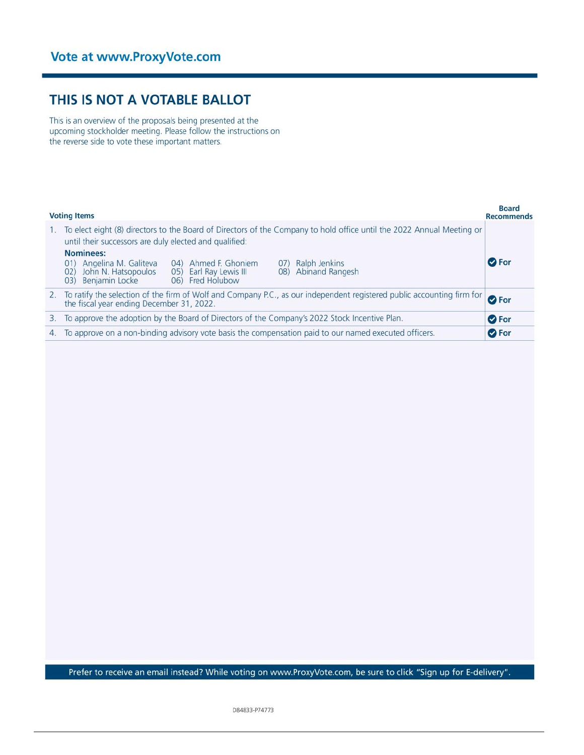**Vote at www.ProxyVote.com**

## THIS IS NOT A VOTABLE BALLOT

This is an overview of the proposals being presented at the upcoming stockholder meeting. Please follow the instructions on the reverse side to vote these important matters.

| Voting Items | Board Recommends |
|---|---|
| 1. To elect eight (8) directors to the Board of Directors of the Company to hold office until the 2022 Annual Meeting or until their successors are duly elected and qualified:<br>**Nominees:**<br>01) Angelina M. Galiteva<br>02) John N. Hatsopoulos<br>03) Benjamin Locke<br>04) Ahmed F. Ghoniem<br>05) Earl Ray Lewis III<br>06) Fred Holubow<br>07) Ralph Jenkins<br>08) Abinand Rangesh | For |
| 2. To ratify the selection of the firm of Wolf and Company P.C., as our independent registered public accounting firm for the fiscal year ending December 31, 2022. | For |
| 3. To approve the adoption by the Board of Directors of the Company's 2022 Stock Incentive Plan. | For |
| 4. To approve on a non-binding advisory vote basis the compensation paid to our named executed officers. | For |

Prefer to receive an email instead? While voting on www.ProxyVote.com, be sure to click "Sign up for E-delivery".

D84833-P74773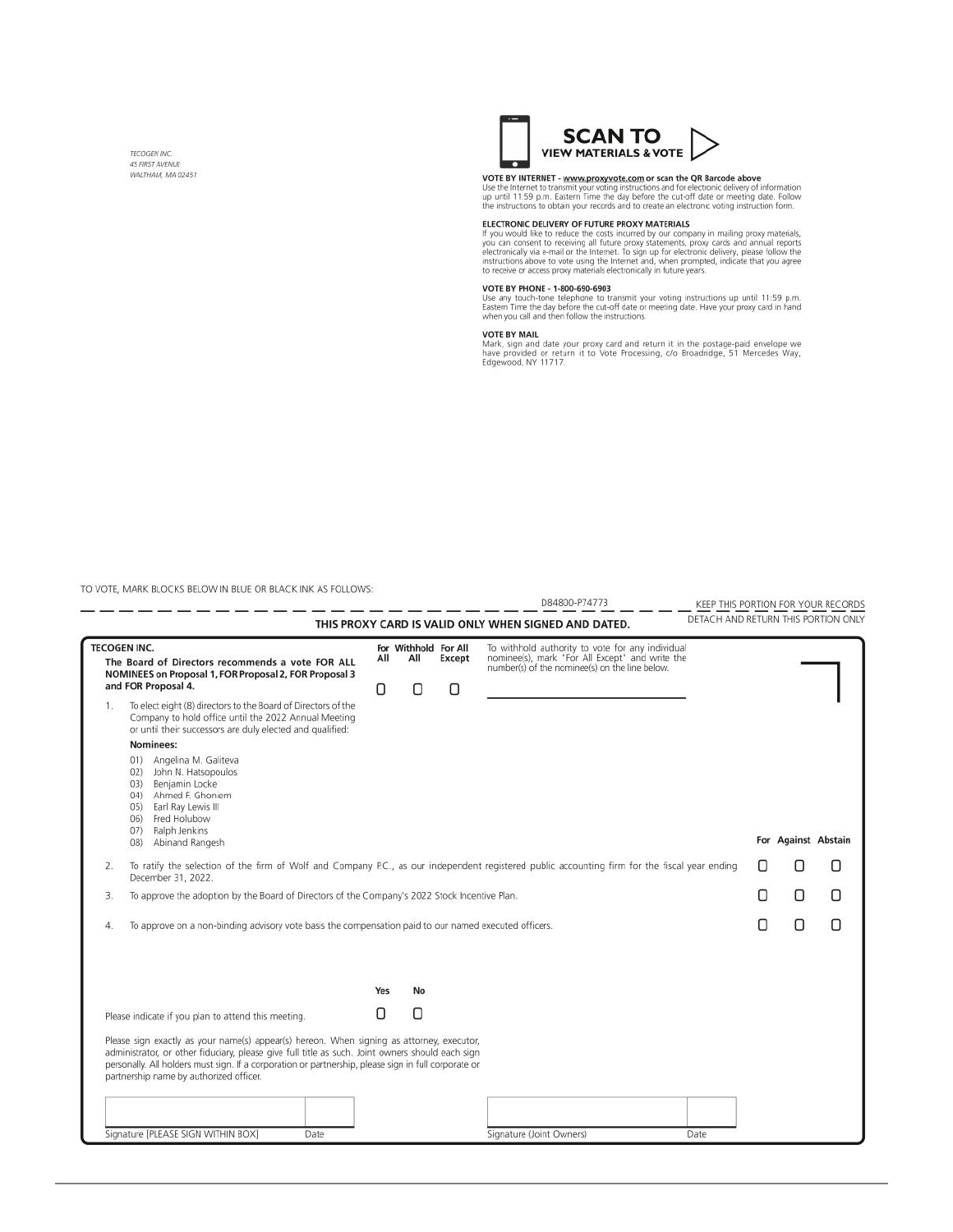TECOGEN INC.
45 FIRST AVENUE
WALTHAM, MA 02451

**SCAN TO VIEW MATERIALS & VOTE**

**VOTE BY INTERNET - www.proxyvote.com or scan the QR Barcode above**
Use the Internet to transmit your voting instructions and for electronic delivery of information up until 11:59 p.m. Eastern Time the day before the cut-off date or meeting date. Follow the instructions to obtain your records and to create an electronic voting instruction form.

**ELECTRONIC DELIVERY OF FUTURE PROXY MATERIALS**
If you would like to reduce the costs incurred by our company in mailing proxy materials, you can consent to receiving all future proxy statements, proxy cards and annual reports electronically via e-mail or the Internet. To sign up for electronic delivery, please follow the instructions above to vote using the Internet and, when prompted, indicate that you agree to receive or access proxy materials electronically in future years.

**VOTE BY PHONE - 1-800-690-6903**
Use any touch-tone telephone to transmit your voting instructions up until 11:59 p.m. Eastern Time the day before the cut-off date or meeting date. Have your proxy card in hand when you call and then follow the instructions.

**VOTE BY MAIL**
Mark, sign and date your proxy card and return it in the postage-paid envelope we have provided or return it to Vote Processing, c/o Broadridge, 51 Mercedes Way, Edgewood, NY 11717.

TO VOTE, MARK BLOCKS BELOW IN BLUE OR BLACK INK AS FOLLOWS:

D84800-P74773 — KEEP THIS PORTION FOR YOUR RECORDS

DETACH AND RETURN THIS PORTION ONLY

**THIS PROXY CARD IS VALID ONLY WHEN SIGNED AND DATED.**

**TECOGEN INC.**

**The Board of Directors recommends a vote FOR ALL NOMINEES on Proposal 1, FOR Proposal 2, FOR Proposal 3 and FOR Proposal 4.**

| For All | Withhold All | For All Except |
|---|---|---|
| ☐ | ☐ | ☐ |

To withhold authority to vote for any individual nominee(s), mark "For All Except" and write the number(s) of the nominee(s) on the line below.

______________________________

1. To elect eight (8) directors to the Board of Directors of the Company to hold office until the 2022 Annual Meeting or until their successors are duly elected and qualified:

**Nominees:**

01) Angelina M. Galiteva
02) John N. Hatsopoulos
03) Benjamin Locke
04) Ahmed F. Ghoniem
05) Earl Ray Lewis III
06) Fred Holubow
07) Ralph Jenkins
08) Abinand Rangesh

| | Proposal | For | Against | Abstain |
|---|---|---|---|---|
| 2. | To ratify the selection of the firm of Wolf and Company P.C., as our independent registered public accounting firm for the fiscal year ending December 31, 2022. | ☐ | ☐ | ☐ |
| 3. | To approve the adoption by the Board of Directors of the Company's 2022 Stock Incentive Plan. | ☐ | ☐ | ☐ |
| 4. | To approve on a non-binding advisory vote basis the compensation paid to our named executed officers. | ☐ | ☐ | ☐ |

| | Yes | No |
|---|---|---|
| Please indicate if you plan to attend this meeting. | ☐ | ☐ |

Please sign exactly as your name(s) appear(s) hereon. When signing as attorney, executor, administrator, or other fiduciary, please give full title as such. Joint owners should each sign personally. All holders must sign. If a corporation or partnership, please sign in full corporate or partnership name by authorized officer.

| Signature [PLEASE SIGN WITHIN BOX] | Date | Signature (Joint Owners) | Date |
|---|---|---|---|
| | | | |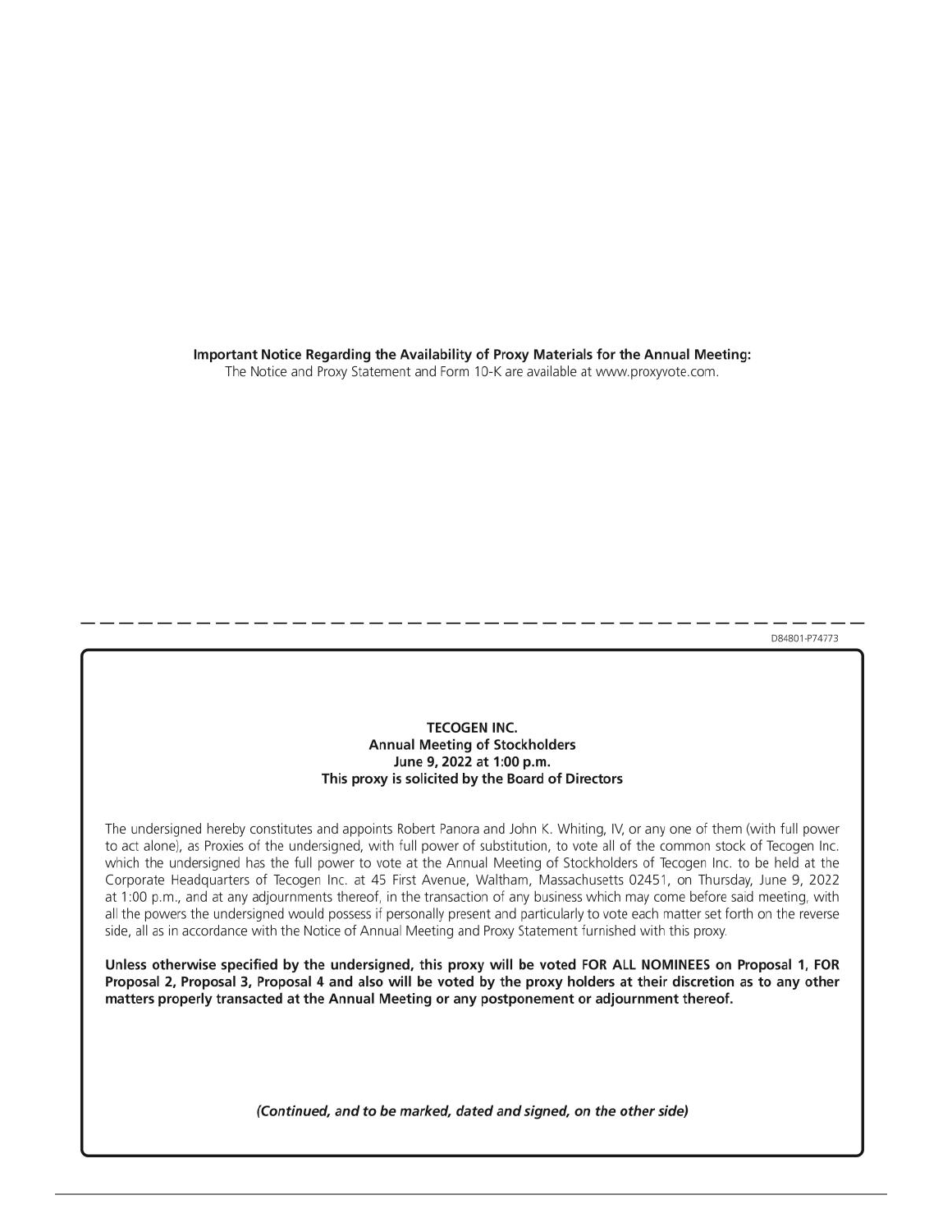**Important Notice Regarding the Availability of Proxy Materials for the Annual Meeting:**
The Notice and Proxy Statement and Form 10-K are available at www.proxyvote.com.

D84801-P74773

**TECOGEN INC.**
**Annual Meeting of Stockholders**
**June 9, 2022 at 1:00 p.m.**
**This proxy is solicited by the Board of Directors**

The undersigned hereby constitutes and appoints Robert Panora and John K. Whiting, IV, or any one of them (with full power to act alone), as Proxies of the undersigned, with full power of substitution, to vote all of the common stock of Tecogen Inc. which the undersigned has the full power to vote at the Annual Meeting of Stockholders of Tecogen Inc. to be held at the Corporate Headquarters of Tecogen Inc. at 45 First Avenue, Waltham, Massachusetts 02451, on Thursday, June 9, 2022 at 1:00 p.m., and at any adjournments thereof, in the transaction of any business which may come before said meeting, with all the powers the undersigned would possess if personally present and particularly to vote each matter set forth on the reverse side, all as in accordance with the Notice of Annual Meeting and Proxy Statement furnished with this proxy.

**Unless otherwise specified by the undersigned, this proxy will be voted FOR ALL NOMINEES on Proposal 1, FOR Proposal 2, Proposal 3, Proposal 4 and also will be voted by the proxy holders at their discretion as to any other matters properly transacted at the Annual Meeting or any postponement or adjournment thereof.**

***(Continued, and to be marked, dated and signed, on the other side)***